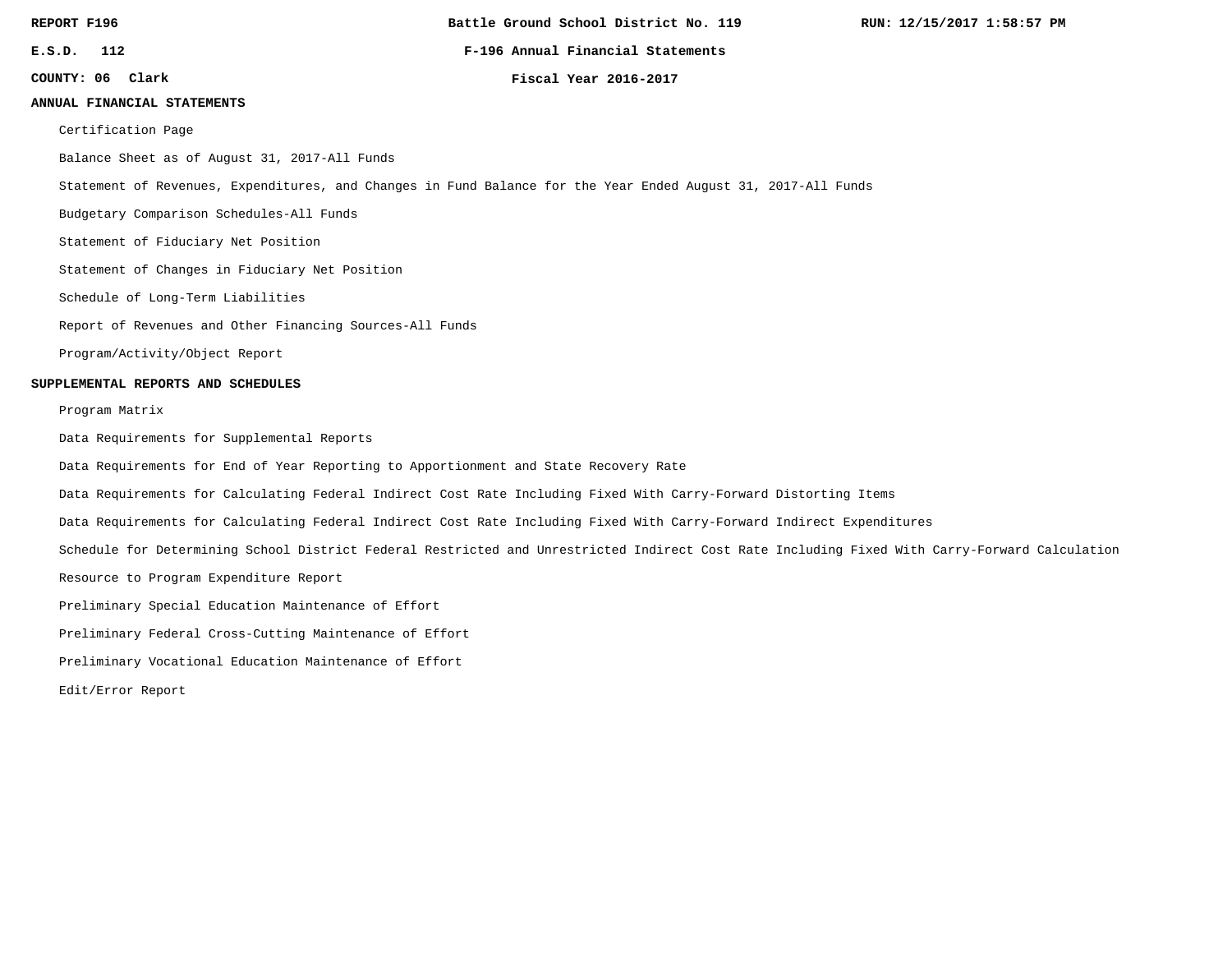REPORT F196 | Battle Ground School District No. 119 | RUN: 12/15/2017 1:58:57 PM

E.S.D. 112 | F-196 Annual Financial Statements

COUNTY: 06 Clark | Fiscal Year 2016-2017

**ANNUAL FINANCIAL STATEMENTS**

- Certification Page
- Balance Sheet as of August 31, 2017-All Funds
- Statement of Revenues, Expenditures, and Changes in Fund Balance for the Year Ended August 31, 2017-All Funds
- Budgetary Comparison Schedules-All Funds
- Statement of Fiduciary Net Position
- Statement of Changes in Fiduciary Net Position
- Schedule of Long-Term Liabilities
- Report of Revenues and Other Financing Sources-All Funds
- Program/Activity/Object Report

**SUPPLEMENTAL REPORTS AND SCHEDULES**

- Program Matrix
- Data Requirements for Supplemental Reports
- Data Requirements for End of Year Reporting to Apportionment and State Recovery Rate
- Data Requirements for Calculating Federal Indirect Cost Rate Including Fixed With Carry-Forward Distorting Items
- Data Requirements for Calculating Federal Indirect Cost Rate Including Fixed With Carry-Forward Indirect Expenditures
- Schedule for Determining School District Federal Restricted and Unrestricted Indirect Cost Rate Including Fixed With Carry-Forward Calculation
- Resource to Program Expenditure Report
- Preliminary Special Education Maintenance of Effort
- Preliminary Federal Cross-Cutting Maintenance of Effort
- Preliminary Vocational Education Maintenance of Effort
- Edit/Error Report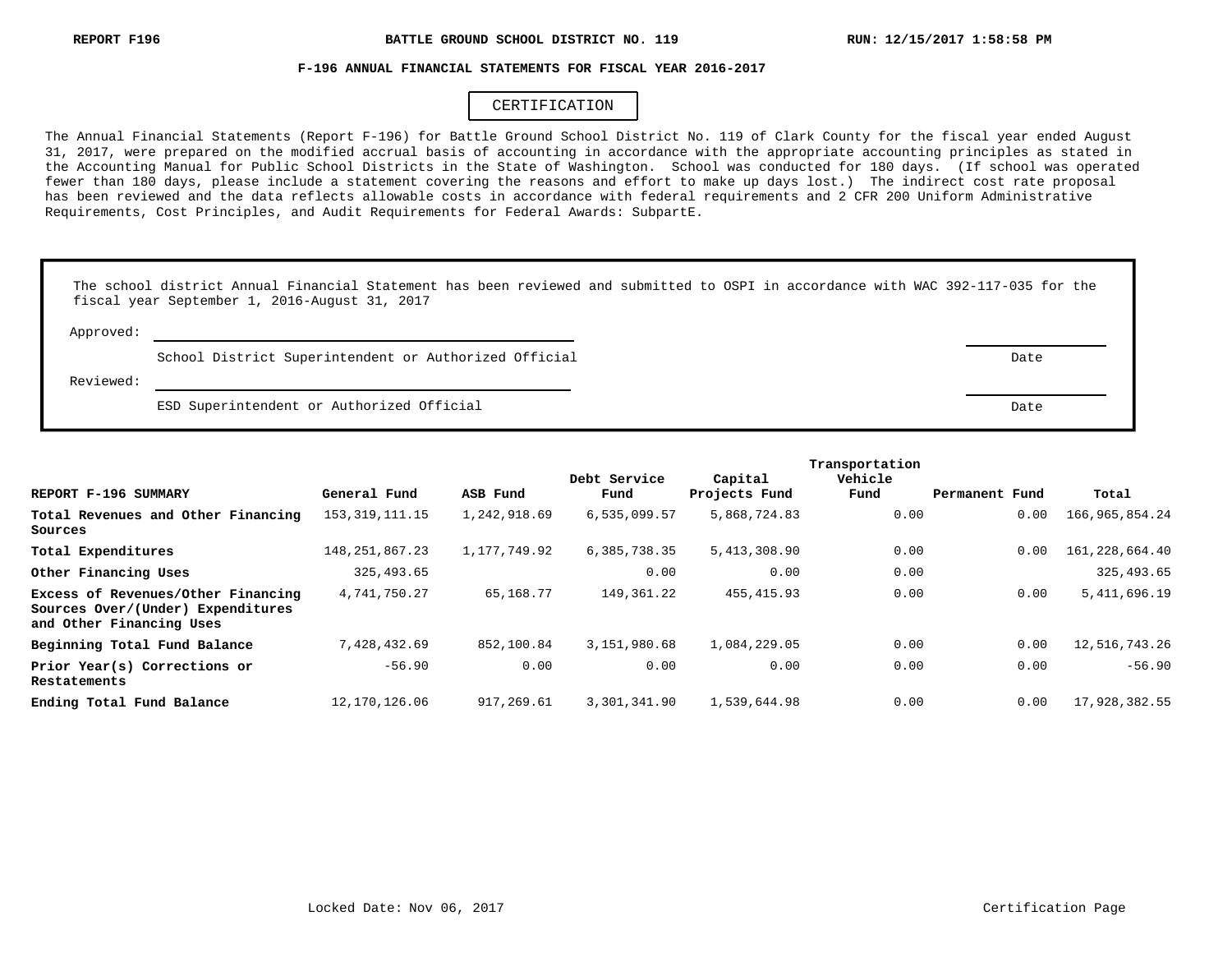REPORT F196 BATTLE GROUND SCHOOL DISTRICT NO. 119 RUN: 12/15/2017 1:58:58 PM

## F-196 ANNUAL FINANCIAL STATEMENTS FOR FISCAL YEAR 2016-2017

### CERTIFICATION

The Annual Financial Statements (Report F-196) for Battle Ground School District No. 119 of Clark County for the fiscal year ended August 31, 2017, were prepared on the modified accrual basis of accounting in accordance with the appropriate accounting principles as stated in the Accounting Manual for Public School Districts in the State of Washington. School was conducted for 180 days. (If school was operated fewer than 180 days, please include a statement covering the reasons and effort to make up days lost.) The indirect cost rate proposal has been reviewed and the data reflects allowable costs in accordance with federal requirements and 2 CFR 200 Uniform Administrative Requirements, Cost Principles, and Audit Requirements for Federal Awards: SubpartE.

The school district Annual Financial Statement has been reviewed and submitted to OSPI in accordance with WAC 392-117-035 for the fiscal year September 1, 2016-August 31, 2017

Approved: ______________________________ ____________

School District Superintendent or Authorized Official — Date

Reviewed: ______________________________ ____________

ESD Superintendent or Authorized Official — Date

| REPORT F-196 SUMMARY | General Fund | ASB Fund | Debt Service Fund | Capital Projects Fund | Transportation Vehicle Fund | Permanent Fund | Total |
|---|---|---|---|---|---|---|---|
| **Total Revenues and Other Financing Sources** | 153,319,111.15 | 1,242,918.69 | 6,535,099.57 | 5,868,724.83 | 0.00 | 0.00 | 166,965,854.24 |
| **Total Expenditures** | 148,251,867.23 | 1,177,749.92 | 6,385,738.35 | 5,413,308.90 | 0.00 | 0.00 | 161,228,664.40 |
| **Other Financing Uses** | 325,493.65 | | 0.00 | 0.00 | 0.00 | | 325,493.65 |
| **Excess of Revenues/Other Financing Sources Over/(Under) Expenditures and Other Financing Uses** | 4,741,750.27 | 65,168.77 | 149,361.22 | 455,415.93 | 0.00 | 0.00 | 5,411,696.19 |
| **Beginning Total Fund Balance** | 7,428,432.69 | 852,100.84 | 3,151,980.68 | 1,084,229.05 | 0.00 | 0.00 | 12,516,743.26 |
| **Prior Year(s) Corrections or Restatements** | -56.90 | 0.00 | 0.00 | 0.00 | 0.00 | 0.00 | -56.90 |
| **Ending Total Fund Balance** | 12,170,126.06 | 917,269.61 | 3,301,341.90 | 1,539,644.98 | 0.00 | 0.00 | 17,928,382.55 |

Locked Date: Nov 06, 2017 Certification Page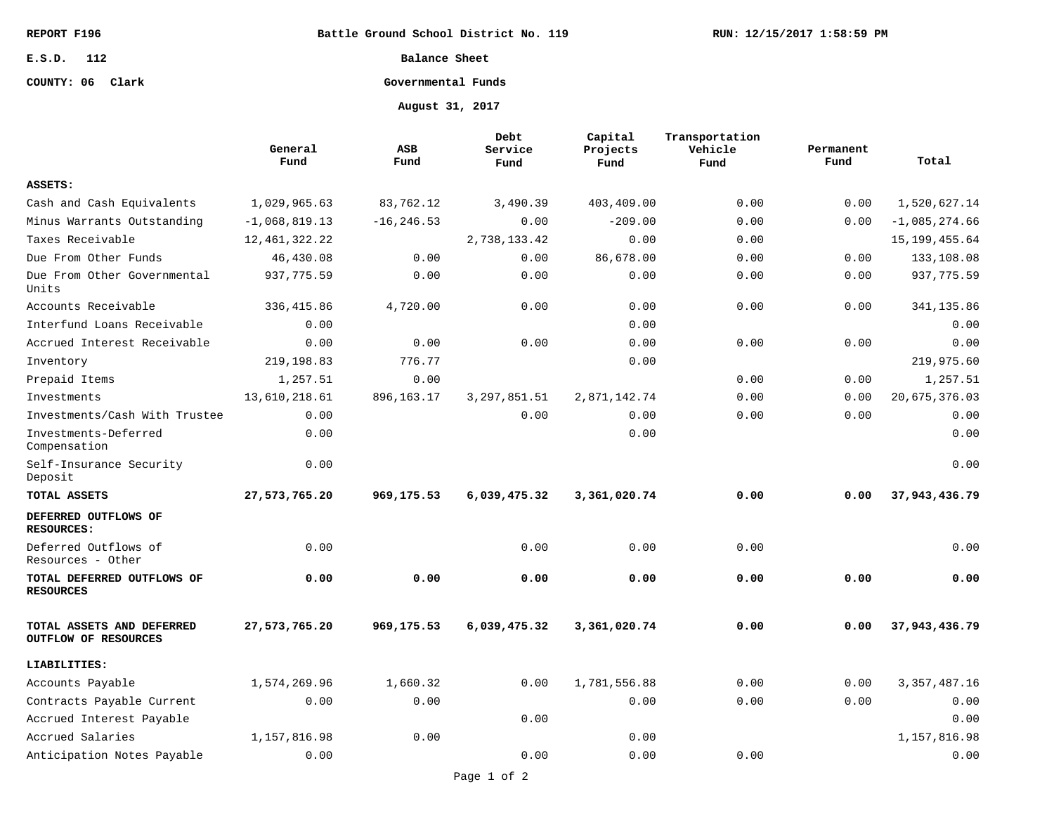REPORT F196 | Battle Ground School District No. 119 | RUN: 12/15/2017 1:58:59 PM

E.S.D. 112

COUNTY: 06 Clark

# Balance Sheet

## Governmental Funds

## August 31, 2017

| | General Fund | ASB Fund | Debt Service Fund | Capital Projects Fund | Transportation Vehicle Fund | Permanent Fund | Total |
|---|---|---|---|---|---|---|---|
| **ASSETS:** | | | | | | | |
| Cash and Cash Equivalents | 1,029,965.63 | 83,762.12 | 3,490.39 | 403,409.00 | 0.00 | 0.00 | 1,520,627.14 |
| Minus Warrants Outstanding | -1,068,819.13 | -16,246.53 | 0.00 | -209.00 | 0.00 | 0.00 | -1,085,274.66 |
| Taxes Receivable | 12,461,322.22 | | 2,738,133.42 | 0.00 | 0.00 | | 15,199,455.64 |
| Due From Other Funds | 46,430.08 | 0.00 | 0.00 | 86,678.00 | 0.00 | 0.00 | 133,108.08 |
| Due From Other Governmental Units | 937,775.59 | 0.00 | 0.00 | 0.00 | 0.00 | 0.00 | 937,775.59 |
| Accounts Receivable | 336,415.86 | 4,720.00 | 0.00 | 0.00 | 0.00 | 0.00 | 341,135.86 |
| Interfund Loans Receivable | 0.00 | | | 0.00 | | | 0.00 |
| Accrued Interest Receivable | 0.00 | 0.00 | 0.00 | 0.00 | 0.00 | 0.00 | 0.00 |
| Inventory | 219,198.83 | 776.77 | | 0.00 | | | 219,975.60 |
| Prepaid Items | 1,257.51 | 0.00 | | | 0.00 | 0.00 | 1,257.51 |
| Investments | 13,610,218.61 | 896,163.17 | 3,297,851.51 | 2,871,142.74 | 0.00 | 0.00 | 20,675,376.03 |
| Investments/Cash With Trustee | 0.00 | | 0.00 | 0.00 | 0.00 | 0.00 | 0.00 |
| Investments-Deferred Compensation | 0.00 | | | 0.00 | | | 0.00 |
| Self-Insurance Security Deposit | 0.00 | | | | | | 0.00 |
| **TOTAL ASSETS** | **27,573,765.20** | **969,175.53** | **6,039,475.32** | **3,361,020.74** | **0.00** | **0.00** | **37,943,436.79** |
| **DEFERRED OUTFLOWS OF RESOURCES:** | | | | | | | |
| Deferred Outflows of Resources - Other | 0.00 | | 0.00 | 0.00 | 0.00 | | 0.00 |
| **TOTAL DEFERRED OUTFLOWS OF RESOURCES** | **0.00** | **0.00** | **0.00** | **0.00** | **0.00** | **0.00** | **0.00** |
| **TOTAL ASSETS AND DEFERRED OUTFLOW OF RESOURCES** | **27,573,765.20** | **969,175.53** | **6,039,475.32** | **3,361,020.74** | **0.00** | **0.00** | **37,943,436.79** |
| **LIABILITIES:** | | | | | | | |
| Accounts Payable | 1,574,269.96 | 1,660.32 | 0.00 | 1,781,556.88 | 0.00 | 0.00 | 3,357,487.16 |
| Contracts Payable Current | 0.00 | 0.00 | | 0.00 | 0.00 | 0.00 | 0.00 |
| Accrued Interest Payable | | | 0.00 | | | | 0.00 |
| Accrued Salaries | 1,157,816.98 | 0.00 | | 0.00 | | | 1,157,816.98 |
| Anticipation Notes Payable | 0.00 | | 0.00 | 0.00 | 0.00 | | 0.00 |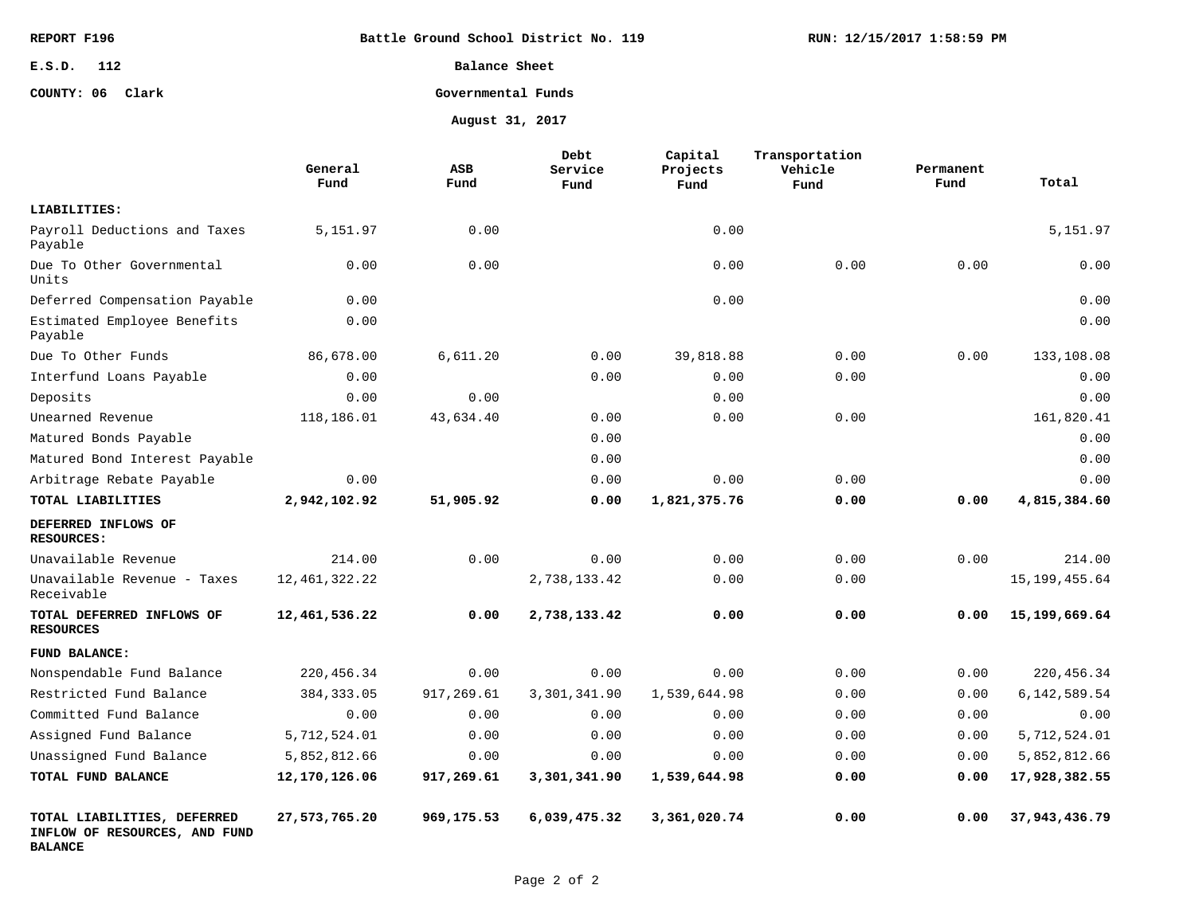REPORT F196 | Battle Ground School District No. 119 | RUN: 12/15/2017 1:58:59 PM

E.S.D. 112

COUNTY: 06 Clark

**Balance Sheet**

**Governmental Funds**

**August 31, 2017**

| | General Fund | ASB Fund | Debt Service Fund | Capital Projects Fund | Transportation Vehicle Fund | Permanent Fund | Total |
|---|---|---|---|---|---|---|---|
| **LIABILITIES:** | | | | | | | |
| Payroll Deductions and Taxes Payable | 5,151.97 | 0.00 | | 0.00 | | | 5,151.97 |
| Due To Other Governmental Units | 0.00 | 0.00 | | 0.00 | 0.00 | 0.00 | 0.00 |
| Deferred Compensation Payable | 0.00 | | | 0.00 | | | 0.00 |
| Estimated Employee Benefits Payable | 0.00 | | | | | | 0.00 |
| Due To Other Funds | 86,678.00 | 6,611.20 | 0.00 | 39,818.88 | 0.00 | 0.00 | 133,108.08 |
| Interfund Loans Payable | 0.00 | | 0.00 | 0.00 | 0.00 | | 0.00 |
| Deposits | 0.00 | 0.00 | | 0.00 | | | 0.00 |
| Unearned Revenue | 118,186.01 | 43,634.40 | 0.00 | 0.00 | 0.00 | | 161,820.41 |
| Matured Bonds Payable | | | 0.00 | | | | 0.00 |
| Matured Bond Interest Payable | | | 0.00 | | | | 0.00 |
| Arbitrage Rebate Payable | 0.00 | | 0.00 | 0.00 | 0.00 | | 0.00 |
| **TOTAL LIABILITIES** | **2,942,102.92** | **51,905.92** | **0.00** | **1,821,375.76** | **0.00** | **0.00** | **4,815,384.60** |
| **DEFERRED INFLOWS OF RESOURCES:** | | | | | | | |
| Unavailable Revenue | 214.00 | 0.00 | 0.00 | 0.00 | 0.00 | 0.00 | 214.00 |
| Unavailable Revenue - Taxes Receivable | 12,461,322.22 | | 2,738,133.42 | 0.00 | 0.00 | | 15,199,455.64 |
| **TOTAL DEFERRED INFLOWS OF RESOURCES** | **12,461,536.22** | **0.00** | **2,738,133.42** | **0.00** | **0.00** | **0.00** | **15,199,669.64** |
| **FUND BALANCE:** | | | | | | | |
| Nonspendable Fund Balance | 220,456.34 | 0.00 | 0.00 | 0.00 | 0.00 | 0.00 | 220,456.34 |
| Restricted Fund Balance | 384,333.05 | 917,269.61 | 3,301,341.90 | 1,539,644.98 | 0.00 | 0.00 | 6,142,589.54 |
| Committed Fund Balance | 0.00 | 0.00 | 0.00 | 0.00 | 0.00 | 0.00 | 0.00 |
| Assigned Fund Balance | 5,712,524.01 | 0.00 | 0.00 | 0.00 | 0.00 | 0.00 | 5,712,524.01 |
| Unassigned Fund Balance | 5,852,812.66 | 0.00 | 0.00 | 0.00 | 0.00 | 0.00 | 5,852,812.66 |
| **TOTAL FUND BALANCE** | **12,170,126.06** | **917,269.61** | **3,301,341.90** | **1,539,644.98** | **0.00** | **0.00** | **17,928,382.55** |
| **TOTAL LIABILITIES, DEFERRED INFLOW OF RESOURCES, AND FUND BALANCE** | **27,573,765.20** | **969,175.53** | **6,039,475.32** | **3,361,020.74** | **0.00** | **0.00** | **37,943,436.79** |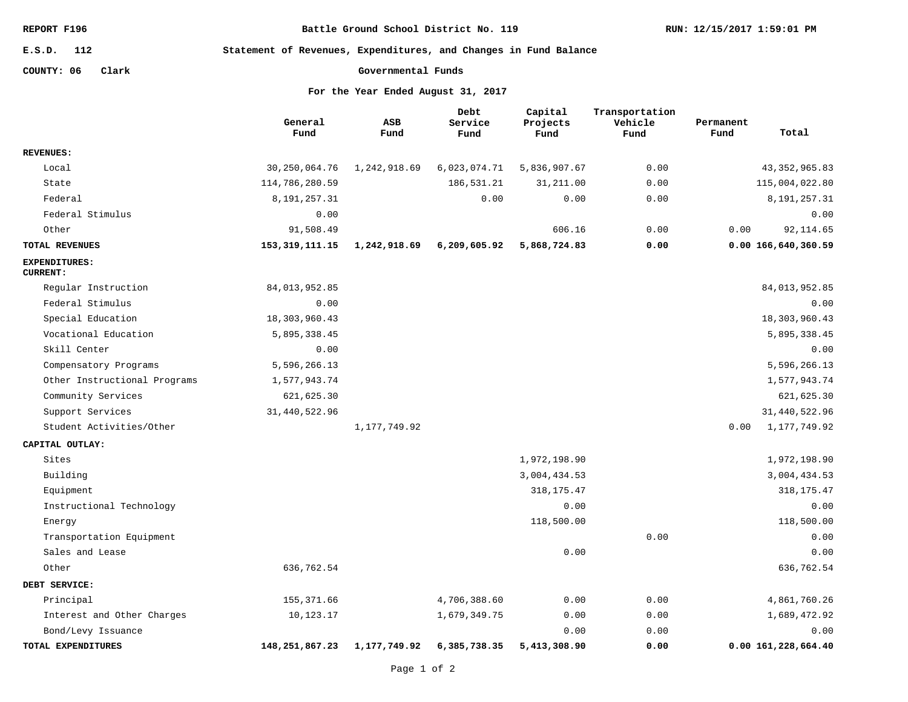REPORT F196 | Battle Ground School District No. 119 | RUN: 12/15/2017 1:59:01 PM

E.S.D. 112

COUNTY: 06 Clark

## Statement of Revenues, Expenditures, and Changes in Fund Balance

### Governmental Funds

### For the Year Ended August 31, 2017

| | General Fund | ASB Fund | Debt Service Fund | Capital Projects Fund | Transportation Vehicle Fund | Permanent Fund | Total |
|---|---|---|---|---|---|---|---|
| **REVENUES:** | | | | | | | |
| Local | 30,250,064.76 | 1,242,918.69 | 6,023,074.71 | 5,836,907.67 | 0.00 | | 43,352,965.83 |
| State | 114,786,280.59 | | 186,531.21 | 31,211.00 | 0.00 | | 115,004,022.80 |
| Federal | 8,191,257.31 | | 0.00 | 0.00 | 0.00 | | 8,191,257.31 |
| Federal Stimulus | 0.00 | | | | | | 0.00 |
| Other | 91,508.49 | | | 606.16 | 0.00 | 0.00 | 92,114.65 |
| **TOTAL REVENUES** | **153,319,111.15** | **1,242,918.69** | **6,209,605.92** | **5,868,724.83** | **0.00** | **0.00** | **166,640,360.59** |
| **EXPENDITURES:** | | | | | | | |
| **CURRENT:** | | | | | | | |
| Regular Instruction | 84,013,952.85 | | | | | | 84,013,952.85 |
| Federal Stimulus | 0.00 | | | | | | 0.00 |
| Special Education | 18,303,960.43 | | | | | | 18,303,960.43 |
| Vocational Education | 5,895,338.45 | | | | | | 5,895,338.45 |
| Skill Center | 0.00 | | | | | | 0.00 |
| Compensatory Programs | 5,596,266.13 | | | | | | 5,596,266.13 |
| Other Instructional Programs | 1,577,943.74 | | | | | | 1,577,943.74 |
| Community Services | 621,625.30 | | | | | | 621,625.30 |
| Support Services | 31,440,522.96 | | | | | | 31,440,522.96 |
| Student Activities/Other | | 1,177,749.92 | | | | 0.00 | 1,177,749.92 |
| **CAPITAL OUTLAY:** | | | | | | | |
| Sites | | | | 1,972,198.90 | | | 1,972,198.90 |
| Building | | | | 3,004,434.53 | | | 3,004,434.53 |
| Equipment | | | | 318,175.47 | | | 318,175.47 |
| Instructional Technology | | | | 0.00 | | | 0.00 |
| Energy | | | | 118,500.00 | | | 118,500.00 |
| Transportation Equipment | | | | | 0.00 | | 0.00 |
| Sales and Lease | | | | 0.00 | | | 0.00 |
| Other | 636,762.54 | | | | | | 636,762.54 |
| **DEBT SERVICE:** | | | | | | | |
| Principal | 155,371.66 | | 4,706,388.60 | 0.00 | 0.00 | | 4,861,760.26 |
| Interest and Other Charges | 10,123.17 | | 1,679,349.75 | 0.00 | 0.00 | | 1,689,472.92 |
| Bond/Levy Issuance | | | | 0.00 | 0.00 | | 0.00 |
| **TOTAL EXPENDITURES** | **148,251,867.23** | **1,177,749.92** | **6,385,738.35** | **5,413,308.90** | **0.00** | **0.00** | **161,228,664.40** |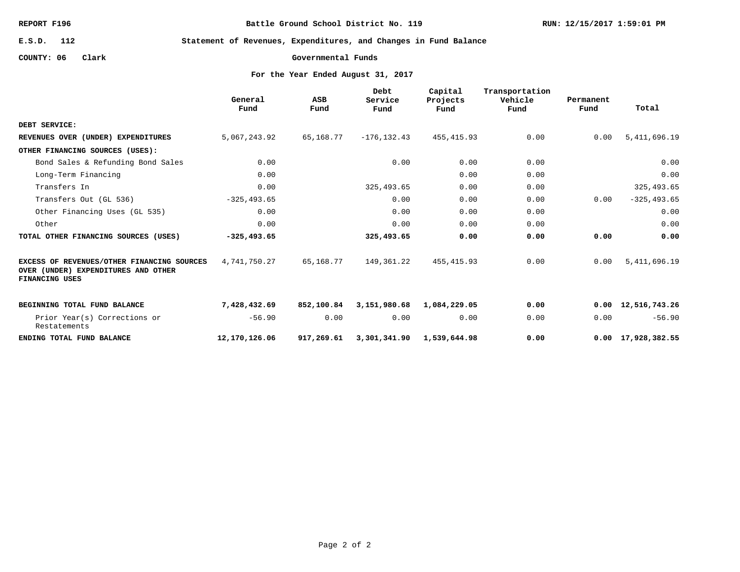REPORT F196 — Battle Ground School District No. 119 — RUN: 12/15/2017 1:59:01 PM

E.S.D. 112

COUNTY: 06 Clark

# Statement of Revenues, Expenditures, and Changes in Fund Balance

## Governmental Funds

### For the Year Ended August 31, 2017

| | General Fund | ASB Fund | Debt Service Fund | Capital Projects Fund | Transportation Vehicle Fund | Permanent Fund | Total |
|---|---|---|---|---|---|---|---|
| **DEBT SERVICE:** | | | | | | | |
| **REVENUES OVER (UNDER) EXPENDITURES** | 5,067,243.92 | 65,168.77 | -176,132.43 | 455,415.93 | 0.00 | 0.00 | 5,411,696.19 |
| **OTHER FINANCING SOURCES (USES):** | | | | | | | |
| Bond Sales & Refunding Bond Sales | 0.00 | | 0.00 | 0.00 | 0.00 | | 0.00 |
| Long-Term Financing | 0.00 | | | 0.00 | 0.00 | | 0.00 |
| Transfers In | 0.00 | | 325,493.65 | 0.00 | 0.00 | | 325,493.65 |
| Transfers Out (GL 536) | -325,493.65 | | 0.00 | 0.00 | 0.00 | 0.00 | -325,493.65 |
| Other Financing Uses (GL 535) | 0.00 | | 0.00 | 0.00 | 0.00 | | 0.00 |
| Other | 0.00 | | 0.00 | 0.00 | 0.00 | | 0.00 |
| **TOTAL OTHER FINANCING SOURCES (USES)** | **-325,493.65** | | **325,493.65** | **0.00** | **0.00** | **0.00** | **0.00** |
| **EXCESS OF REVENUES/OTHER FINANCING SOURCES OVER (UNDER) EXPENDITURES AND OTHER FINANCING USES** | 4,741,750.27 | 65,168.77 | 149,361.22 | 455,415.93 | 0.00 | 0.00 | 5,411,696.19 |
| **BEGINNING TOTAL FUND BALANCE** | **7,428,432.69** | **852,100.84** | **3,151,980.68** | **1,084,229.05** | **0.00** | **0.00** | **12,516,743.26** |
| Prior Year(s) Corrections or Restatements | -56.90 | 0.00 | 0.00 | 0.00 | 0.00 | 0.00 | -56.90 |
| **ENDING TOTAL FUND BALANCE** | **12,170,126.06** | **917,269.61** | **3,301,341.90** | **1,539,644.98** | **0.00** | **0.00** | **17,928,382.55** |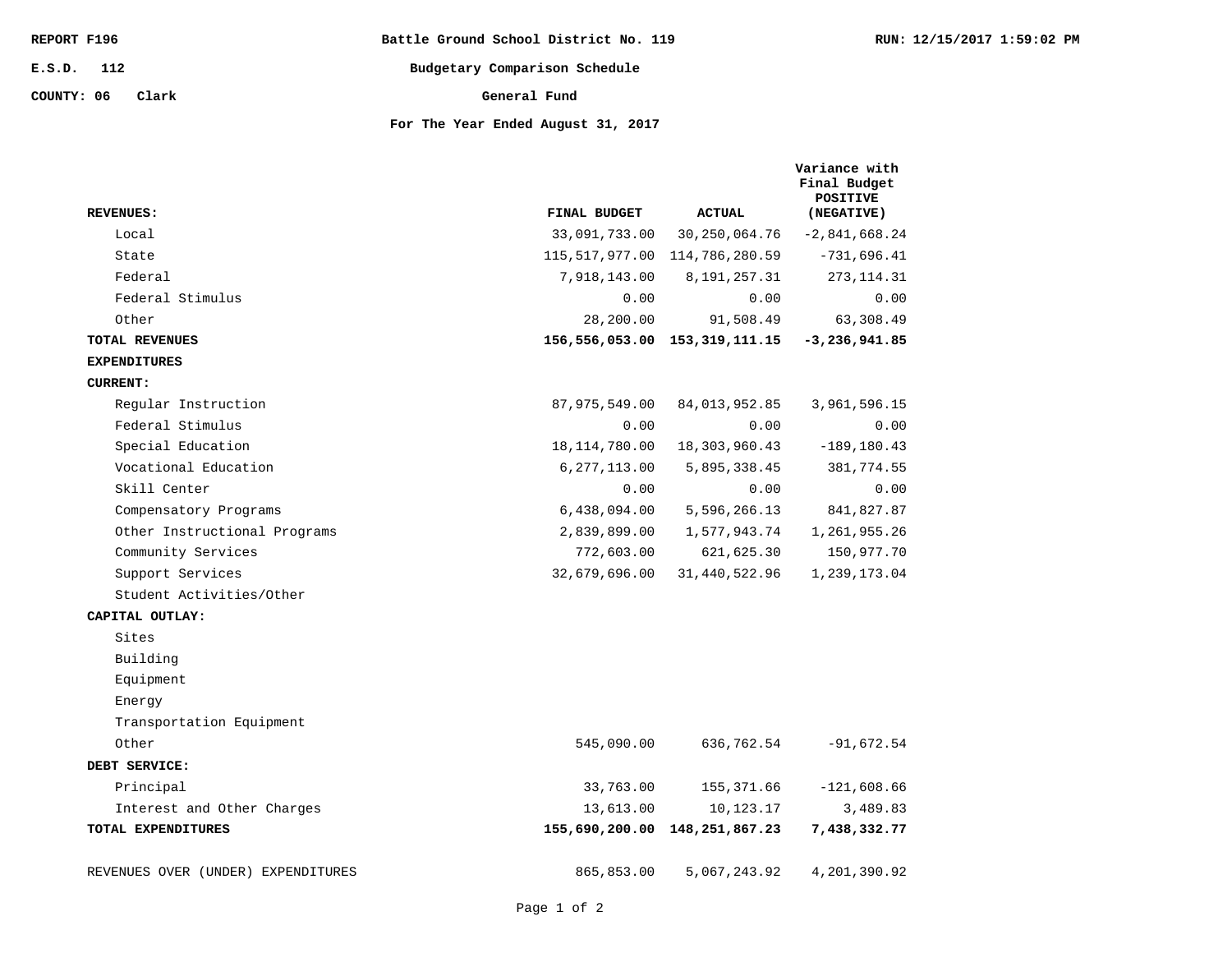REPORT F196 | Battle Ground School District No. 119 | RUN: 12/15/2017 1:59:02 PM

E.S.D. 112 | Budgetary Comparison Schedule

COUNTY: 06 Clark | General Fund

**For The Year Ended August 31, 2017**

| REVENUES: | FINAL BUDGET | ACTUAL | Variance with Final Budget POSITIVE (NEGATIVE) |
|---|---|---|---|
| Local | 33,091,733.00 | 30,250,064.76 | -2,841,668.24 |
| State | 115,517,977.00 | 114,786,280.59 | -731,696.41 |
| Federal | 7,918,143.00 | 8,191,257.31 | 273,114.31 |
| Federal Stimulus | 0.00 | 0.00 | 0.00 |
| Other | 28,200.00 | 91,508.49 | 63,308.49 |
| **TOTAL REVENUES** | **156,556,053.00** | **153,319,111.15** | **-3,236,941.85** |
| **EXPENDITURES** | | | |
| **CURRENT:** | | | |
| Regular Instruction | 87,975,549.00 | 84,013,952.85 | 3,961,596.15 |
| Federal Stimulus | 0.00 | 0.00 | 0.00 |
| Special Education | 18,114,780.00 | 18,303,960.43 | -189,180.43 |
| Vocational Education | 6,277,113.00 | 5,895,338.45 | 381,774.55 |
| Skill Center | 0.00 | 0.00 | 0.00 |
| Compensatory Programs | 6,438,094.00 | 5,596,266.13 | 841,827.87 |
| Other Instructional Programs | 2,839,899.00 | 1,577,943.74 | 1,261,955.26 |
| Community Services | 772,603.00 | 621,625.30 | 150,977.70 |
| Support Services | 32,679,696.00 | 31,440,522.96 | 1,239,173.04 |
| Student Activities/Other | | | |
| **CAPITAL OUTLAY:** | | | |
| Sites | | | |
| Building | | | |
| Equipment | | | |
| Energy | | | |
| Transportation Equipment | | | |
| Other | 545,090.00 | 636,762.54 | -91,672.54 |
| **DEBT SERVICE:** | | | |
| Principal | 33,763.00 | 155,371.66 | -121,608.66 |
| Interest and Other Charges | 13,613.00 | 10,123.17 | 3,489.83 |
| **TOTAL EXPENDITURES** | **155,690,200.00** | **148,251,867.23** | **7,438,332.77** |
| REVENUES OVER (UNDER) EXPENDITURES | 865,853.00 | 5,067,243.92 | 4,201,390.92 |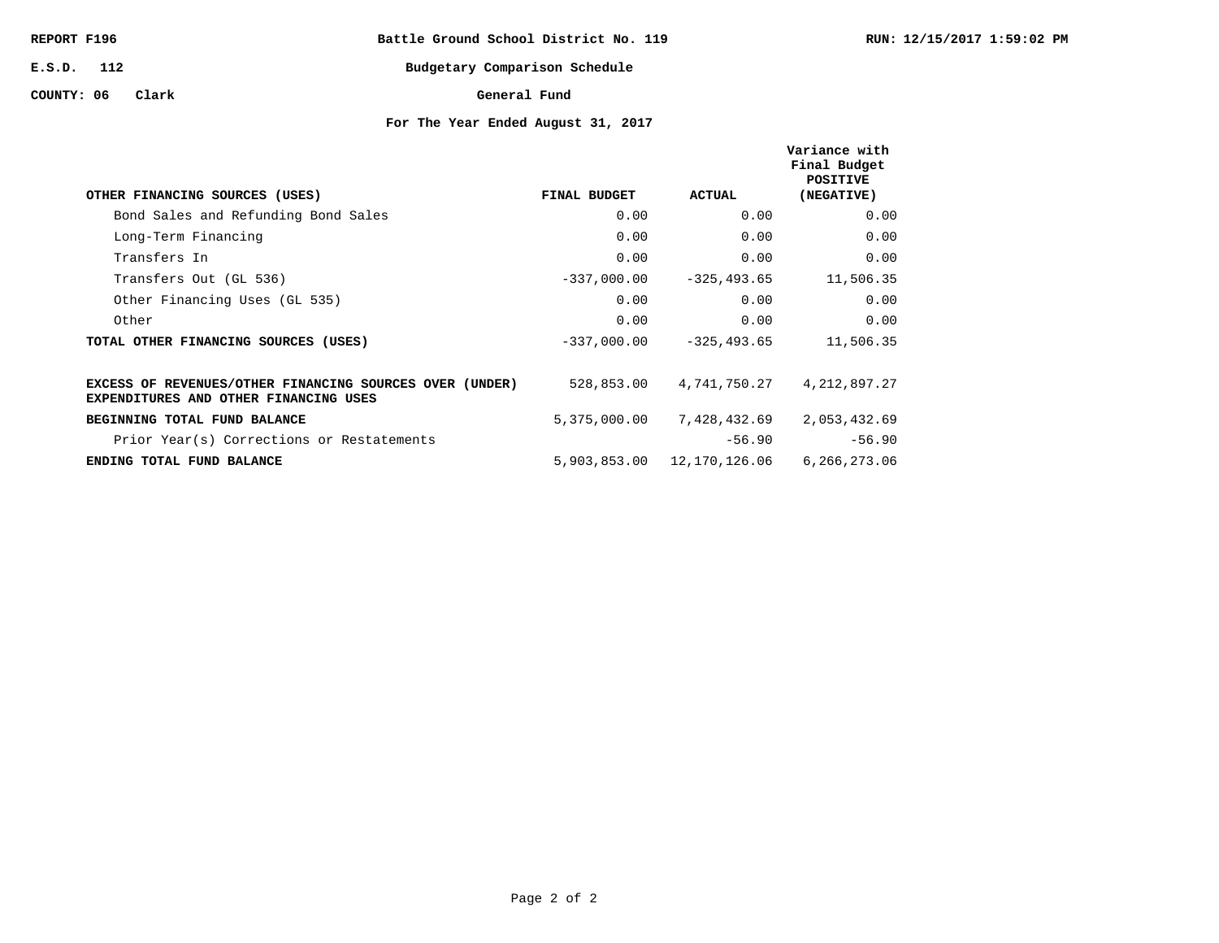REPORT F196 | Battle Ground School District No. 119 | RUN: 12/15/2017 1:59:02 PM

E.S.D. 112

COUNTY: 06 Clark

**Budgetary Comparison Schedule**

**General Fund**

**For The Year Ended August 31, 2017**

| OTHER FINANCING SOURCES (USES) | FINAL BUDGET | ACTUAL | Variance with Final Budget POSITIVE (NEGATIVE) |
|---|---|---|---|
| Bond Sales and Refunding Bond Sales | 0.00 | 0.00 | 0.00 |
| Long-Term Financing | 0.00 | 0.00 | 0.00 |
| Transfers In | 0.00 | 0.00 | 0.00 |
| Transfers Out (GL 536) | -337,000.00 | -325,493.65 | 11,506.35 |
| Other Financing Uses (GL 535) | 0.00 | 0.00 | 0.00 |
| Other | 0.00 | 0.00 | 0.00 |
| **TOTAL OTHER FINANCING SOURCES (USES)** | -337,000.00 | -325,493.65 | 11,506.35 |
| **EXCESS OF REVENUES/OTHER FINANCING SOURCES OVER (UNDER) EXPENDITURES AND OTHER FINANCING USES** | 528,853.00 | 4,741,750.27 | 4,212,897.27 |
| **BEGINNING TOTAL FUND BALANCE** | 5,375,000.00 | 7,428,432.69 | 2,053,432.69 |
| Prior Year(s) Corrections or Restatements | | -56.90 | -56.90 |
| **ENDING TOTAL FUND BALANCE** | 5,903,853.00 | 12,170,126.06 | 6,266,273.06 |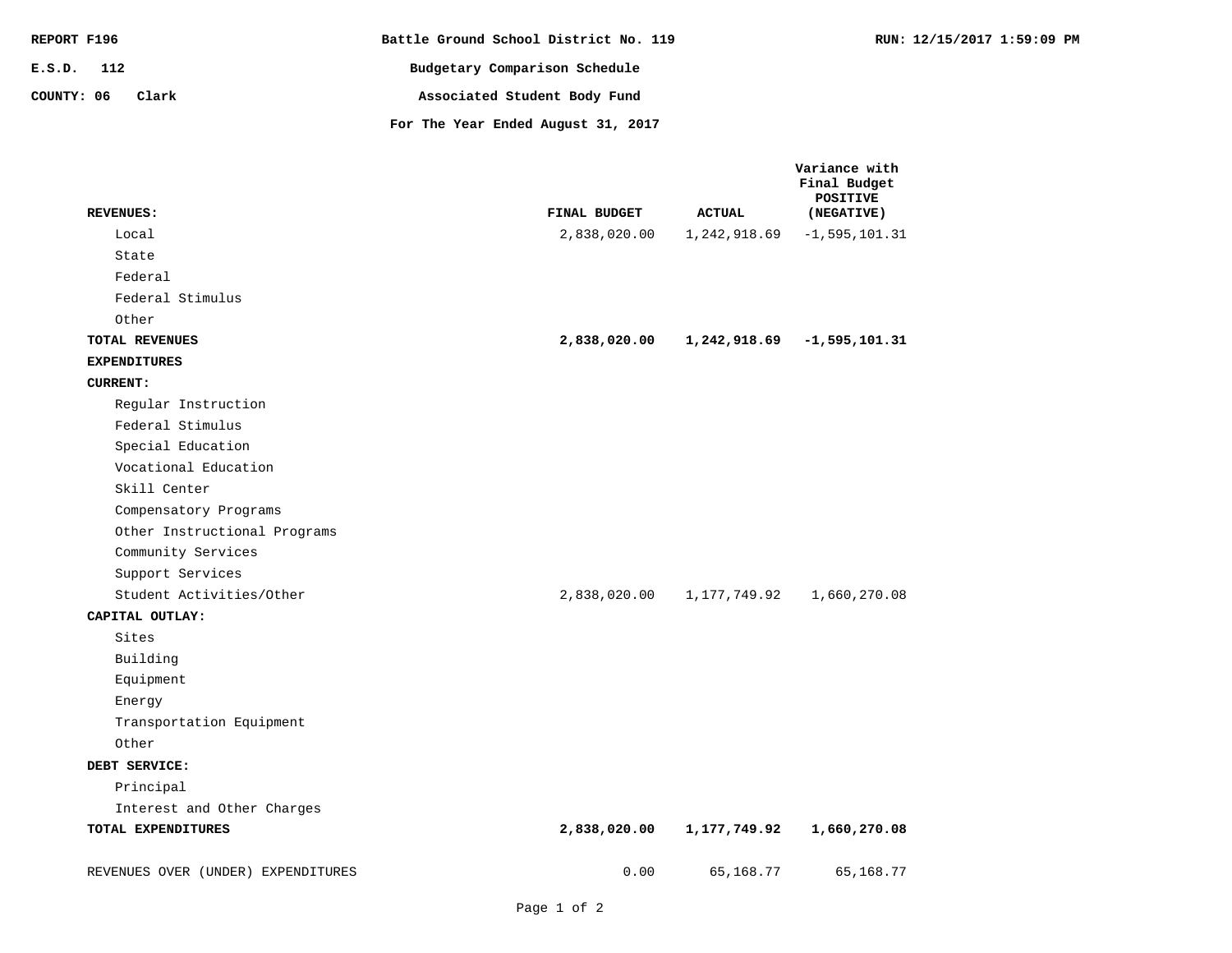REPORT F196 | Battle Ground School District No. 119 | RUN: 12/15/2017 1:59:09 PM

E.S.D. 112

COUNTY: 06 Clark

# Battle Ground School District No. 119

## Budgetary Comparison Schedule

## Associated Student Body Fund

### For The Year Ended August 31, 2017

| | FINAL BUDGET | ACTUAL | Variance with Final Budget POSITIVE (NEGATIVE) |
|---|---|---|---|
| **REVENUES:** | | | |
| Local | 2,838,020.00 | 1,242,918.69 | -1,595,101.31 |
| State | | | |
| Federal | | | |
| Federal Stimulus | | | |
| Other | | | |
| **TOTAL REVENUES** | **2,838,020.00** | **1,242,918.69** | **-1,595,101.31** |
| **EXPENDITURES** | | | |
| **CURRENT:** | | | |
| Regular Instruction | | | |
| Federal Stimulus | | | |
| Special Education | | | |
| Vocational Education | | | |
| Skill Center | | | |
| Compensatory Programs | | | |
| Other Instructional Programs | | | |
| Community Services | | | |
| Support Services | | | |
| Student Activities/Other | 2,838,020.00 | 1,177,749.92 | 1,660,270.08 |
| **CAPITAL OUTLAY:** | | | |
| Sites | | | |
| Building | | | |
| Equipment | | | |
| Energy | | | |
| Transportation Equipment | | | |
| Other | | | |
| **DEBT SERVICE:** | | | |
| Principal | | | |
| Interest and Other Charges | | | |
| **TOTAL EXPENDITURES** | **2,838,020.00** | **1,177,749.92** | **1,660,270.08** |
| REVENUES OVER (UNDER) EXPENDITURES | 0.00 | 65,168.77 | 65,168.77 |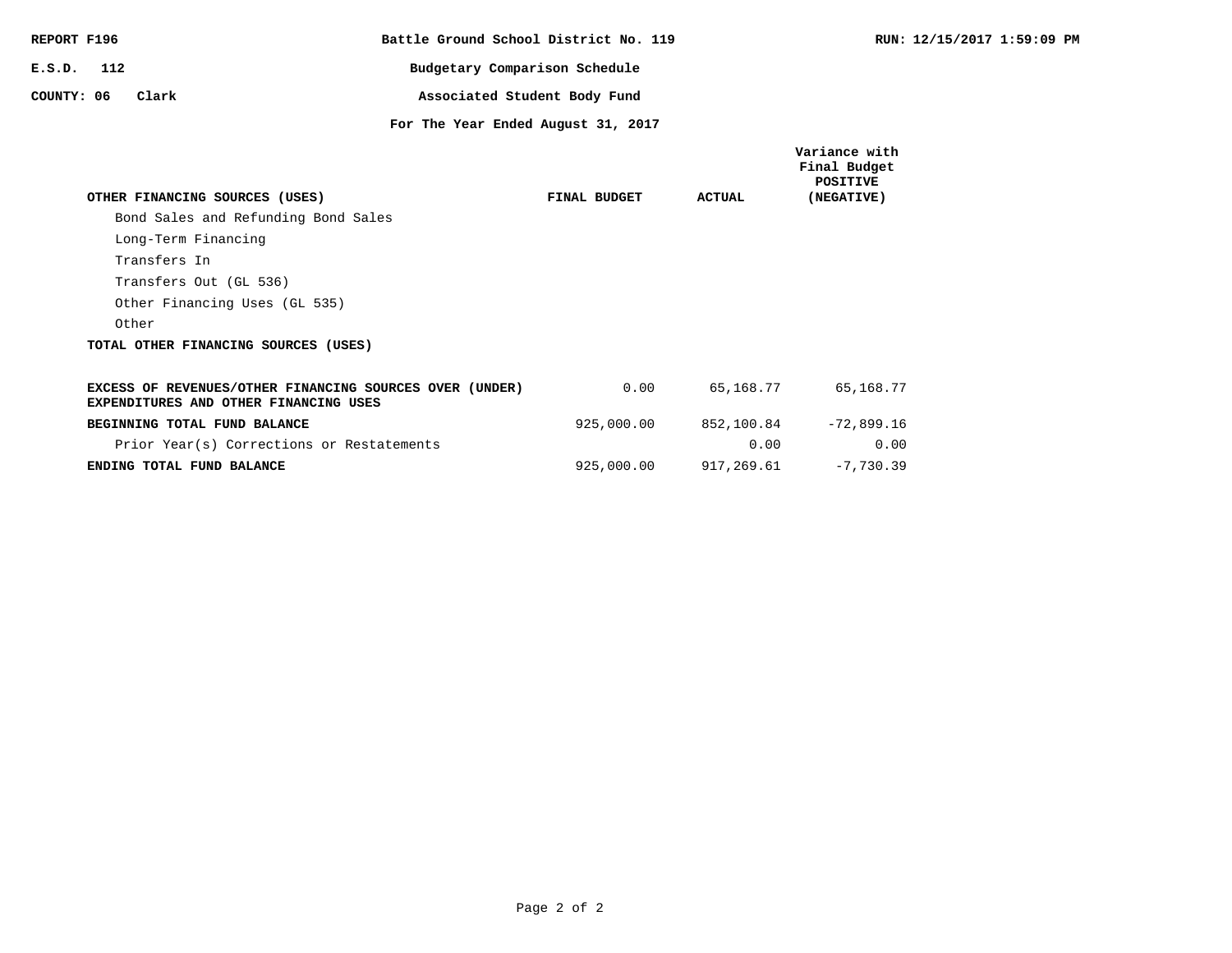REPORT F196

E.S.D. 112

COUNTY: 06 Clark

RUN: 12/15/2017 1:59:09 PM

**Battle Ground School District No. 119**

**Budgetary Comparison Schedule**

**Associated Student Body Fund**

**For The Year Ended August 31, 2017**

| OTHER FINANCING SOURCES (USES) | FINAL BUDGET | ACTUAL | Variance with Final Budget POSITIVE (NEGATIVE) |
|---|---|---|---|
| Bond Sales and Refunding Bond Sales | | | |
| Long-Term Financing | | | |
| Transfers In | | | |
| Transfers Out (GL 536) | | | |
| Other Financing Uses (GL 535) | | | |
| Other | | | |
| **TOTAL OTHER FINANCING SOURCES (USES)** | | | |
| **EXCESS OF REVENUES/OTHER FINANCING SOURCES OVER (UNDER) EXPENDITURES AND OTHER FINANCING USES** | 0.00 | 65,168.77 | 65,168.77 |
| **BEGINNING TOTAL FUND BALANCE** | 925,000.00 | 852,100.84 | -72,899.16 |
| Prior Year(s) Corrections or Restatements | | 0.00 | 0.00 |
| **ENDING TOTAL FUND BALANCE** | 925,000.00 | 917,269.61 | -7,730.39 |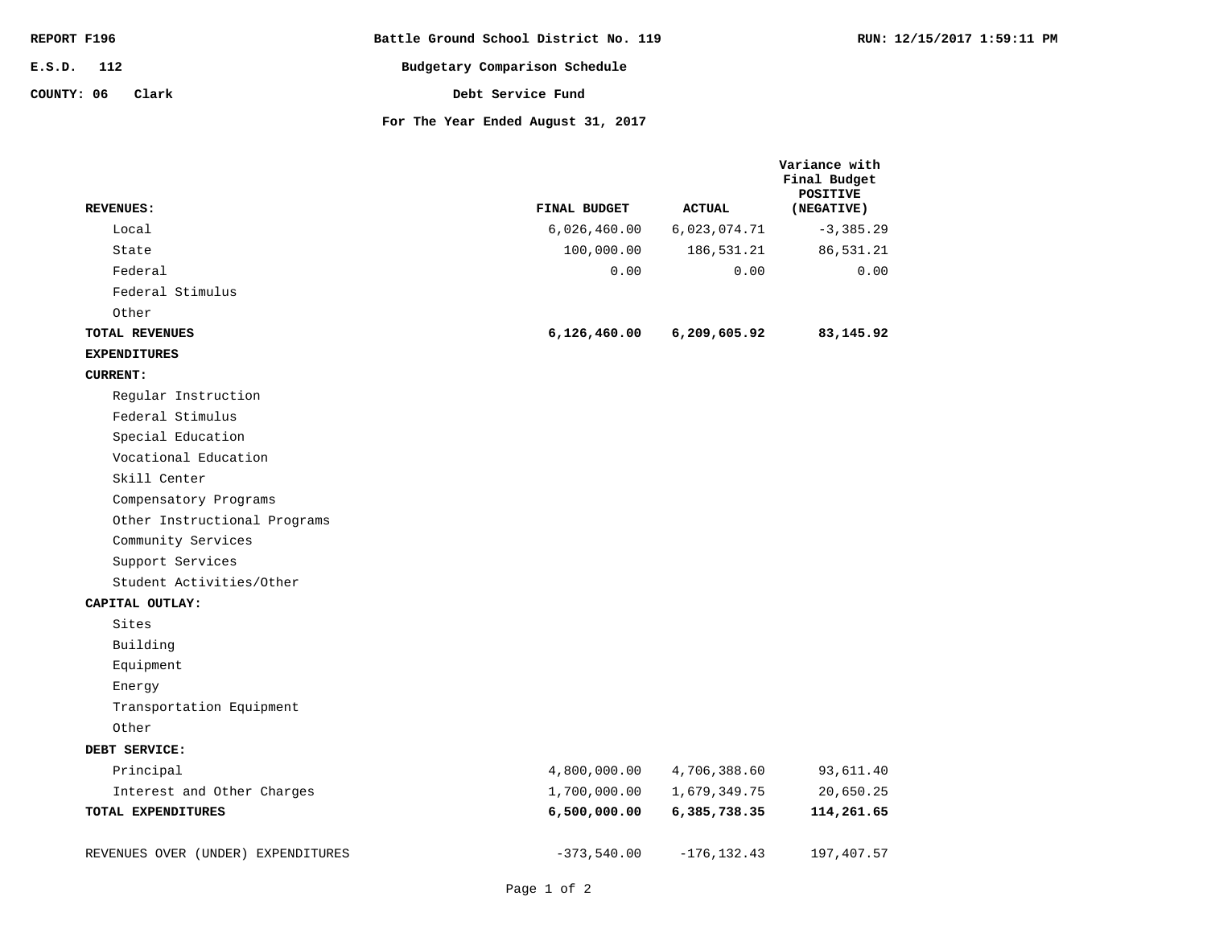REPORT F196 | Battle Ground School District No. 119 | RUN: 12/15/2017 1:59:11 PM

E.S.D. 112

COUNTY: 06 Clark

**Budgetary Comparison Schedule**

**Debt Service Fund**

**For The Year Ended August 31, 2017**

| REVENUES: | FINAL BUDGET | ACTUAL | Variance with Final Budget POSITIVE (NEGATIVE) |
|---|---|---|---|
| Local | 6,026,460.00 | 6,023,074.71 | -3,385.29 |
| State | 100,000.00 | 186,531.21 | 86,531.21 |
| Federal | 0.00 | 0.00 | 0.00 |
| Federal Stimulus | | | |
| Other | | | |
| **TOTAL REVENUES** | **6,126,460.00** | **6,209,605.92** | **83,145.92** |
| **EXPENDITURES** | | | |
| **CURRENT:** | | | |
| Regular Instruction | | | |
| Federal Stimulus | | | |
| Special Education | | | |
| Vocational Education | | | |
| Skill Center | | | |
| Compensatory Programs | | | |
| Other Instructional Programs | | | |
| Community Services | | | |
| Support Services | | | |
| Student Activities/Other | | | |
| **CAPITAL OUTLAY:** | | | |
| Sites | | | |
| Building | | | |
| Equipment | | | |
| Energy | | | |
| Transportation Equipment | | | |
| Other | | | |
| **DEBT SERVICE:** | | | |
| Principal | 4,800,000.00 | 4,706,388.60 | 93,611.40 |
| Interest and Other Charges | 1,700,000.00 | 1,679,349.75 | 20,650.25 |
| **TOTAL EXPENDITURES** | **6,500,000.00** | **6,385,738.35** | **114,261.65** |
| REVENUES OVER (UNDER) EXPENDITURES | -373,540.00 | -176,132.43 | 197,407.57 |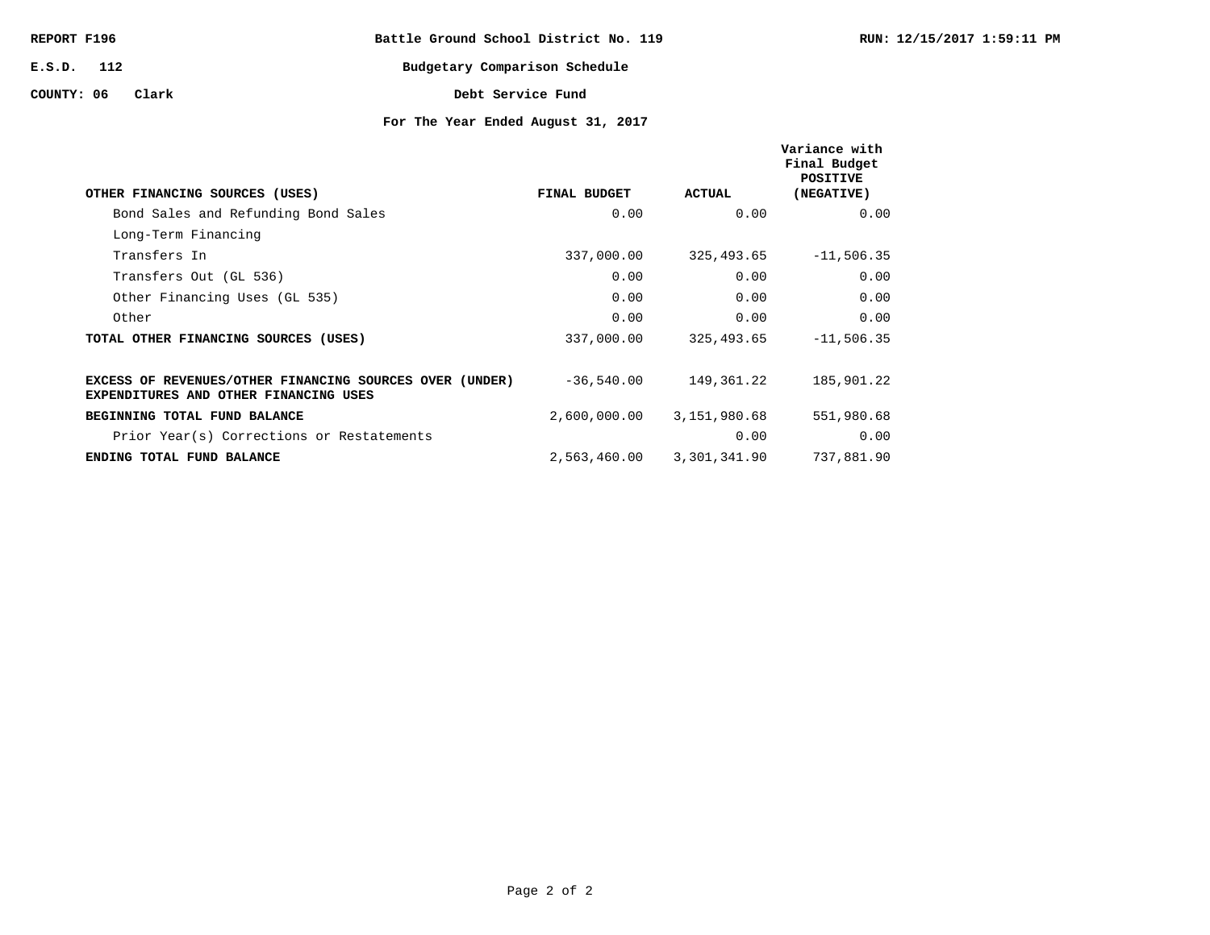REPORT F196

E.S.D. 112

COUNTY: 06 Clark

RUN: 12/15/2017 1:59:11 PM

# Battle Ground School District No. 119

## Budgetary Comparison Schedule

## Debt Service Fund

### For The Year Ended August 31, 2017

| OTHER FINANCING SOURCES (USES) | FINAL BUDGET | ACTUAL | Variance with Final Budget POSITIVE (NEGATIVE) |
|---|---|---|---|
| Bond Sales and Refunding Bond Sales | 0.00 | 0.00 | 0.00 |
| Long-Term Financing | | | |
| Transfers In | 337,000.00 | 325,493.65 | -11,506.35 |
| Transfers Out (GL 536) | 0.00 | 0.00 | 0.00 |
| Other Financing Uses (GL 535) | 0.00 | 0.00 | 0.00 |
| Other | 0.00 | 0.00 | 0.00 |
| **TOTAL OTHER FINANCING SOURCES (USES)** | 337,000.00 | 325,493.65 | -11,506.35 |
| **EXCESS OF REVENUES/OTHER FINANCING SOURCES OVER (UNDER) EXPENDITURES AND OTHER FINANCING USES** | -36,540.00 | 149,361.22 | 185,901.22 |
| **BEGINNING TOTAL FUND BALANCE** | 2,600,000.00 | 3,151,980.68 | 551,980.68 |
| Prior Year(s) Corrections or Restatements | | 0.00 | 0.00 |
| **ENDING TOTAL FUND BALANCE** | 2,563,460.00 | 3,301,341.90 | 737,881.90 |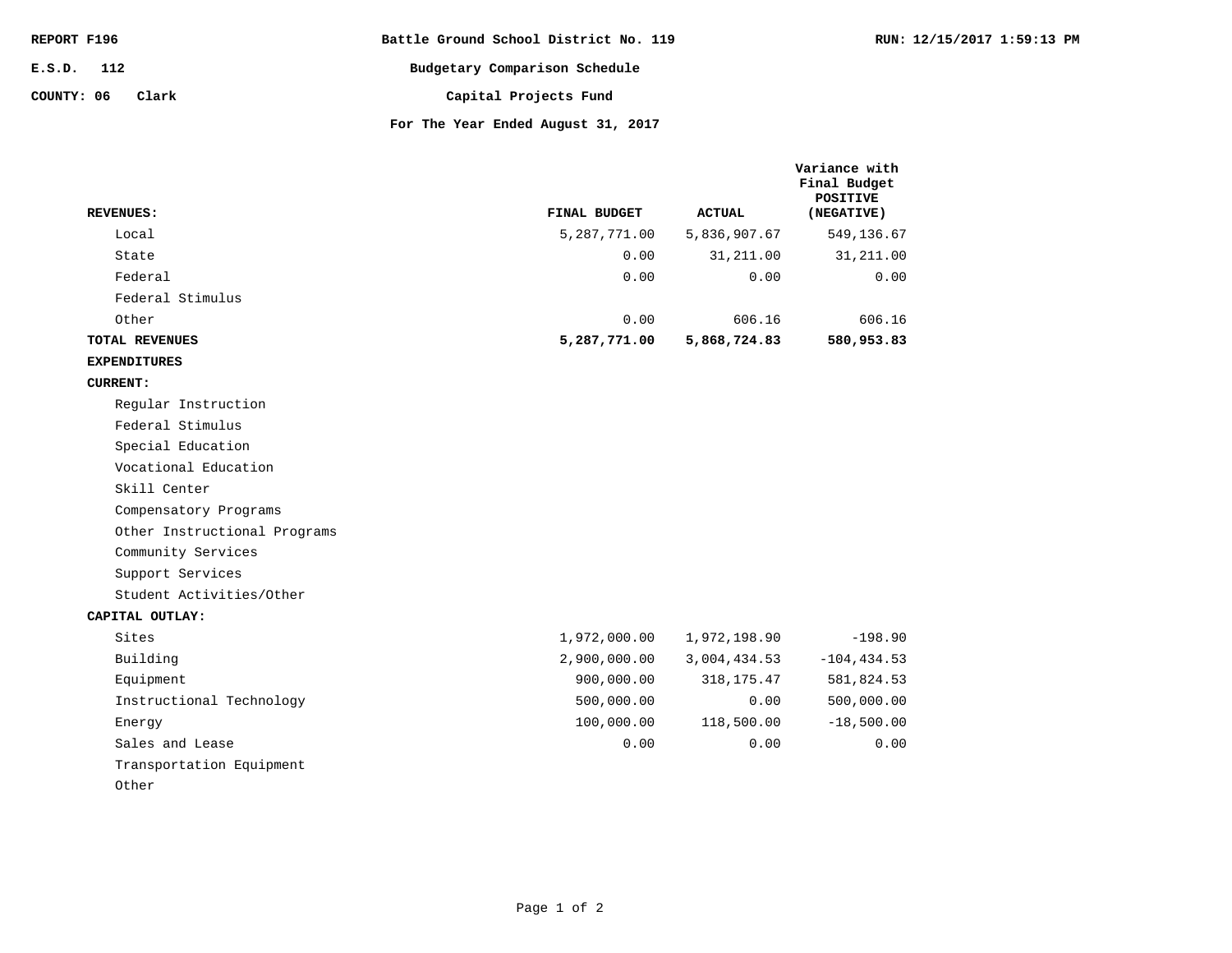REPORT F196 | Battle Ground School District No. 119

E.S.D. 112

COUNTY: 06 Clark

# Budgetary Comparison Schedule

## Capital Projects Fund

### For The Year Ended August 31, 2017

| REVENUES: | FINAL BUDGET | ACTUAL | Variance with Final Budget POSITIVE (NEGATIVE) |
|---|---|---|---|
| Local | 5,287,771.00 | 5,836,907.67 | 549,136.67 |
| State | 0.00 | 31,211.00 | 31,211.00 |
| Federal | 0.00 | 0.00 | 0.00 |
| Federal Stimulus | | | |
| Other | 0.00 | 606.16 | 606.16 |
| **TOTAL REVENUES** | **5,287,771.00** | **5,868,724.83** | **580,953.83** |
| **EXPENDITURES** | | | |
| **CURRENT:** | | | |
| Regular Instruction | | | |
| Federal Stimulus | | | |
| Special Education | | | |
| Vocational Education | | | |
| Skill Center | | | |
| Compensatory Programs | | | |
| Other Instructional Programs | | | |
| Community Services | | | |
| Support Services | | | |
| Student Activities/Other | | | |
| **CAPITAL OUTLAY:** | | | |
| Sites | 1,972,000.00 | 1,972,198.90 | -198.90 |
| Building | 2,900,000.00 | 3,004,434.53 | -104,434.53 |
| Equipment | 900,000.00 | 318,175.47 | 581,824.53 |
| Instructional Technology | 500,000.00 | 0.00 | 500,000.00 |
| Energy | 100,000.00 | 118,500.00 | -18,500.00 |
| Sales and Lease | 0.00 | 0.00 | 0.00 |
| Transportation Equipment | | | |
| Other | | | |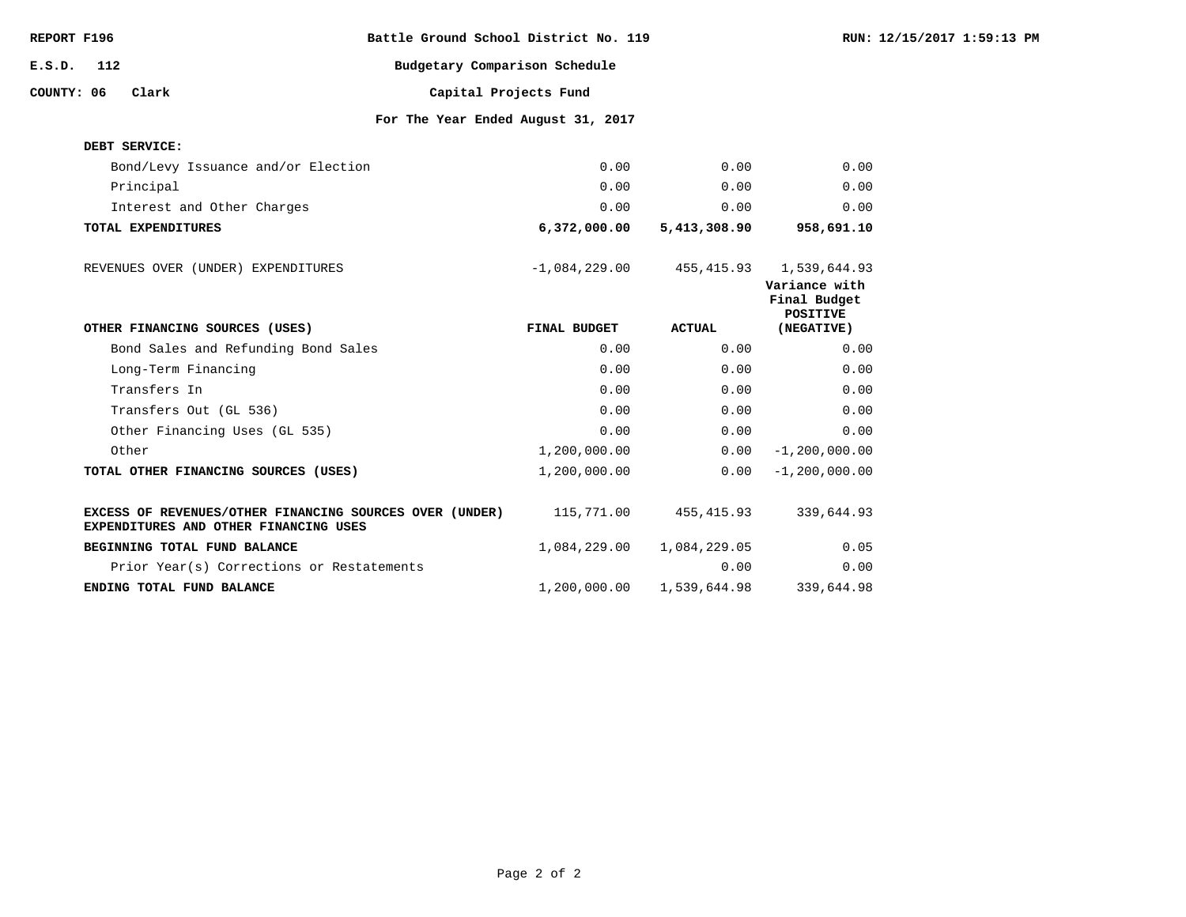REPORT F196 — Battle Ground School District No. 119 — RUN: 12/15/2017 1:59:13 PM

E.S.D. 112

COUNTY: 06 Clark

## Budgetary Comparison Schedule

### Capital Projects Fund

### For The Year Ended August 31, 2017

| | | | |
|---|---|---|---|
| **DEBT SERVICE:** | | | |
| Bond/Levy Issuance and/or Election | 0.00 | 0.00 | 0.00 |
| Principal | 0.00 | 0.00 | 0.00 |
| Interest and Other Charges | 0.00 | 0.00 | 0.00 |
| **TOTAL EXPENDITURES** | **6,372,000.00** | **5,413,308.90** | **958,691.10** |
| REVENUES OVER (UNDER) EXPENDITURES | -1,084,229.00 | 455,415.93 | 1,539,644.93 |

| **OTHER FINANCING SOURCES (USES)** | **FINAL BUDGET** | **ACTUAL** | **Variance with Final Budget POSITIVE (NEGATIVE)** |
|---|---|---|---|
| Bond Sales and Refunding Bond Sales | 0.00 | 0.00 | 0.00 |
| Long-Term Financing | 0.00 | 0.00 | 0.00 |
| Transfers In | 0.00 | 0.00 | 0.00 |
| Transfers Out (GL 536) | 0.00 | 0.00 | 0.00 |
| Other Financing Uses (GL 535) | 0.00 | 0.00 | 0.00 |
| Other | 1,200,000.00 | 0.00 | -1,200,000.00 |
| **TOTAL OTHER FINANCING SOURCES (USES)** | 1,200,000.00 | 0.00 | -1,200,000.00 |
| **EXCESS OF REVENUES/OTHER FINANCING SOURCES OVER (UNDER) EXPENDITURES AND OTHER FINANCING USES** | 115,771.00 | 455,415.93 | 339,644.93 |
| **BEGINNING TOTAL FUND BALANCE** | 1,084,229.00 | 1,084,229.05 | 0.05 |
| Prior Year(s) Corrections or Restatements | | 0.00 | 0.00 |
| **ENDING TOTAL FUND BALANCE** | 1,200,000.00 | 1,539,644.98 | 339,644.98 |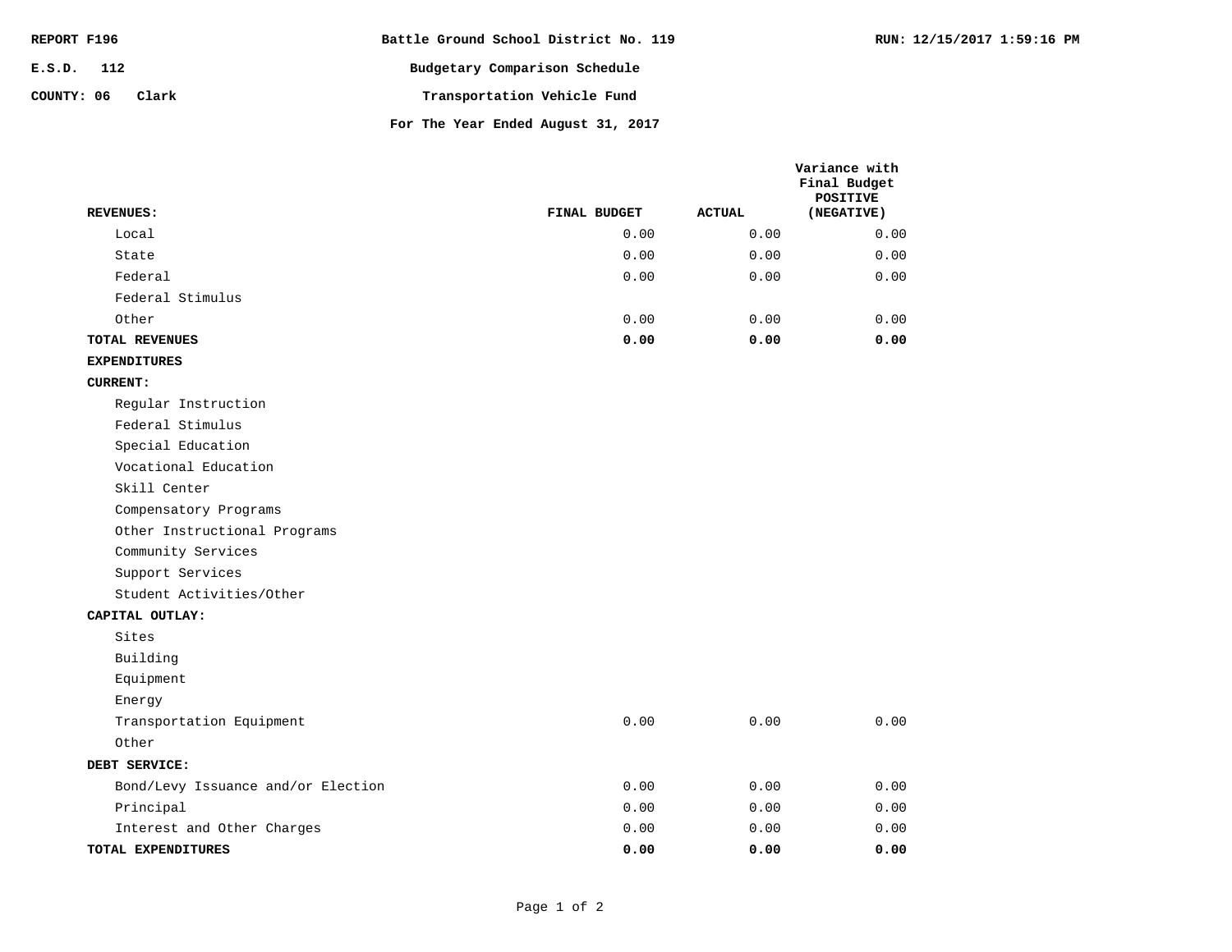REPORT F196 | Battle Ground School District No. 119 | RUN: 12/15/2017 1:59:16 PM

E.S.D. 112

COUNTY: 06 Clark

# Battle Ground School District No. 119

## Budgetary Comparison Schedule

## Transportation Vehicle Fund

### For The Year Ended August 31, 2017

| REVENUES: | FINAL BUDGET | ACTUAL | Variance with Final Budget POSITIVE (NEGATIVE) |
|---|---|---|---|
| Local | 0.00 | 0.00 | 0.00 |
| State | 0.00 | 0.00 | 0.00 |
| Federal | 0.00 | 0.00 | 0.00 |
| Federal Stimulus | | | |
| Other | 0.00 | 0.00 | 0.00 |
| **TOTAL REVENUES** | **0.00** | **0.00** | **0.00** |
| **EXPENDITURES** | | | |
| **CURRENT:** | | | |
| Regular Instruction | | | |
| Federal Stimulus | | | |
| Special Education | | | |
| Vocational Education | | | |
| Skill Center | | | |
| Compensatory Programs | | | |
| Other Instructional Programs | | | |
| Community Services | | | |
| Support Services | | | |
| Student Activities/Other | | | |
| **CAPITAL OUTLAY:** | | | |
| Sites | | | |
| Building | | | |
| Equipment | | | |
| Energy | | | |
| Transportation Equipment | 0.00 | 0.00 | 0.00 |
| Other | | | |
| **DEBT SERVICE:** | | | |
| Bond/Levy Issuance and/or Election | 0.00 | 0.00 | 0.00 |
| Principal | 0.00 | 0.00 | 0.00 |
| Interest and Other Charges | 0.00 | 0.00 | 0.00 |
| **TOTAL EXPENDITURES** | **0.00** | **0.00** | **0.00** |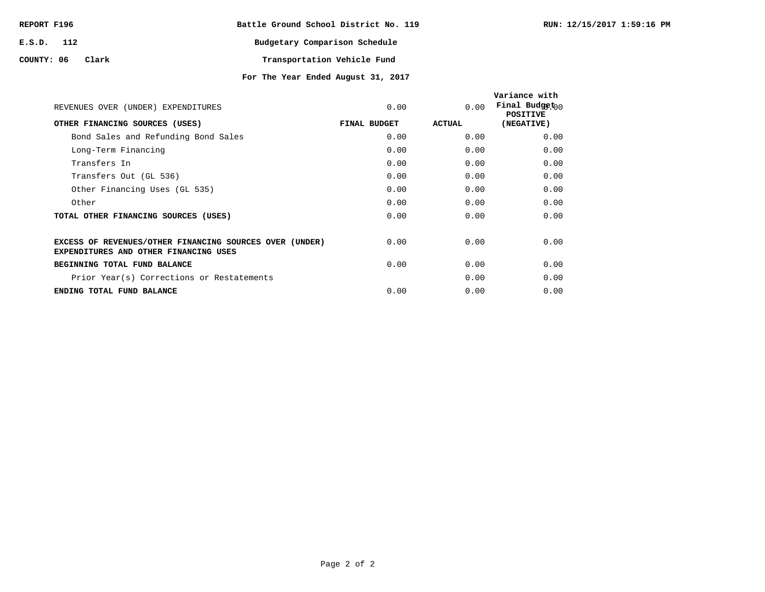REPORT F196 | Battle Ground School District No. 119 | RUN: 12/15/2017 1:59:16 PM

E.S.D. 112

COUNTY: 06 Clark

# Budgetary Comparison Schedule

## Transportation Vehicle Fund

### For The Year Ended August 31, 2017

| | FINAL BUDGET | ACTUAL | Variance with Final Budget POSITIVE (NEGATIVE) |
|---|---|---|---|
| REVENUES OVER (UNDER) EXPENDITURES | 0.00 | 0.00 | 0.00 |
| **OTHER FINANCING SOURCES (USES)** | | | |
| Bond Sales and Refunding Bond Sales | 0.00 | 0.00 | 0.00 |
| Long-Term Financing | 0.00 | 0.00 | 0.00 |
| Transfers In | 0.00 | 0.00 | 0.00 |
| Transfers Out (GL 536) | 0.00 | 0.00 | 0.00 |
| Other Financing Uses (GL 535) | 0.00 | 0.00 | 0.00 |
| Other | 0.00 | 0.00 | 0.00 |
| **TOTAL OTHER FINANCING SOURCES (USES)** | 0.00 | 0.00 | 0.00 |
| **EXCESS OF REVENUES/OTHER FINANCING SOURCES OVER (UNDER) EXPENDITURES AND OTHER FINANCING USES** | 0.00 | 0.00 | 0.00 |
| **BEGINNING TOTAL FUND BALANCE** | 0.00 | 0.00 | 0.00 |
| Prior Year(s) Corrections or Restatements | | 0.00 | 0.00 |
| **ENDING TOTAL FUND BALANCE** | 0.00 | 0.00 | 0.00 |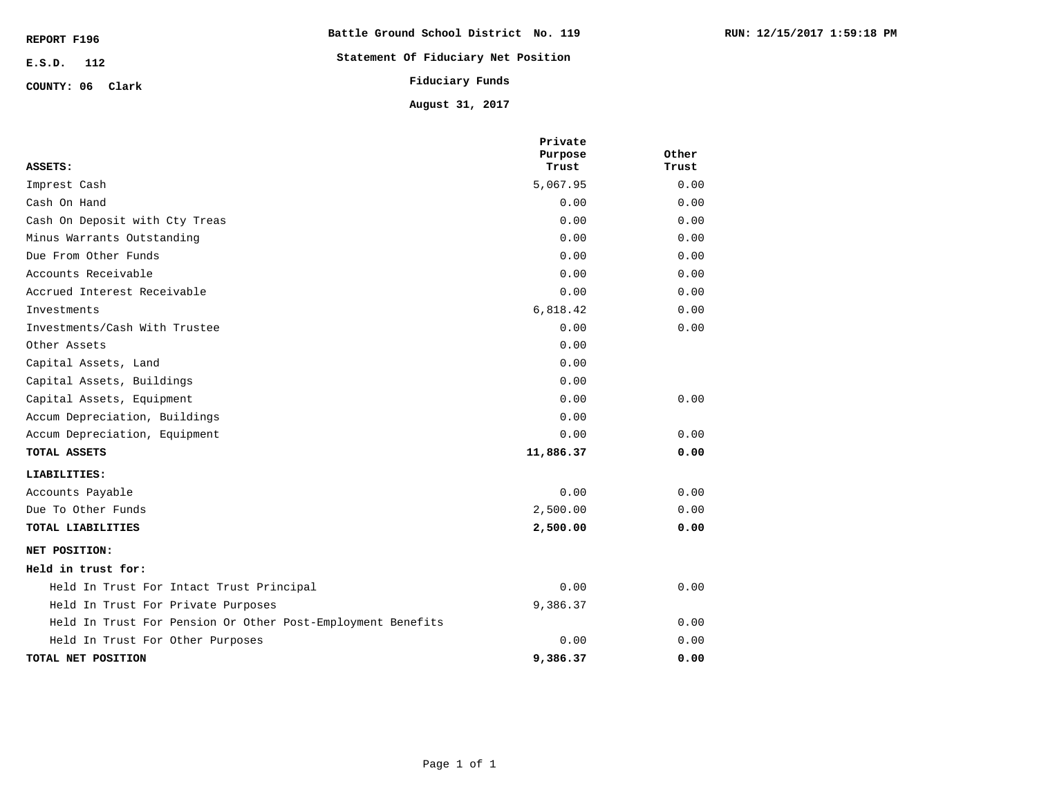REPORT F196

E.S.D. 112

COUNTY: 06 Clark

**Battle Ground School District No. 119**

**Statement Of Fiduciary Net Position**

**Fiduciary Funds**

**August 31, 2017**

RUN: 12/15/2017 1:59:18 PM

| **ASSETS:** | **Private Purpose Trust** | **Other Trust** |
|---|---|---|
| Imprest Cash | 5,067.95 | 0.00 |
| Cash On Hand | 0.00 | 0.00 |
| Cash On Deposit with Cty Treas | 0.00 | 0.00 |
| Minus Warrants Outstanding | 0.00 | 0.00 |
| Due From Other Funds | 0.00 | 0.00 |
| Accounts Receivable | 0.00 | 0.00 |
| Accrued Interest Receivable | 0.00 | 0.00 |
| Investments | 6,818.42 | 0.00 |
| Investments/Cash With Trustee | 0.00 | 0.00 |
| Other Assets | 0.00 | |
| Capital Assets, Land | 0.00 | |
| Capital Assets, Buildings | 0.00 | |
| Capital Assets, Equipment | 0.00 | 0.00 |
| Accum Depreciation, Buildings | 0.00 | |
| Accum Depreciation, Equipment | 0.00 | 0.00 |
| **TOTAL ASSETS** | **11,886.37** | **0.00** |
| **LIABILITIES:** | | |
| Accounts Payable | 0.00 | 0.00 |
| Due To Other Funds | 2,500.00 | 0.00 |
| **TOTAL LIABILITIES** | **2,500.00** | **0.00** |
| **NET POSITION:** | | |
| **Held in trust for:** | | |
| Held In Trust For Intact Trust Principal | 0.00 | 0.00 |
| Held In Trust For Private Purposes | 9,386.37 | |
| Held In Trust For Pension Or Other Post-Employment Benefits | | 0.00 |
| Held In Trust For Other Purposes | 0.00 | 0.00 |
| **TOTAL NET POSITION** | **9,386.37** | **0.00** |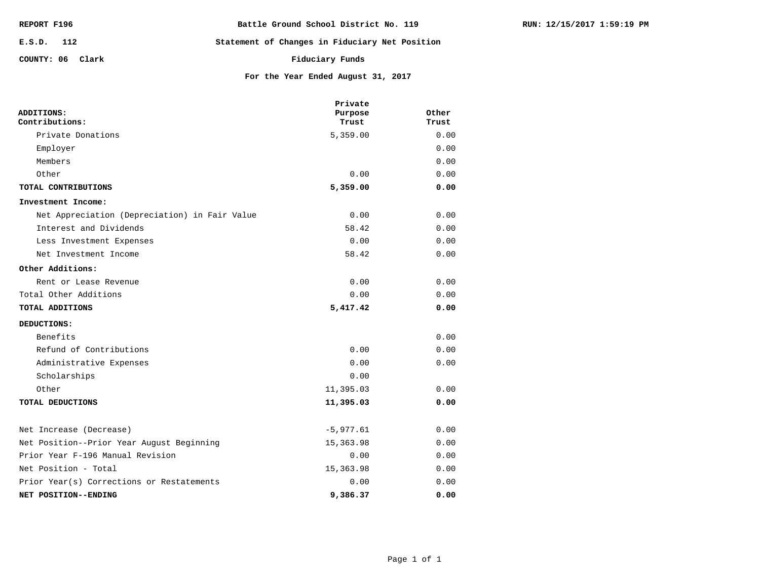REPORT F196 | Battle Ground School District No. 119 | RUN: 12/15/2017 1:59:19 PM

E.S.D. 112

COUNTY: 06 Clark

# Statement of Changes in Fiduciary Net Position

## Fiduciary Funds

### For the Year Ended August 31, 2017

| | Private Purpose Trust | Other Trust |
|---|---|---|
| **ADDITIONS:** | | |
| **Contributions:** | | |
| Private Donations | 5,359.00 | 0.00 |
| Employer | | 0.00 |
| Members | | 0.00 |
| Other | 0.00 | 0.00 |
| **TOTAL CONTRIBUTIONS** | **5,359.00** | **0.00** |
| **Investment Income:** | | |
| Net Appreciation (Depreciation) in Fair Value | 0.00 | 0.00 |
| Interest and Dividends | 58.42 | 0.00 |
| Less Investment Expenses | 0.00 | 0.00 |
| Net Investment Income | 58.42 | 0.00 |
| **Other Additions:** | | |
| Rent or Lease Revenue | 0.00 | 0.00 |
| Total Other Additions | 0.00 | 0.00 |
| **TOTAL ADDITIONS** | **5,417.42** | **0.00** |
| **DEDUCTIONS:** | | |
| Benefits | | 0.00 |
| Refund of Contributions | 0.00 | 0.00 |
| Administrative Expenses | 0.00 | 0.00 |
| Scholarships | 0.00 | |
| Other | 11,395.03 | 0.00 |
| **TOTAL DEDUCTIONS** | **11,395.03** | **0.00** |
| Net Increase (Decrease) | -5,977.61 | 0.00 |
| Net Position--Prior Year August Beginning | 15,363.98 | 0.00 |
| Prior Year F-196 Manual Revision | 0.00 | 0.00 |
| Net Position - Total | 15,363.98 | 0.00 |
| Prior Year(s) Corrections or Restatements | 0.00 | 0.00 |
| **NET POSITION--ENDING** | **9,386.37** | **0.00** |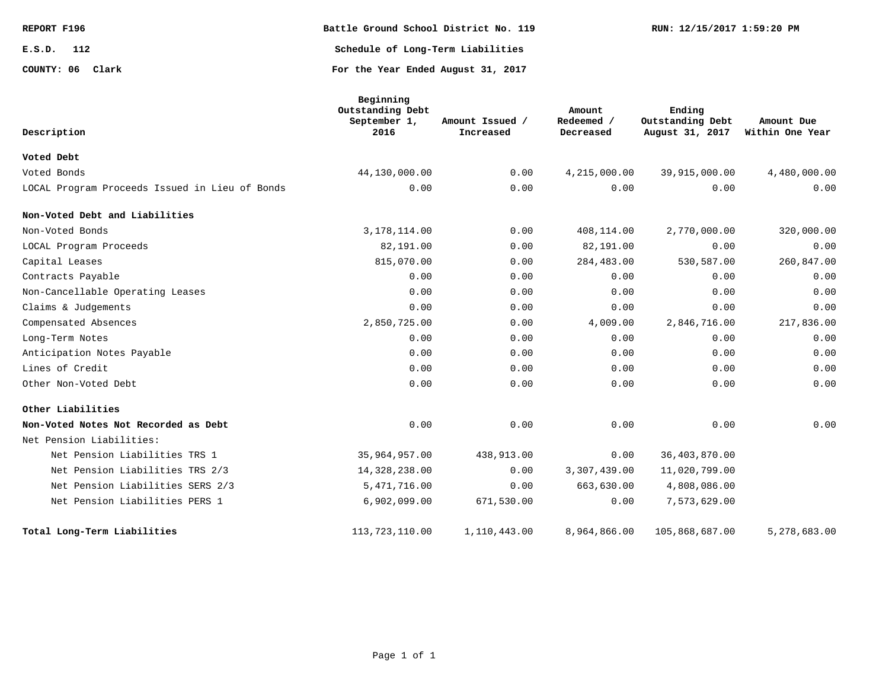REPORT F196

E.S.D. 112

COUNTY: 06 Clark

**Battle Ground School District No. 119**

**Schedule of Long-Term Liabilities**

**For the Year Ended August 31, 2017**

RUN: 12/15/2017 1:59:20 PM

| Description | Beginning Outstanding Debt September 1, 2016 | Amount Issued / Increased | Amount Redeemed / Decreased | Ending Outstanding Debt August 31, 2017 | Amount Due Within One Year |
|---|---|---|---|---|---|
| **Voted Debt** | | | | | |
| Voted Bonds | 44,130,000.00 | 0.00 | 4,215,000.00 | 39,915,000.00 | 4,480,000.00 |
| LOCAL Program Proceeds Issued in Lieu of Bonds | 0.00 | 0.00 | 0.00 | 0.00 | 0.00 |
| **Non-Voted Debt and Liabilities** | | | | | |
| Non-Voted Bonds | 3,178,114.00 | 0.00 | 408,114.00 | 2,770,000.00 | 320,000.00 |
| LOCAL Program Proceeds | 82,191.00 | 0.00 | 82,191.00 | 0.00 | 0.00 |
| Capital Leases | 815,070.00 | 0.00 | 284,483.00 | 530,587.00 | 260,847.00 |
| Contracts Payable | 0.00 | 0.00 | 0.00 | 0.00 | 0.00 |
| Non-Cancellable Operating Leases | 0.00 | 0.00 | 0.00 | 0.00 | 0.00 |
| Claims & Judgements | 0.00 | 0.00 | 0.00 | 0.00 | 0.00 |
| Compensated Absences | 2,850,725.00 | 0.00 | 4,009.00 | 2,846,716.00 | 217,836.00 |
| Long-Term Notes | 0.00 | 0.00 | 0.00 | 0.00 | 0.00 |
| Anticipation Notes Payable | 0.00 | 0.00 | 0.00 | 0.00 | 0.00 |
| Lines of Credit | 0.00 | 0.00 | 0.00 | 0.00 | 0.00 |
| Other Non-Voted Debt | 0.00 | 0.00 | 0.00 | 0.00 | 0.00 |
| **Other Liabilities** | | | | | |
| **Non-Voted Notes Not Recorded as Debt** | 0.00 | 0.00 | 0.00 | 0.00 | 0.00 |
| Net Pension Liabilities: | | | | | |
| Net Pension Liabilities TRS 1 | 35,964,957.00 | 438,913.00 | 0.00 | 36,403,870.00 | |
| Net Pension Liabilities TRS 2/3 | 14,328,238.00 | 0.00 | 3,307,439.00 | 11,020,799.00 | |
| Net Pension Liabilities SERS 2/3 | 5,471,716.00 | 0.00 | 663,630.00 | 4,808,086.00 | |
| Net Pension Liabilities PERS 1 | 6,902,099.00 | 671,530.00 | 0.00 | 7,573,629.00 | |
| **Total Long-Term Liabilities** | 113,723,110.00 | 1,110,443.00 | 8,964,866.00 | 105,868,687.00 | 5,278,683.00 |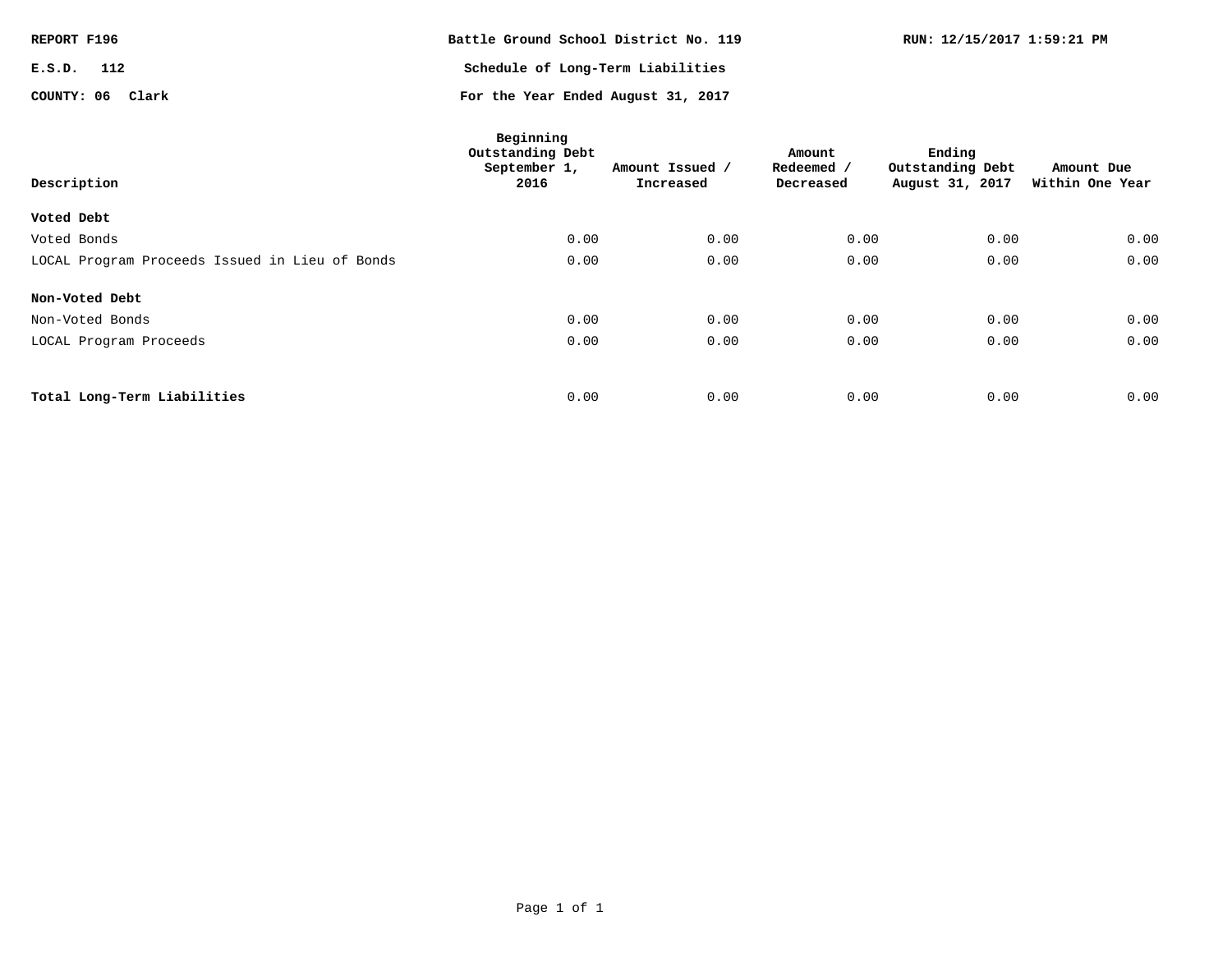REPORT F196

E.S.D. 112

COUNTY: 06 Clark

# Battle Ground School District No. 119

## Schedule of Long-Term Liabilities

### For the Year Ended August 31, 2017

RUN: 12/15/2017 1:59:21 PM

| Description | Beginning Outstanding Debt September 1, 2016 | Amount Issued / Increased | Amount Redeemed / Decreased | Ending Outstanding Debt August 31, 2017 | Amount Due Within One Year |
|---|---|---|---|---|---|
| **Voted Debt** | | | | | |
| Voted Bonds | 0.00 | 0.00 | 0.00 | 0.00 | 0.00 |
| LOCAL Program Proceeds Issued in Lieu of Bonds | 0.00 | 0.00 | 0.00 | 0.00 | 0.00 |
| **Non-Voted Debt** | | | | | |
| Non-Voted Bonds | 0.00 | 0.00 | 0.00 | 0.00 | 0.00 |
| LOCAL Program Proceeds | 0.00 | 0.00 | 0.00 | 0.00 | 0.00 |
| **Total Long-Term Liabilities** | 0.00 | 0.00 | 0.00 | 0.00 | 0.00 |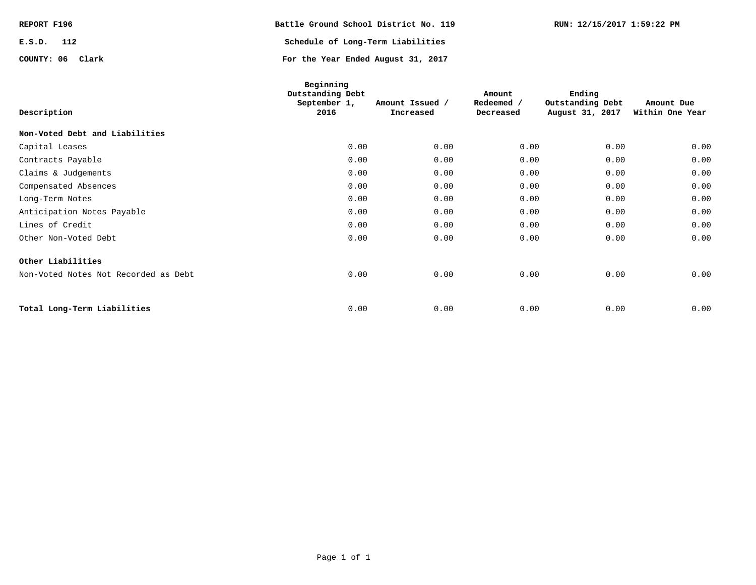REPORT F196

E.S.D. 112

COUNTY: 06 Clark

# Battle Ground School District No. 119

## Schedule of Long-Term Liabilities

### For the Year Ended August 31, 2017

RUN: 12/15/2017 1:59:22 PM

| Description | Beginning Outstanding Debt September 1, 2016 | Amount Issued / Increased | Amount Redeemed / Decreased | Ending Outstanding Debt August 31, 2017 | Amount Due Within One Year |
|---|---|---|---|---|---|
| **Non-Voted Debt and Liabilities** | | | | | |
| Capital Leases | 0.00 | 0.00 | 0.00 | 0.00 | 0.00 |
| Contracts Payable | 0.00 | 0.00 | 0.00 | 0.00 | 0.00 |
| Claims & Judgements | 0.00 | 0.00 | 0.00 | 0.00 | 0.00 |
| Compensated Absences | 0.00 | 0.00 | 0.00 | 0.00 | 0.00 |
| Long-Term Notes | 0.00 | 0.00 | 0.00 | 0.00 | 0.00 |
| Anticipation Notes Payable | 0.00 | 0.00 | 0.00 | 0.00 | 0.00 |
| Lines of Credit | 0.00 | 0.00 | 0.00 | 0.00 | 0.00 |
| Other Non-Voted Debt | 0.00 | 0.00 | 0.00 | 0.00 | 0.00 |
| **Other Liabilities** | | | | | |
| Non-Voted Notes Not Recorded as Debt | 0.00 | 0.00 | 0.00 | 0.00 | 0.00 |
| **Total Long-Term Liabilities** | 0.00 | 0.00 | 0.00 | 0.00 | 0.00 |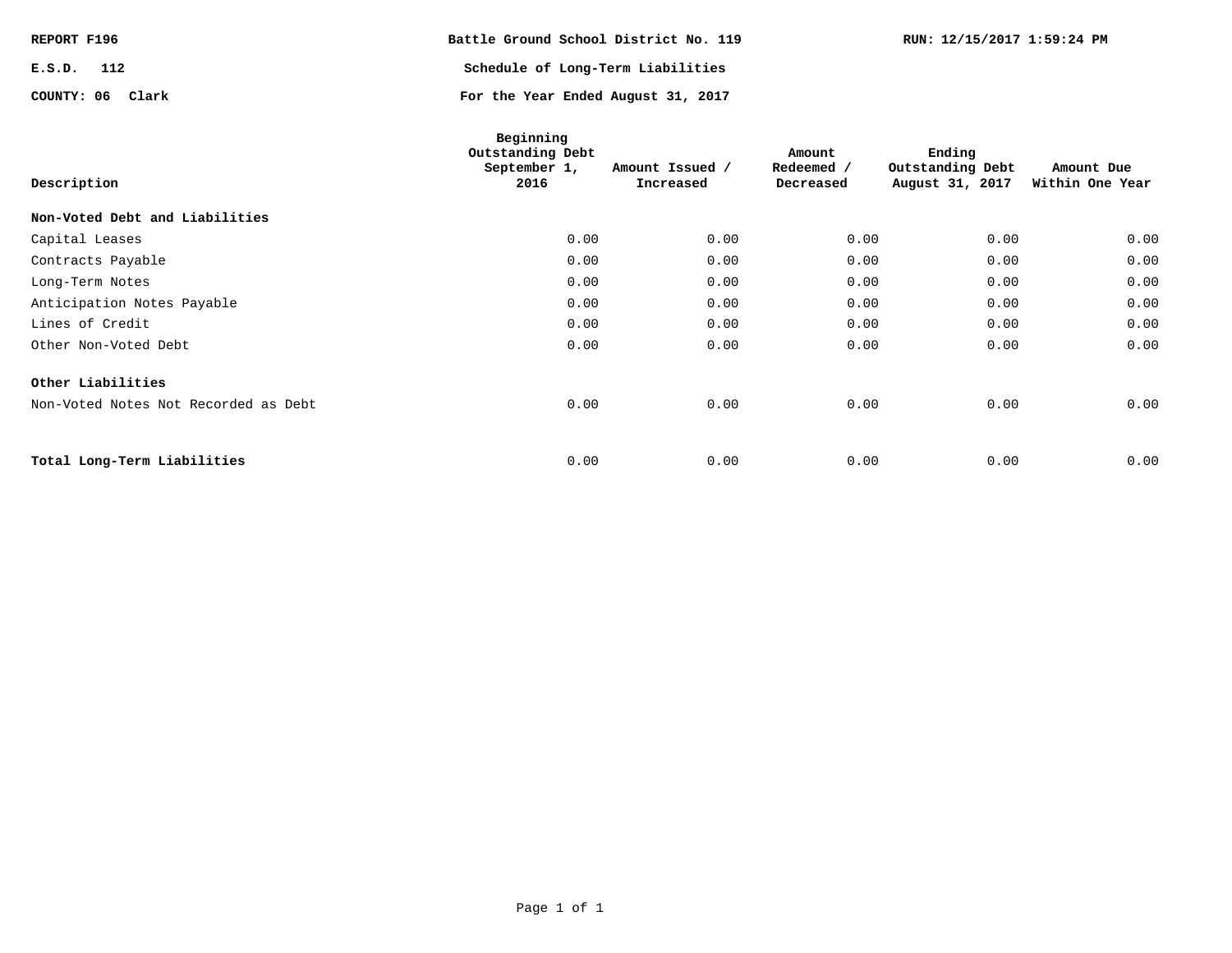REPORT F196

E.S.D. 112

COUNTY: 06 Clark

# Battle Ground School District No. 119

## Schedule of Long-Term Liabilities

### For the Year Ended August 31, 2017

RUN: 12/15/2017 1:59:24 PM

| Description | Beginning Outstanding Debt September 1, 2016 | Amount Issued / Increased | Amount Redeemed / Decreased | Ending Outstanding Debt August 31, 2017 | Amount Due Within One Year |
|---|---|---|---|---|---|
| **Non-Voted Debt and Liabilities** | | | | | |
| Capital Leases | 0.00 | 0.00 | 0.00 | 0.00 | 0.00 |
| Contracts Payable | 0.00 | 0.00 | 0.00 | 0.00 | 0.00 |
| Long-Term Notes | 0.00 | 0.00 | 0.00 | 0.00 | 0.00 |
| Anticipation Notes Payable | 0.00 | 0.00 | 0.00 | 0.00 | 0.00 |
| Lines of Credit | 0.00 | 0.00 | 0.00 | 0.00 | 0.00 |
| Other Non-Voted Debt | 0.00 | 0.00 | 0.00 | 0.00 | 0.00 |
| **Other Liabilities** | | | | | |
| Non-Voted Notes Not Recorded as Debt | 0.00 | 0.00 | 0.00 | 0.00 | 0.00 |
| **Total Long-Term Liabilities** | 0.00 | 0.00 | 0.00 | 0.00 | 0.00 |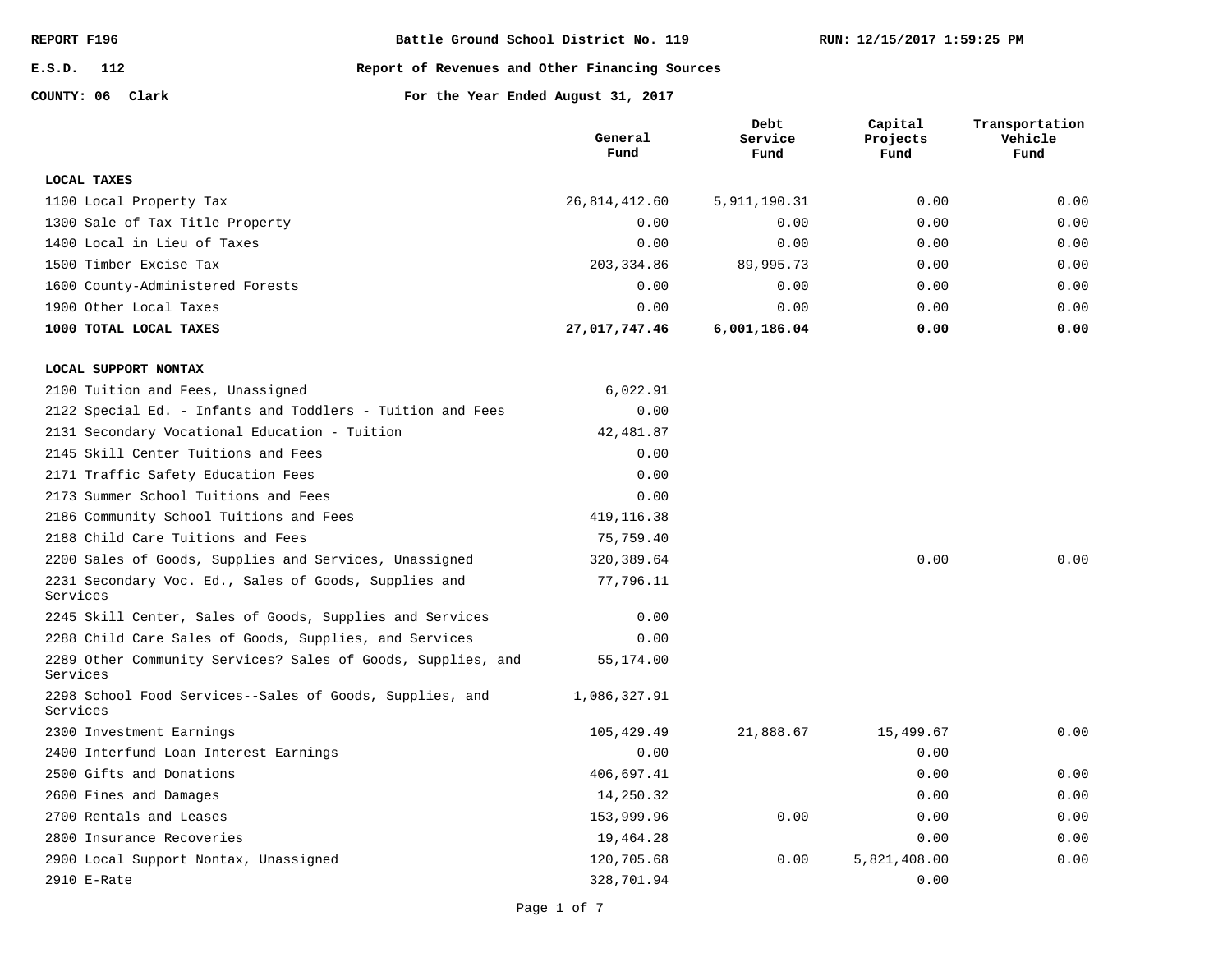REPORT F196 | Battle Ground School District No. 119 | RUN: 12/15/2017 1:59:25 PM

E.S.D. 112 | Report of Revenues and Other Financing Sources

COUNTY: 06 Clark | For the Year Ended August 31, 2017

| | General Fund | Debt Service Fund | Capital Projects Fund | Transportation Vehicle Fund |
|---|---|---|---|---|
| **LOCAL TAXES** | | | | |
| 1100 Local Property Tax | 26,814,412.60 | 5,911,190.31 | 0.00 | 0.00 |
| 1300 Sale of Tax Title Property | 0.00 | 0.00 | 0.00 | 0.00 |
| 1400 Local in Lieu of Taxes | 0.00 | 0.00 | 0.00 | 0.00 |
| 1500 Timber Excise Tax | 203,334.86 | 89,995.73 | 0.00 | 0.00 |
| 1600 County-Administered Forests | 0.00 | 0.00 | 0.00 | 0.00 |
| 1900 Other Local Taxes | 0.00 | 0.00 | 0.00 | 0.00 |
| **1000 TOTAL LOCAL TAXES** | **27,017,747.46** | **6,001,186.04** | **0.00** | **0.00** |
| **LOCAL SUPPORT NONTAX** | | | | |
| 2100 Tuition and Fees, Unassigned | 6,022.91 | | | |
| 2122 Special Ed. - Infants and Toddlers - Tuition and Fees | 0.00 | | | |
| 2131 Secondary Vocational Education - Tuition | 42,481.87 | | | |
| 2145 Skill Center Tuitions and Fees | 0.00 | | | |
| 2171 Traffic Safety Education Fees | 0.00 | | | |
| 2173 Summer School Tuitions and Fees | 0.00 | | | |
| 2186 Community School Tuitions and Fees | 419,116.38 | | | |
| 2188 Child Care Tuitions and Fees | 75,759.40 | | | |
| 2200 Sales of Goods, Supplies and Services, Unassigned | 320,389.64 | | 0.00 | 0.00 |
| 2231 Secondary Voc. Ed., Sales of Goods, Supplies and Services | 77,796.11 | | | |
| 2245 Skill Center, Sales of Goods, Supplies and Services | 0.00 | | | |
| 2288 Child Care Sales of Goods, Supplies, and Services | 0.00 | | | |
| 2289 Other Community Services? Sales of Goods, Supplies, and Services | 55,174.00 | | | |
| 2298 School Food Services--Sales of Goods, Supplies, and Services | 1,086,327.91 | | | |
| 2300 Investment Earnings | 105,429.49 | 21,888.67 | 15,499.67 | 0.00 |
| 2400 Interfund Loan Interest Earnings | 0.00 | | 0.00 | |
| 2500 Gifts and Donations | 406,697.41 | | 0.00 | 0.00 |
| 2600 Fines and Damages | 14,250.32 | | 0.00 | 0.00 |
| 2700 Rentals and Leases | 153,999.96 | 0.00 | 0.00 | 0.00 |
| 2800 Insurance Recoveries | 19,464.28 | | 0.00 | 0.00 |
| 2900 Local Support Nontax, Unassigned | 120,705.68 | 0.00 | 5,821,408.00 | 0.00 |
| 2910 E-Rate | 328,701.94 | | 0.00 | |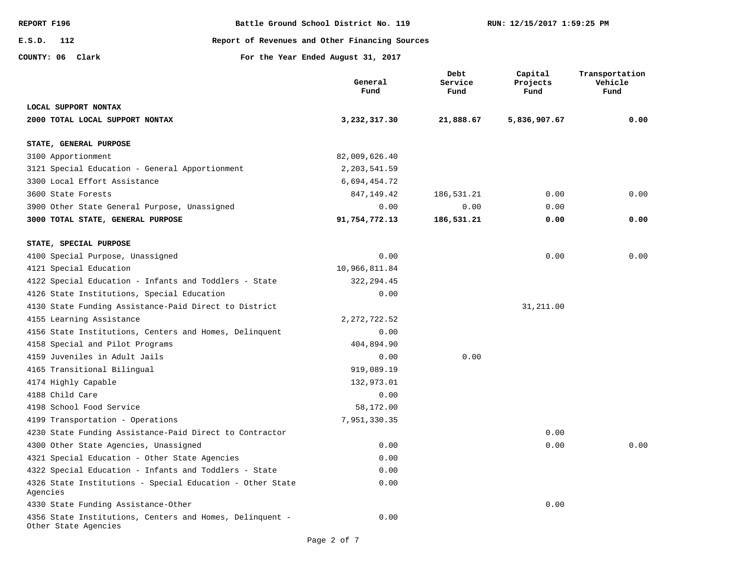REPORT F196 | Battle Ground School District No. 119 | RUN: 12/15/2017 1:59:25 PM

E.S.D. 112 | Report of Revenues and Other Financing Sources

COUNTY: 06 Clark | For the Year Ended August 31, 2017

| | General Fund | Debt Service Fund | Capital Projects Fund | Transportation Vehicle Fund |
|---|---|---|---|---|
| **LOCAL SUPPORT NONTAX** | | | | |
| **2000 TOTAL LOCAL SUPPORT NONTAX** | **3,232,317.30** | **21,888.67** | **5,836,907.67** | **0.00** |
| **STATE, GENERAL PURPOSE** | | | | |
| 3100 Apportionment | 82,009,626.40 | | | |
| 3121 Special Education - General Apportionment | 2,203,541.59 | | | |
| 3300 Local Effort Assistance | 6,694,454.72 | | | |
| 3600 State Forests | 847,149.42 | 186,531.21 | 0.00 | 0.00 |
| 3900 Other State General Purpose, Unassigned | 0.00 | 0.00 | 0.00 | |
| **3000 TOTAL STATE, GENERAL PURPOSE** | **91,754,772.13** | **186,531.21** | **0.00** | **0.00** |
| **STATE, SPECIAL PURPOSE** | | | | |
| 4100 Special Purpose, Unassigned | 0.00 | | 0.00 | 0.00 |
| 4121 Special Education | 10,966,811.84 | | | |
| 4122 Special Education - Infants and Toddlers - State | 322,294.45 | | | |
| 4126 State Institutions, Special Education | 0.00 | | | |
| 4130 State Funding Assistance-Paid Direct to District | | | 31,211.00 | |
| 4155 Learning Assistance | 2,272,722.52 | | | |
| 4156 State Institutions, Centers and Homes, Delinquent | 0.00 | | | |
| 4158 Special and Pilot Programs | 404,894.90 | | | |
| 4159 Juveniles in Adult Jails | 0.00 | 0.00 | | |
| 4165 Transitional Bilingual | 919,089.19 | | | |
| 4174 Highly Capable | 132,973.01 | | | |
| 4188 Child Care | 0.00 | | | |
| 4198 School Food Service | 58,172.00 | | | |
| 4199 Transportation - Operations | 7,951,330.35 | | | |
| 4230 State Funding Assistance-Paid Direct to Contractor | | | 0.00 | |
| 4300 Other State Agencies, Unassigned | 0.00 | | 0.00 | 0.00 |
| 4321 Special Education - Other State Agencies | 0.00 | | | |
| 4322 Special Education - Infants and Toddlers - State | 0.00 | | | |
| 4326 State Institutions - Special Education - Other State Agencies | 0.00 | | | |
| 4330 State Funding Assistance-Other | | | 0.00 | |
| 4356 State Institutions, Centers and Homes, Delinquent - Other State Agencies | 0.00 | | | |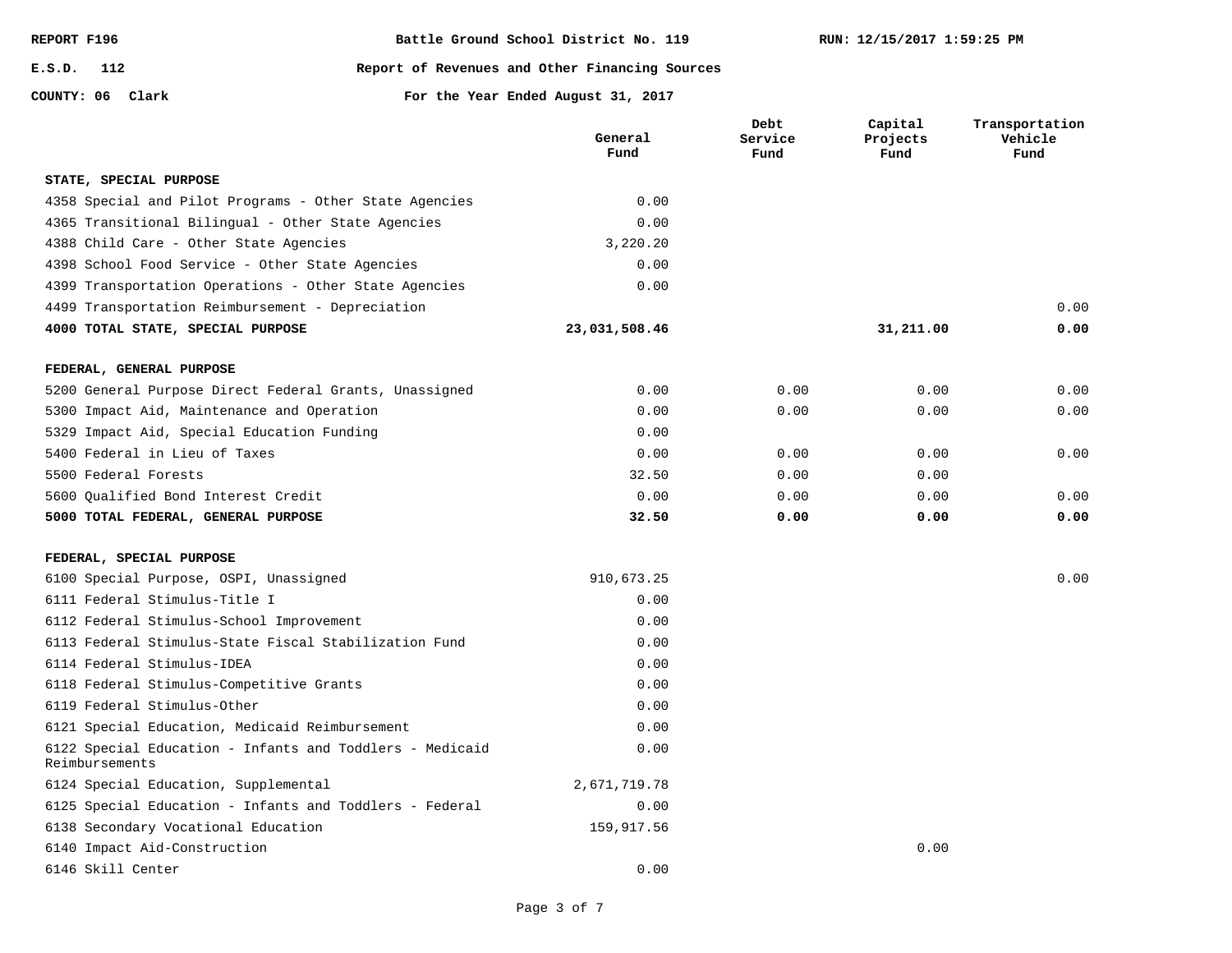REPORT F196 | Battle Ground School District No. 119 | RUN: 12/15/2017 1:59:25 PM

E.S.D. 112 | Report of Revenues and Other Financing Sources

COUNTY: 06 Clark | For the Year Ended August 31, 2017

| | General Fund | Debt Service Fund | Capital Projects Fund | Transportation Vehicle Fund |
|---|---|---|---|---|
| **STATE, SPECIAL PURPOSE** | | | | |
| 4358 Special and Pilot Programs - Other State Agencies | 0.00 | | | |
| 4365 Transitional Bilingual - Other State Agencies | 0.00 | | | |
| 4388 Child Care - Other State Agencies | 3,220.20 | | | |
| 4398 School Food Service - Other State Agencies | 0.00 | | | |
| 4399 Transportation Operations - Other State Agencies | 0.00 | | | |
| 4499 Transportation Reimbursement - Depreciation | | | | 0.00 |
| **4000 TOTAL STATE, SPECIAL PURPOSE** | **23,031,508.46** | | **31,211.00** | **0.00** |
| **FEDERAL, GENERAL PURPOSE** | | | | |
| 5200 General Purpose Direct Federal Grants, Unassigned | 0.00 | 0.00 | 0.00 | 0.00 |
| 5300 Impact Aid, Maintenance and Operation | 0.00 | 0.00 | 0.00 | 0.00 |
| 5329 Impact Aid, Special Education Funding | 0.00 | | | |
| 5400 Federal in Lieu of Taxes | 0.00 | 0.00 | 0.00 | 0.00 |
| 5500 Federal Forests | 32.50 | 0.00 | 0.00 | |
| 5600 Qualified Bond Interest Credit | 0.00 | 0.00 | 0.00 | 0.00 |
| **5000 TOTAL FEDERAL, GENERAL PURPOSE** | **32.50** | **0.00** | **0.00** | **0.00** |
| **FEDERAL, SPECIAL PURPOSE** | | | | |
| 6100 Special Purpose, OSPI, Unassigned | 910,673.25 | | | 0.00 |
| 6111 Federal Stimulus-Title I | 0.00 | | | |
| 6112 Federal Stimulus-School Improvement | 0.00 | | | |
| 6113 Federal Stimulus-State Fiscal Stabilization Fund | 0.00 | | | |
| 6114 Federal Stimulus-IDEA | 0.00 | | | |
| 6118 Federal Stimulus-Competitive Grants | 0.00 | | | |
| 6119 Federal Stimulus-Other | 0.00 | | | |
| 6121 Special Education, Medicaid Reimbursement | 0.00 | | | |
| 6122 Special Education - Infants and Toddlers - Medicaid Reimbursements | 0.00 | | | |
| 6124 Special Education, Supplemental | 2,671,719.78 | | | |
| 6125 Special Education - Infants and Toddlers - Federal | 0.00 | | | |
| 6138 Secondary Vocational Education | 159,917.56 | | | |
| 6140 Impact Aid-Construction | | | 0.00 | |
| 6146 Skill Center | 0.00 | | | |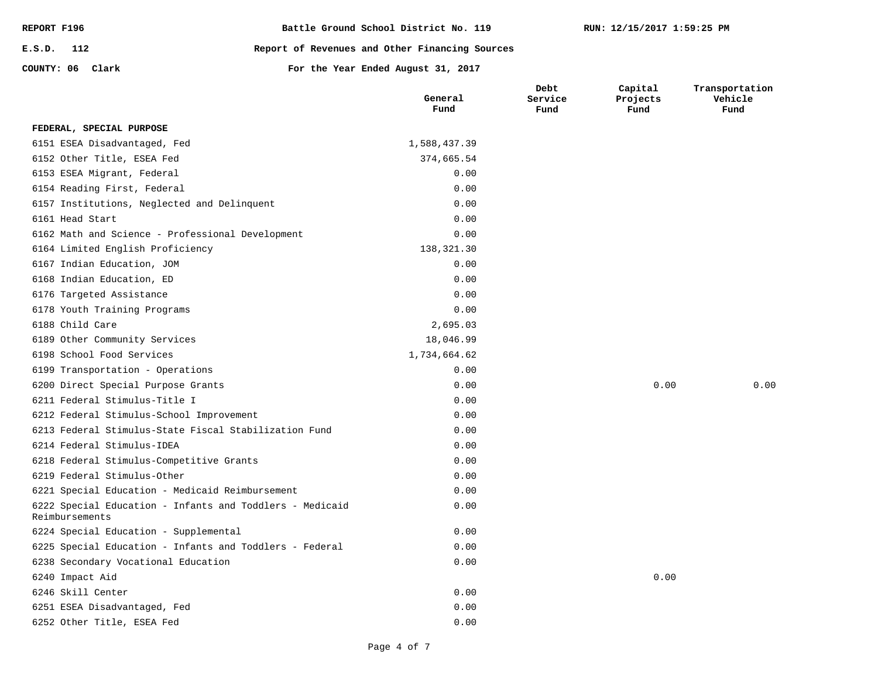REPORT F196 | Battle Ground School District No. 119 | RUN: 12/15/2017 1:59:25 PM

E.S.D. 112 | Report of Revenues and Other Financing Sources

COUNTY: 06 Clark | For the Year Ended August 31, 2017

| | General Fund | Debt Service Fund | Capital Projects Fund | Transportation Vehicle Fund |
|---|---|---|---|---|
| **FEDERAL, SPECIAL PURPOSE** | | | | |
| 6151 ESEA Disadvantaged, Fed | 1,588,437.39 | | | |
| 6152 Other Title, ESEA Fed | 374,665.54 | | | |
| 6153 ESEA Migrant, Federal | 0.00 | | | |
| 6154 Reading First, Federal | 0.00 | | | |
| 6157 Institutions, Neglected and Delinquent | 0.00 | | | |
| 6161 Head Start | 0.00 | | | |
| 6162 Math and Science - Professional Development | 0.00 | | | |
| 6164 Limited English Proficiency | 138,321.30 | | | |
| 6167 Indian Education, JOM | 0.00 | | | |
| 6168 Indian Education, ED | 0.00 | | | |
| 6176 Targeted Assistance | 0.00 | | | |
| 6178 Youth Training Programs | 0.00 | | | |
| 6188 Child Care | 2,695.03 | | | |
| 6189 Other Community Services | 18,046.99 | | | |
| 6198 School Food Services | 1,734,664.62 | | | |
| 6199 Transportation - Operations | 0.00 | | | |
| 6200 Direct Special Purpose Grants | 0.00 | | 0.00 | 0.00 |
| 6211 Federal Stimulus-Title I | 0.00 | | | |
| 6212 Federal Stimulus-School Improvement | 0.00 | | | |
| 6213 Federal Stimulus-State Fiscal Stabilization Fund | 0.00 | | | |
| 6214 Federal Stimulus-IDEA | 0.00 | | | |
| 6218 Federal Stimulus-Competitive Grants | 0.00 | | | |
| 6219 Federal Stimulus-Other | 0.00 | | | |
| 6221 Special Education - Medicaid Reimbursement | 0.00 | | | |
| 6222 Special Education - Infants and Toddlers - Medicaid Reimbursements | 0.00 | | | |
| 6224 Special Education - Supplemental | 0.00 | | | |
| 6225 Special Education - Infants and Toddlers - Federal | 0.00 | | | |
| 6238 Secondary Vocational Education | 0.00 | | | |
| 6240 Impact Aid | | | 0.00 | |
| 6246 Skill Center | 0.00 | | | |
| 6251 ESEA Disadvantaged, Fed | 0.00 | | | |
| 6252 Other Title, ESEA Fed | 0.00 | | | |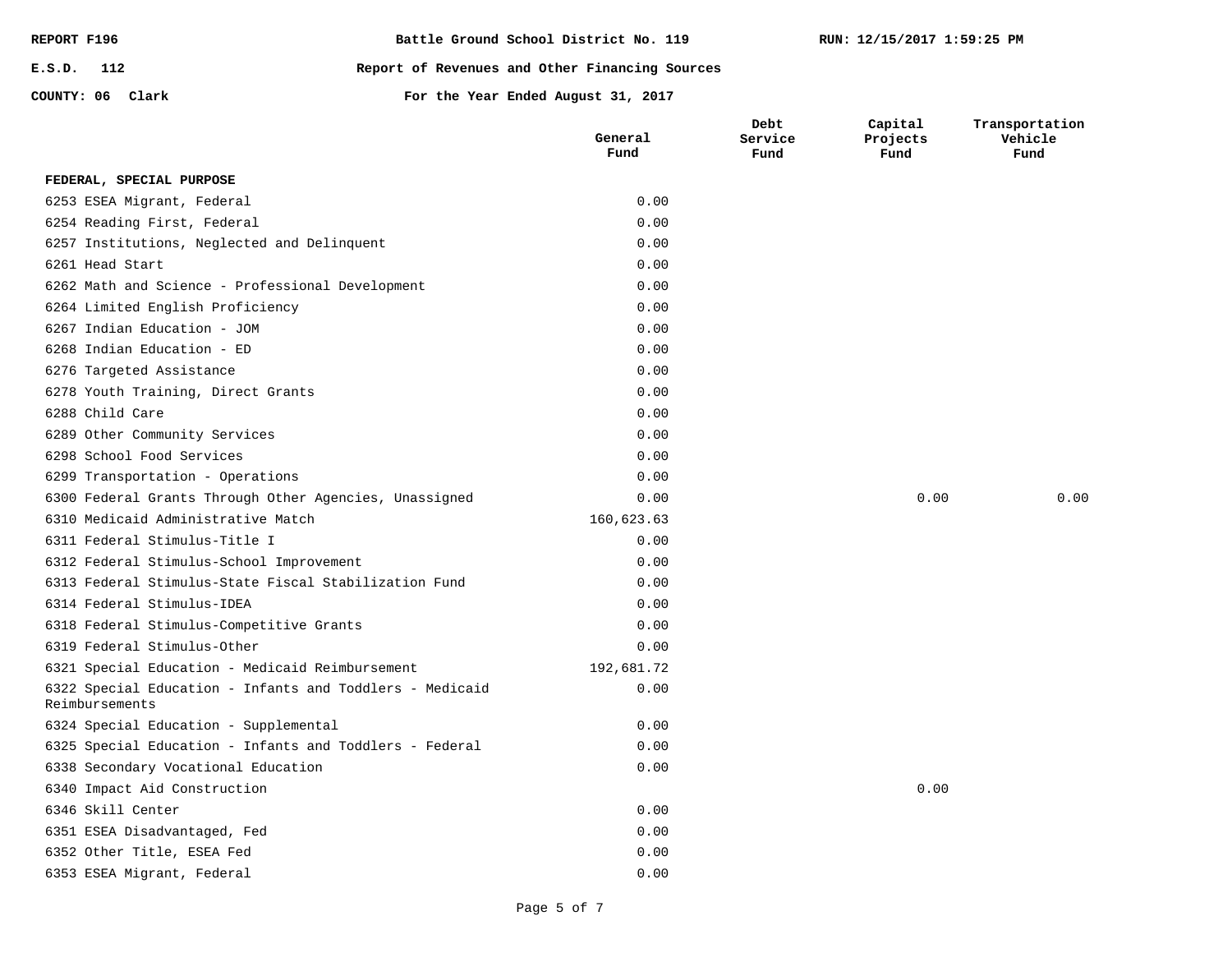REPORT F196 | Battle Ground School District No. 119 | RUN: 12/15/2017 1:59:25 PM

E.S.D. 112 | Report of Revenues and Other Financing Sources

COUNTY: 06 Clark | For the Year Ended August 31, 2017

| | General Fund | Debt Service Fund | Capital Projects Fund | Transportation Vehicle Fund |
|---|---|---|---|---|
| **FEDERAL, SPECIAL PURPOSE** | | | | |
| 6253 ESEA Migrant, Federal | 0.00 | | | |
| 6254 Reading First, Federal | 0.00 | | | |
| 6257 Institutions, Neglected and Delinquent | 0.00 | | | |
| 6261 Head Start | 0.00 | | | |
| 6262 Math and Science - Professional Development | 0.00 | | | |
| 6264 Limited English Proficiency | 0.00 | | | |
| 6267 Indian Education - JOM | 0.00 | | | |
| 6268 Indian Education - ED | 0.00 | | | |
| 6276 Targeted Assistance | 0.00 | | | |
| 6278 Youth Training, Direct Grants | 0.00 | | | |
| 6288 Child Care | 0.00 | | | |
| 6289 Other Community Services | 0.00 | | | |
| 6298 School Food Services | 0.00 | | | |
| 6299 Transportation - Operations | 0.00 | | | |
| 6300 Federal Grants Through Other Agencies, Unassigned | 0.00 | | 0.00 | 0.00 |
| 6310 Medicaid Administrative Match | 160,623.63 | | | |
| 6311 Federal Stimulus-Title I | 0.00 | | | |
| 6312 Federal Stimulus-School Improvement | 0.00 | | | |
| 6313 Federal Stimulus-State Fiscal Stabilization Fund | 0.00 | | | |
| 6314 Federal Stimulus-IDEA | 0.00 | | | |
| 6318 Federal Stimulus-Competitive Grants | 0.00 | | | |
| 6319 Federal Stimulus-Other | 0.00 | | | |
| 6321 Special Education - Medicaid Reimbursement | 192,681.72 | | | |
| 6322 Special Education - Infants and Toddlers - Medicaid Reimbursements | 0.00 | | | |
| 6324 Special Education - Supplemental | 0.00 | | | |
| 6325 Special Education - Infants and Toddlers - Federal | 0.00 | | | |
| 6338 Secondary Vocational Education | 0.00 | | | |
| 6340 Impact Aid Construction | | | 0.00 | |
| 6346 Skill Center | 0.00 | | | |
| 6351 ESEA Disadvantaged, Fed | 0.00 | | | |
| 6352 Other Title, ESEA Fed | 0.00 | | | |
| 6353 ESEA Migrant, Federal | 0.00 | | | |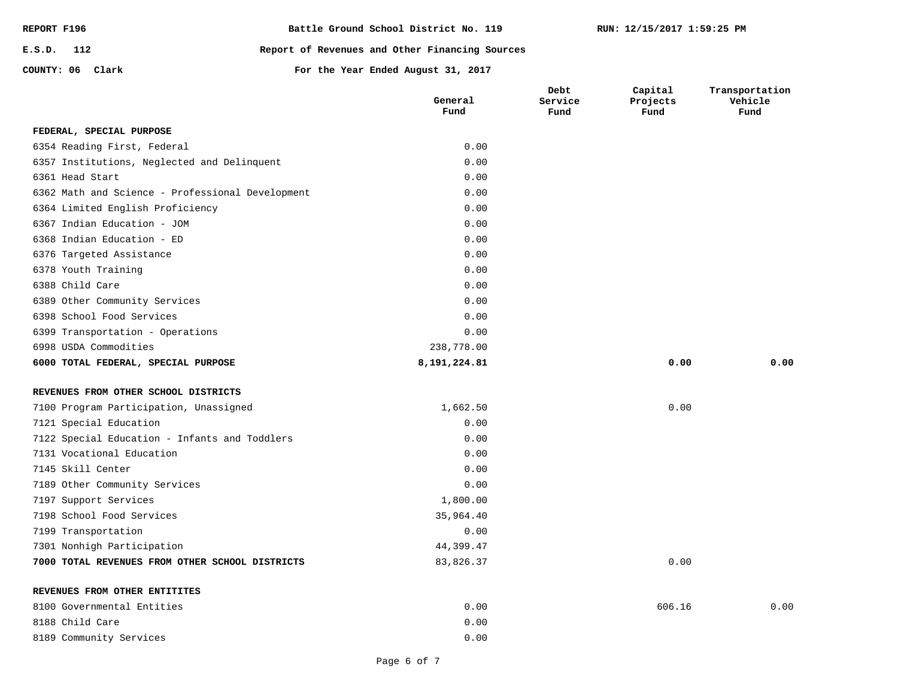REPORT F196 — Battle Ground School District No. 119 — RUN: 12/15/2017 1:59:25 PM

E.S.D. 112 — Report of Revenues and Other Financing Sources

COUNTY: 06 Clark — For the Year Ended August 31, 2017

| | General Fund | Debt Service Fund | Capital Projects Fund | Transportation Vehicle Fund |
|---|---|---|---|---|
| **FEDERAL, SPECIAL PURPOSE** | | | | |
| 6354 Reading First, Federal | 0.00 | | | |
| 6357 Institutions, Neglected and Delinquent | 0.00 | | | |
| 6361 Head Start | 0.00 | | | |
| 6362 Math and Science - Professional Development | 0.00 | | | |
| 6364 Limited English Proficiency | 0.00 | | | |
| 6367 Indian Education - JOM | 0.00 | | | |
| 6368 Indian Education - ED | 0.00 | | | |
| 6376 Targeted Assistance | 0.00 | | | |
| 6378 Youth Training | 0.00 | | | |
| 6388 Child Care | 0.00 | | | |
| 6389 Other Community Services | 0.00 | | | |
| 6398 School Food Services | 0.00 | | | |
| 6399 Transportation - Operations | 0.00 | | | |
| 6998 USDA Commodities | 238,778.00 | | | |
| **6000 TOTAL FEDERAL, SPECIAL PURPOSE** | **8,191,224.81** | | **0.00** | **0.00** |
| | | | | |
| **REVENUES FROM OTHER SCHOOL DISTRICTS** | | | | |
| 7100 Program Participation, Unassigned | 1,662.50 | | 0.00 | |
| 7121 Special Education | 0.00 | | | |
| 7122 Special Education - Infants and Toddlers | 0.00 | | | |
| 7131 Vocational Education | 0.00 | | | |
| 7145 Skill Center | 0.00 | | | |
| 7189 Other Community Services | 0.00 | | | |
| 7197 Support Services | 1,800.00 | | | |
| 7198 School Food Services | 35,964.40 | | | |
| 7199 Transportation | 0.00 | | | |
| 7301 Nonhigh Participation | 44,399.47 | | | |
| **7000 TOTAL REVENUES FROM OTHER SCHOOL DISTRICTS** | 83,826.37 | | 0.00 | |
| | | | | |
| **REVENUES FROM OTHER ENTITITES** | | | | |
| 8100 Governmental Entities | 0.00 | | 606.16 | 0.00 |
| 8188 Child Care | 0.00 | | | |
| 8189 Community Services | 0.00 | | | |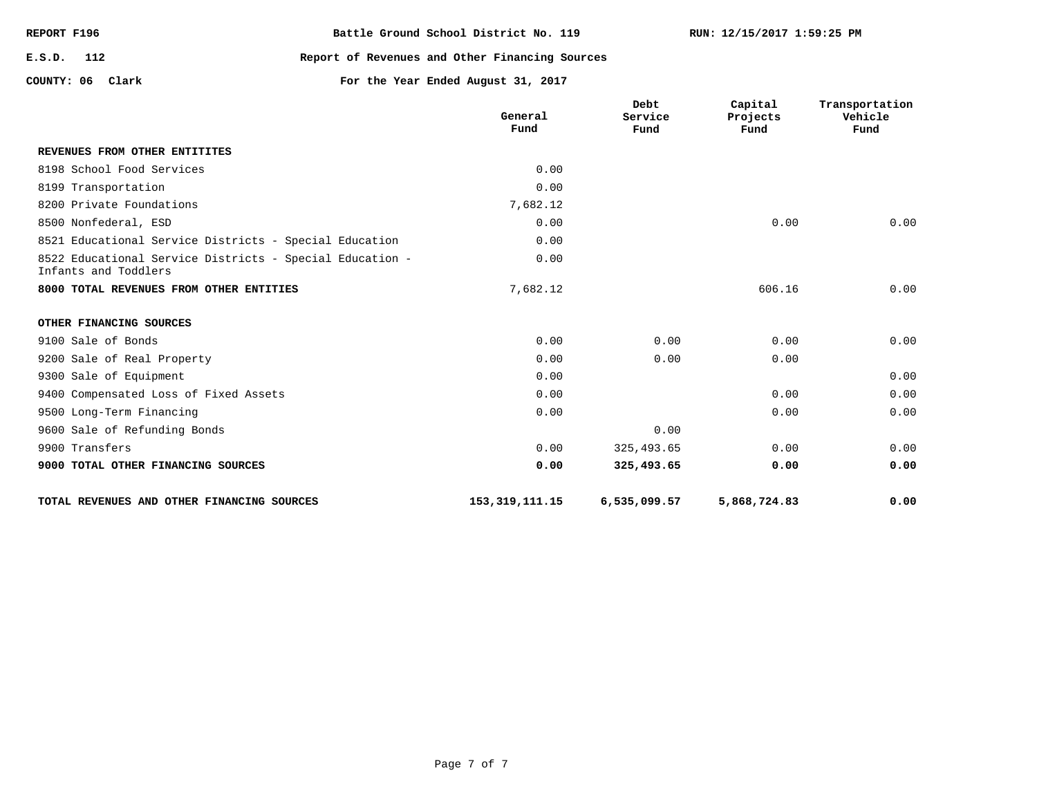REPORT F196 — Battle Ground School District No. 119 — RUN: 12/15/2017 1:59:25 PM

E.S.D. 112 — Report of Revenues and Other Financing Sources

COUNTY: 06 Clark — For the Year Ended August 31, 2017

| | General Fund | Debt Service Fund | Capital Projects Fund | Transportation Vehicle Fund |
|---|---|---|---|---|
| **REVENUES FROM OTHER ENTITITES** | | | | |
| 8198 School Food Services | 0.00 | | | |
| 8199 Transportation | 0.00 | | | |
| 8200 Private Foundations | 7,682.12 | | | |
| 8500 Nonfederal, ESD | 0.00 | | 0.00 | 0.00 |
| 8521 Educational Service Districts - Special Education | 0.00 | | | |
| 8522 Educational Service Districts - Special Education - Infants and Toddlers | 0.00 | | | |
| **8000 TOTAL REVENUES FROM OTHER ENTITIES** | 7,682.12 | | 606.16 | 0.00 |
| **OTHER FINANCING SOURCES** | | | | |
| 9100 Sale of Bonds | 0.00 | 0.00 | 0.00 | 0.00 |
| 9200 Sale of Real Property | 0.00 | 0.00 | 0.00 | |
| 9300 Sale of Equipment | 0.00 | | | 0.00 |
| 9400 Compensated Loss of Fixed Assets | 0.00 | | 0.00 | 0.00 |
| 9500 Long-Term Financing | 0.00 | | 0.00 | 0.00 |
| 9600 Sale of Refunding Bonds | | 0.00 | | |
| 9900 Transfers | 0.00 | 325,493.65 | 0.00 | 0.00 |
| **9000 TOTAL OTHER FINANCING SOURCES** | **0.00** | **325,493.65** | **0.00** | **0.00** |
| **TOTAL REVENUES AND OTHER FINANCING SOURCES** | **153,319,111.15** | **6,535,099.57** | **5,868,724.83** | **0.00** |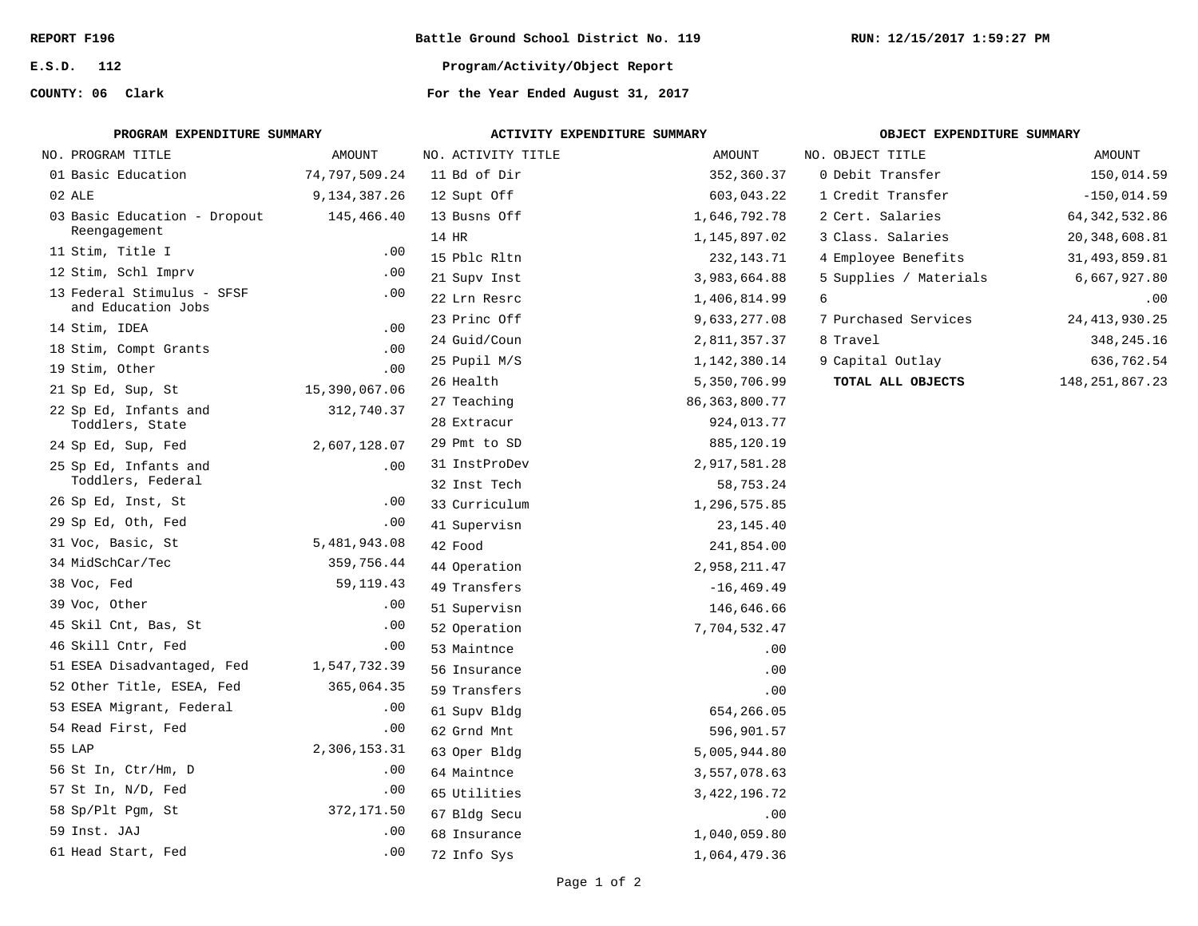REPORT F196

E.S.D. 112

COUNTY: 06 Clark

**Battle Ground School District No. 119**

**Program/Activity/Object Report**

**For the Year Ended August 31, 2017**

RUN: 12/15/2017 1:59:27 PM

## PROGRAM EXPENDITURE SUMMARY

| NO. | PROGRAM TITLE | AMOUNT |
|---|---|---|
| 01 | Basic Education | 74,797,509.24 |
| 02 | ALE | 9,134,387.26 |
| 03 | Basic Education - Dropout Reengagement | 145,466.40 |
| 11 | Stim, Title I | .00 |
| 12 | Stim, Schl Imprv | .00 |
| 13 | Federal Stimulus - SFSF and Education Jobs | .00 |
| 14 | Stim, IDEA | .00 |
| 18 | Stim, Compt Grants | .00 |
| 19 | Stim, Other | .00 |
| 21 | Sp Ed, Sup, St | 15,390,067.06 |
| 22 | Sp Ed, Infants and Toddlers, State | 312,740.37 |
| 24 | Sp Ed, Sup, Fed | 2,607,128.07 |
| 25 | Sp Ed, Infants and Toddlers, Federal | .00 |
| 26 | Sp Ed, Inst, St | .00 |
| 29 | Sp Ed, Oth, Fed | .00 |
| 31 | Voc, Basic, St | 5,481,943.08 |
| 34 | MidSchCar/Tec | 359,756.44 |
| 38 | Voc, Fed | 59,119.43 |
| 39 | Voc, Other | .00 |
| 45 | Skil Cnt, Bas, St | .00 |
| 46 | Skill Cntr, Fed | .00 |
| 51 | ESEA Disadvantaged, Fed | 1,547,732.39 |
| 52 | Other Title, ESEA, Fed | 365,064.35 |
| 53 | ESEA Migrant, Federal | .00 |
| 54 | Read First, Fed | .00 |
| 55 | LAP | 2,306,153.31 |
| 56 | St In, Ctr/Hm, D | .00 |
| 57 | St In, N/D, Fed | .00 |
| 58 | Sp/Plt Pgm, St | 372,171.50 |
| 59 | Inst. JAJ | .00 |
| 61 | Head Start, Fed | .00 |

## ACTIVITY EXPENDITURE SUMMARY

| NO. | ACTIVITY TITLE | AMOUNT |
|---|---|---|
| 11 | Bd of Dir | 352,360.37 |
| 12 | Supt Off | 603,043.22 |
| 13 | Busns Off | 1,646,792.78 |
| 14 | HR | 1,145,897.02 |
| 15 | Pblc Rltn | 232,143.71 |
| 21 | Supv Inst | 3,983,664.88 |
| 22 | Lrn Resrc | 1,406,814.99 |
| 23 | Princ Off | 9,633,277.08 |
| 24 | Guid/Coun | 2,811,357.37 |
| 25 | Pupil M/S | 1,142,380.14 |
| 26 | Health | 5,350,706.99 |
| 27 | Teaching | 86,363,800.77 |
| 28 | Extracur | 924,013.77 |
| 29 | Pmt to SD | 885,120.19 |
| 31 | InstProDev | 2,917,581.28 |
| 32 | Inst Tech | 58,753.24 |
| 33 | Curriculum | 1,296,575.85 |
| 41 | Supervisn | 23,145.40 |
| 42 | Food | 241,854.00 |
| 44 | Operation | 2,958,211.47 |
| 49 | Transfers | -16,469.49 |
| 51 | Supervisn | 146,646.66 |
| 52 | Operation | 7,704,532.47 |
| 53 | Maintnce | .00 |
| 56 | Insurance | .00 |
| 59 | Transfers | .00 |
| 61 | Supv Bldg | 654,266.05 |
| 62 | Grnd Mnt | 596,901.57 |
| 63 | Oper Bldg | 5,005,944.80 |
| 64 | Maintnce | 3,557,078.63 |
| 65 | Utilities | 3,422,196.72 |
| 67 | Bldg Secu | .00 |
| 68 | Insurance | 1,040,059.80 |
| 72 | Info Sys | 1,064,479.36 |

## OBJECT EXPENDITURE SUMMARY

| NO. | OBJECT TITLE | AMOUNT |
|---|---|---|
| 0 | Debit Transfer | 150,014.59 |
| 1 | Credit Transfer | -150,014.59 |
| 2 | Cert. Salaries | 64,342,532.86 |
| 3 | Class. Salaries | 20,348,608.81 |
| 4 | Employee Benefits | 31,493,859.81 |
| 5 | Supplies / Materials | 6,667,927.80 |
| 6 | | .00 |
| 7 | Purchased Services | 24,413,930.25 |
| 8 | Travel | 348,245.16 |
| 9 | Capital Outlay | 636,762.54 |
| | **TOTAL ALL OBJECTS** | 148,251,867.23 |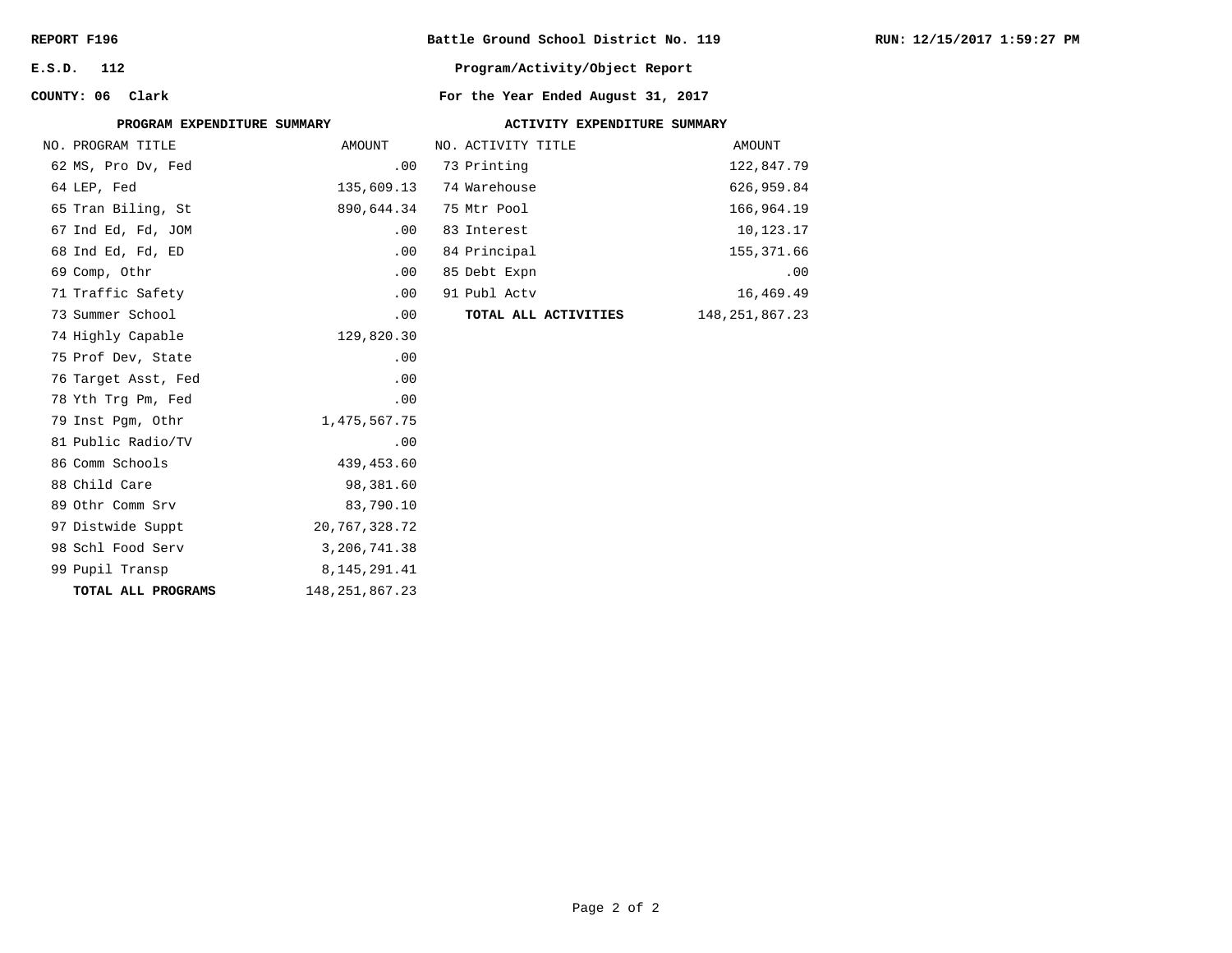**REPORT F196** | **Battle Ground School District No. 119** | **RUN: 12/15/2017 1:59:27 PM**

**E.S.D. 112** | **Program/Activity/Object Report**

**COUNTY: 06 Clark** | **For the Year Ended August 31, 2017**

### PROGRAM EXPENDITURE SUMMARY

| NO. | PROGRAM TITLE | AMOUNT |
|---|---|---|
| 62 | MS, Pro Dv, Fed | .00 |
| 64 | LEP, Fed | 135,609.13 |
| 65 | Tran Biling, St | 890,644.34 |
| 67 | Ind Ed, Fd, JOM | .00 |
| 68 | Ind Ed, Fd, ED | .00 |
| 69 | Comp, Othr | .00 |
| 71 | Traffic Safety | .00 |
| 73 | Summer School | .00 |
| 74 | Highly Capable | 129,820.30 |
| 75 | Prof Dev, State | .00 |
| 76 | Target Asst, Fed | .00 |
| 78 | Yth Trg Pm, Fed | .00 |
| 79 | Inst Pgm, Othr | 1,475,567.75 |
| 81 | Public Radio/TV | .00 |
| 86 | Comm Schools | 439,453.60 |
| 88 | Child Care | 98,381.60 |
| 89 | Othr Comm Srv | 83,790.10 |
| 97 | Distwide Suppt | 20,767,328.72 |
| 98 | Schl Food Serv | 3,206,741.38 |
| 99 | Pupil Transp | 8,145,291.41 |
| | **TOTAL ALL PROGRAMS** | 148,251,867.23 |

### ACTIVITY EXPENDITURE SUMMARY

| NO. | ACTIVITY TITLE | AMOUNT |
|---|---|---|
| 73 | Printing | 122,847.79 |
| 74 | Warehouse | 626,959.84 |
| 75 | Mtr Pool | 166,964.19 |
| 83 | Interest | 10,123.17 |
| 84 | Principal | 155,371.66 |
| 85 | Debt Expn | .00 |
| 91 | Publ Actv | 16,469.49 |
| | **TOTAL ALL ACTIVITIES** | 148,251,867.23 |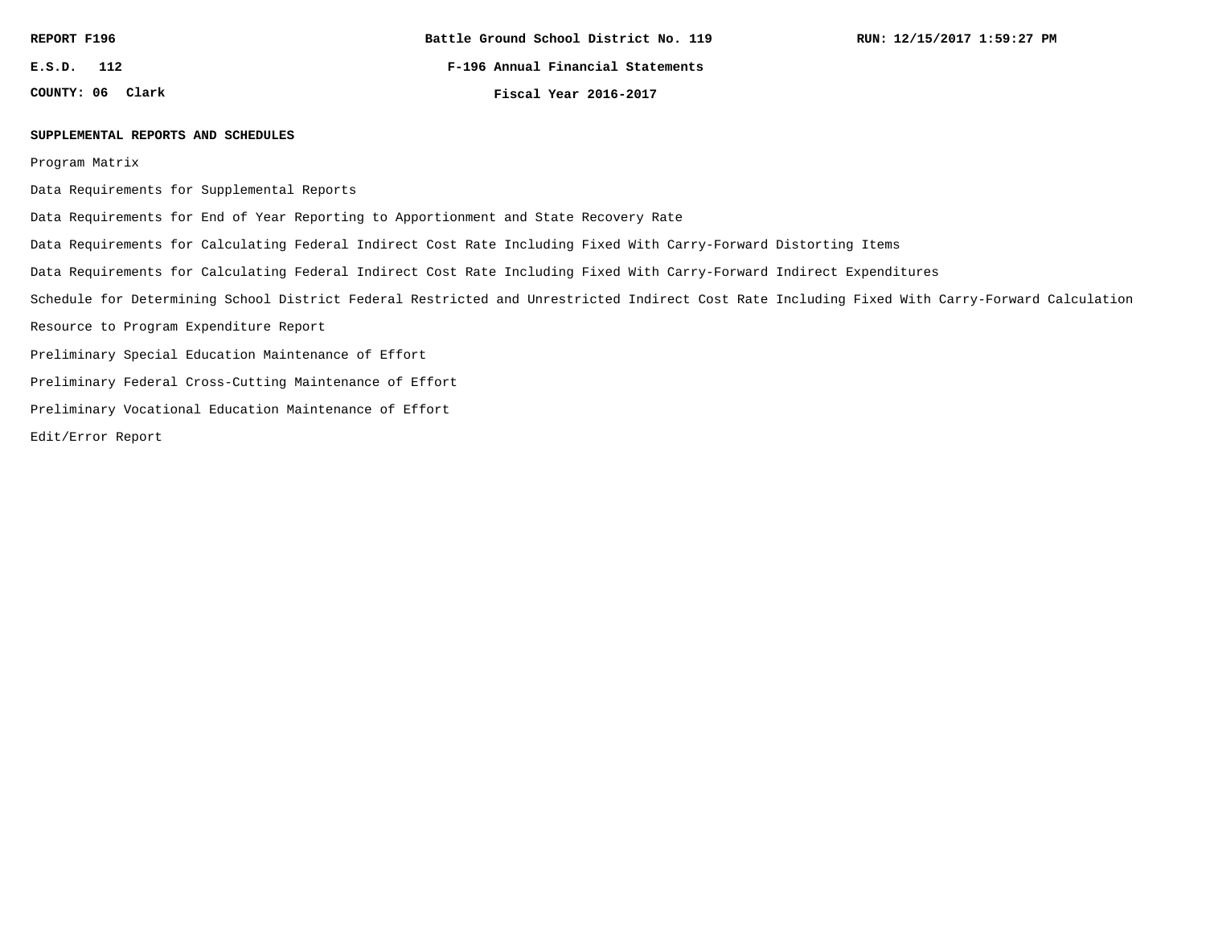REPORT F196 | Battle Ground School District No. 119 | RUN: 12/15/2017 1:59:27 PM

E.S.D. 112 | F-196 Annual Financial Statements

COUNTY: 06 Clark | Fiscal Year 2016-2017

**SUPPLEMENTAL REPORTS AND SCHEDULES**

Program Matrix

Data Requirements for Supplemental Reports

Data Requirements for End of Year Reporting to Apportionment and State Recovery Rate

Data Requirements for Calculating Federal Indirect Cost Rate Including Fixed With Carry-Forward Distorting Items

Data Requirements for Calculating Federal Indirect Cost Rate Including Fixed With Carry-Forward Indirect Expenditures

Schedule for Determining School District Federal Restricted and Unrestricted Indirect Cost Rate Including Fixed With Carry-Forward Calculation

Resource to Program Expenditure Report

Preliminary Special Education Maintenance of Effort

Preliminary Federal Cross-Cutting Maintenance of Effort

Preliminary Vocational Education Maintenance of Effort

Edit/Error Report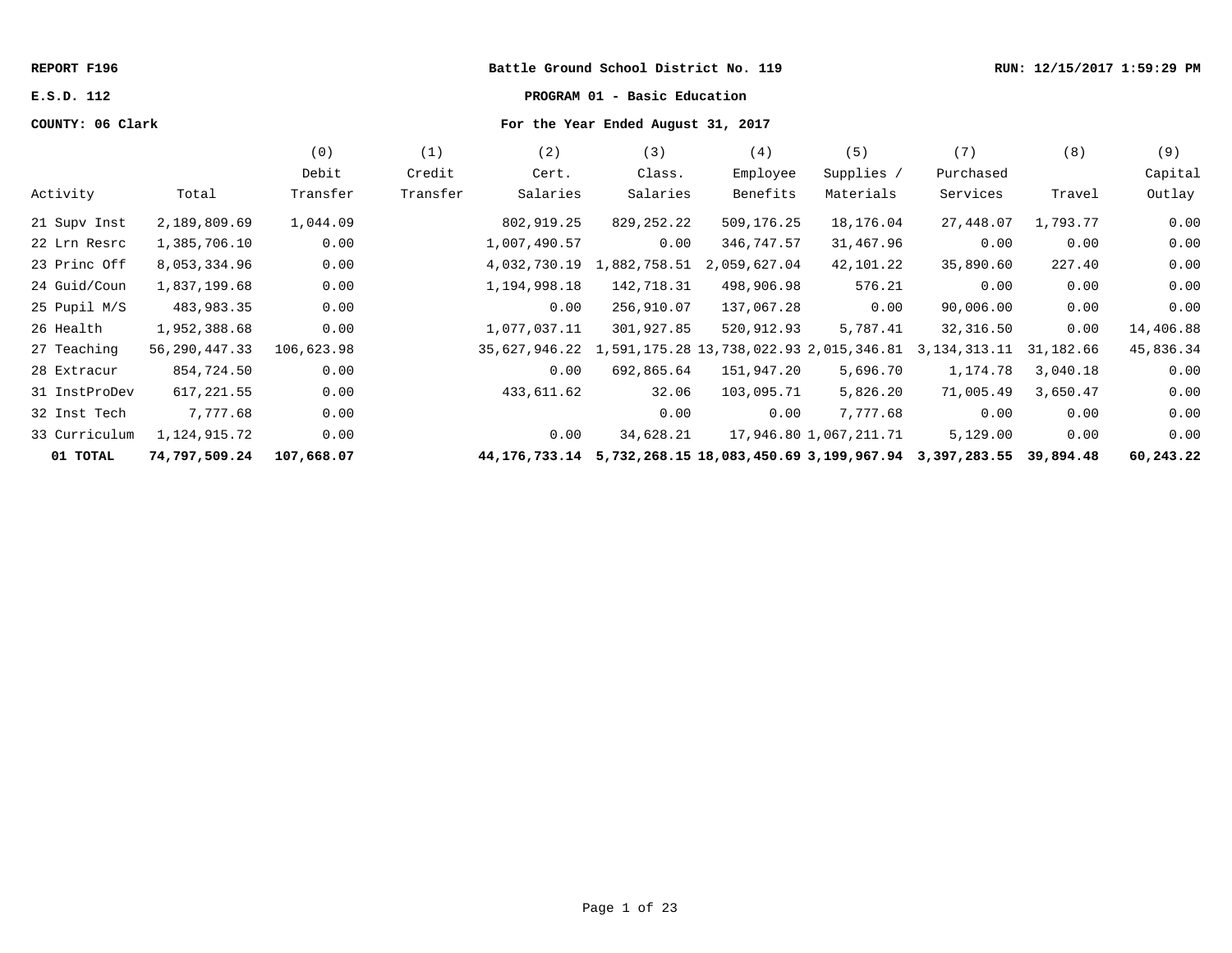**REPORT F196** | **Battle Ground School District No. 119** | **RUN: 12/15/2017 1:59:29 PM**

**E.S.D. 112** | **PROGRAM 01 - Basic Education**

**COUNTY: 06 Clark** | **For the Year Ended August 31, 2017**

| Activity | Total | (0) Debit Transfer | (1) Credit Transfer | (2) Cert. Salaries | (3) Class. Salaries | (4) Employee Benefits | (5) Supplies / Materials | (7) Purchased Services | (8) Travel | (9) Capital Outlay |
|---|---|---|---|---|---|---|---|---|---|---|
| 21 Supv Inst | 2,189,809.69 | 1,044.09 | | 802,919.25 | 829,252.22 | 509,176.25 | 18,176.04 | 27,448.07 | 1,793.77 | 0.00 |
| 22 Lrn Resrc | 1,385,706.10 | 0.00 | | 1,007,490.57 | 0.00 | 346,747.57 | 31,467.96 | 0.00 | 0.00 | 0.00 |
| 23 Princ Off | 8,053,334.96 | 0.00 | | 4,032,730.19 | 1,882,758.51 | 2,059,627.04 | 42,101.22 | 35,890.60 | 227.40 | 0.00 |
| 24 Guid/Coun | 1,837,199.68 | 0.00 | | 1,194,998.18 | 142,718.31 | 498,906.98 | 576.21 | 0.00 | 0.00 | 0.00 |
| 25 Pupil M/S | 483,983.35 | 0.00 | | 0.00 | 256,910.07 | 137,067.28 | 0.00 | 90,006.00 | 0.00 | 0.00 |
| 26 Health | 1,952,388.68 | 0.00 | | 1,077,037.11 | 301,927.85 | 520,912.93 | 5,787.41 | 32,316.50 | 0.00 | 14,406.88 |
| 27 Teaching | 56,290,447.33 | 106,623.98 | | 35,627,946.22 | 1,591,175.28 | 13,738,022.93 | 2,015,346.81 | 3,134,313.11 | 31,182.66 | 45,836.34 |
| 28 Extracur | 854,724.50 | 0.00 | | 0.00 | 692,865.64 | 151,947.20 | 5,696.70 | 1,174.78 | 3,040.18 | 0.00 |
| 31 InstProDev | 617,221.55 | 0.00 | | 433,611.62 | 32.06 | 103,095.71 | 5,826.20 | 71,005.49 | 3,650.47 | 0.00 |
| 32 Inst Tech | 7,777.68 | 0.00 | | | 0.00 | 0.00 | 7,777.68 | 0.00 | 0.00 | 0.00 |
| 33 Curriculum | 1,124,915.72 | 0.00 | | 0.00 | 34,628.21 | 17,946.80 | 1,067,211.71 | 5,129.00 | 0.00 | 0.00 |
| **01 TOTAL** | **74,797,509.24** | **107,668.07** | | **44,176,733.14** | **5,732,268.15** | **18,083,450.69** | **3,199,967.94** | **3,397,283.55** | **39,894.48** | **60,243.22** |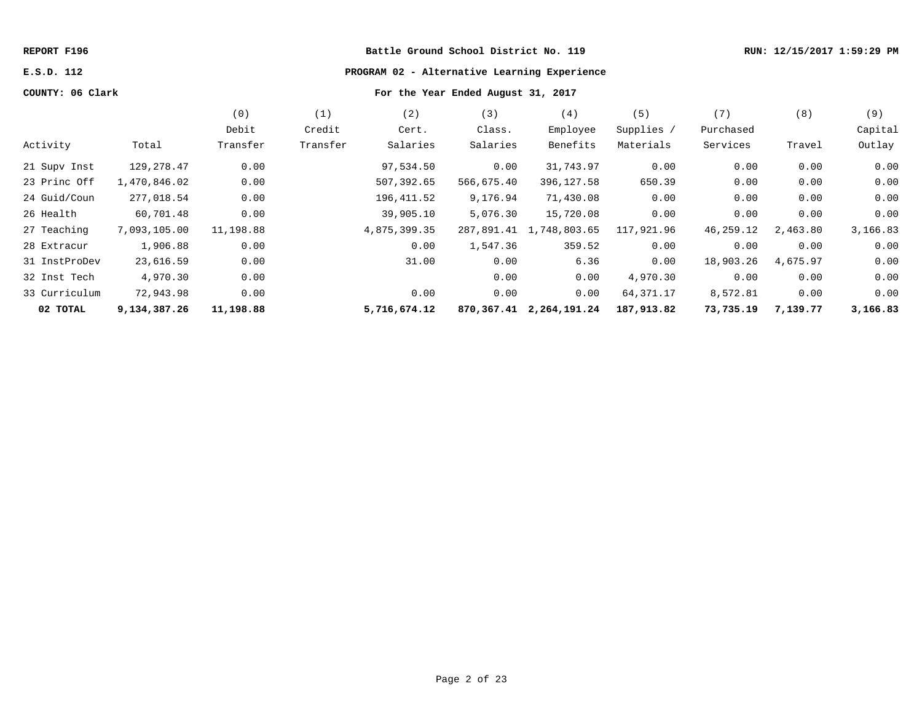REPORT F196 | Battle Ground School District No. 119 | RUN: 12/15/2017 1:59:29 PM

E.S.D. 112 | **PROGRAM 02 - Alternative Learning Experience**

COUNTY: 06 Clark | **For the Year Ended August 31, 2017**

| Activity | Total | (0) Debit Transfer | (1) Credit Transfer | (2) Cert. Salaries | (3) Class. Salaries | (4) Employee Benefits | (5) Supplies / Materials | (7) Purchased Services | (8) Travel | (9) Capital Outlay |
|---|---|---|---|---|---|---|---|---|---|---|
| 21 Supv Inst | 129,278.47 | 0.00 | | 97,534.50 | 0.00 | 31,743.97 | 0.00 | 0.00 | 0.00 | 0.00 |
| 23 Princ Off | 1,470,846.02 | 0.00 | | 507,392.65 | 566,675.40 | 396,127.58 | 650.39 | 0.00 | 0.00 | 0.00 |
| 24 Guid/Coun | 277,018.54 | 0.00 | | 196,411.52 | 9,176.94 | 71,430.08 | 0.00 | 0.00 | 0.00 | 0.00 |
| 26 Health | 60,701.48 | 0.00 | | 39,905.10 | 5,076.30 | 15,720.08 | 0.00 | 0.00 | 0.00 | 0.00 |
| 27 Teaching | 7,093,105.00 | 11,198.88 | | 4,875,399.35 | 287,891.41 | 1,748,803.65 | 117,921.96 | 46,259.12 | 2,463.80 | 3,166.83 |
| 28 Extracur | 1,906.88 | 0.00 | | 0.00 | 1,547.36 | 359.52 | 0.00 | 0.00 | 0.00 | 0.00 |
| 31 InstProDev | 23,616.59 | 0.00 | | 31.00 | 0.00 | 6.36 | 0.00 | 18,903.26 | 4,675.97 | 0.00 |
| 32 Inst Tech | 4,970.30 | 0.00 | | | 0.00 | 0.00 | 4,970.30 | 0.00 | 0.00 | 0.00 |
| 33 Curriculum | 72,943.98 | 0.00 | | 0.00 | 0.00 | 0.00 | 64,371.17 | 8,572.81 | 0.00 | 0.00 |
| **02 TOTAL** | **9,134,387.26** | **11,198.88** | | **5,716,674.12** | **870,367.41** | **2,264,191.24** | **187,913.82** | **73,735.19** | **7,139.77** | **3,166.83** |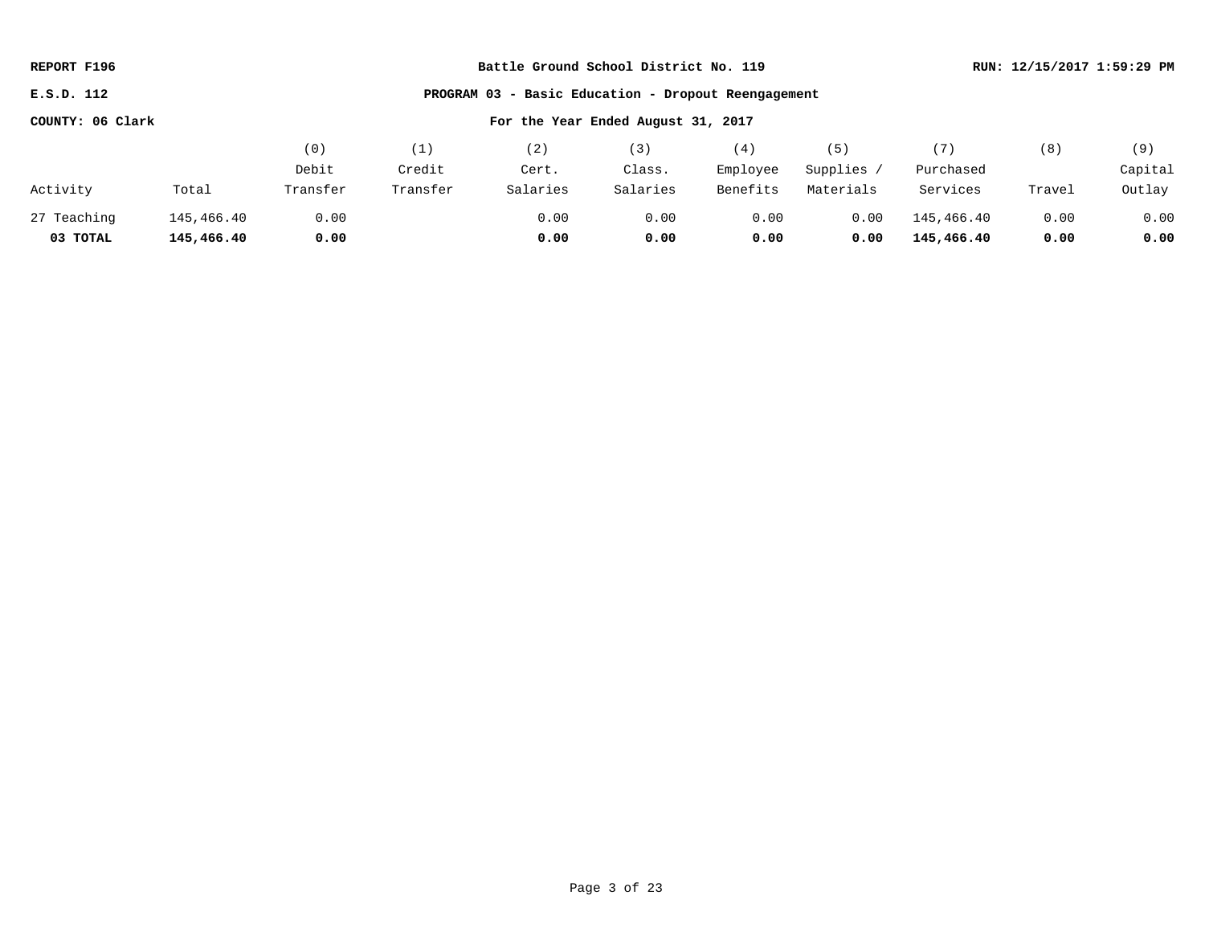**REPORT F196** | **Battle Ground School District No. 119** | **RUN: 12/15/2017 1:59:29 PM**

**E.S.D. 112** | **PROGRAM 03 - Basic Education - Dropout Reengagement**

**COUNTY: 06 Clark** | **For the Year Ended August 31, 2017**

| Activity | Total | (0) Debit Transfer | (1) Credit Transfer | (2) Cert. Salaries | (3) Class. Salaries | (4) Employee Benefits | (5) Supplies / Materials | (7) Purchased Services | (8) Travel | (9) Capital Outlay |
|---|---|---|---|---|---|---|---|---|---|---|
| 27 Teaching | 145,466.40 | 0.00 | | 0.00 | 0.00 | 0.00 | 0.00 | 145,466.40 | 0.00 | 0.00 |
| **03 TOTAL** | **145,466.40** | **0.00** | | **0.00** | **0.00** | **0.00** | **0.00** | **145,466.40** | **0.00** | **0.00** |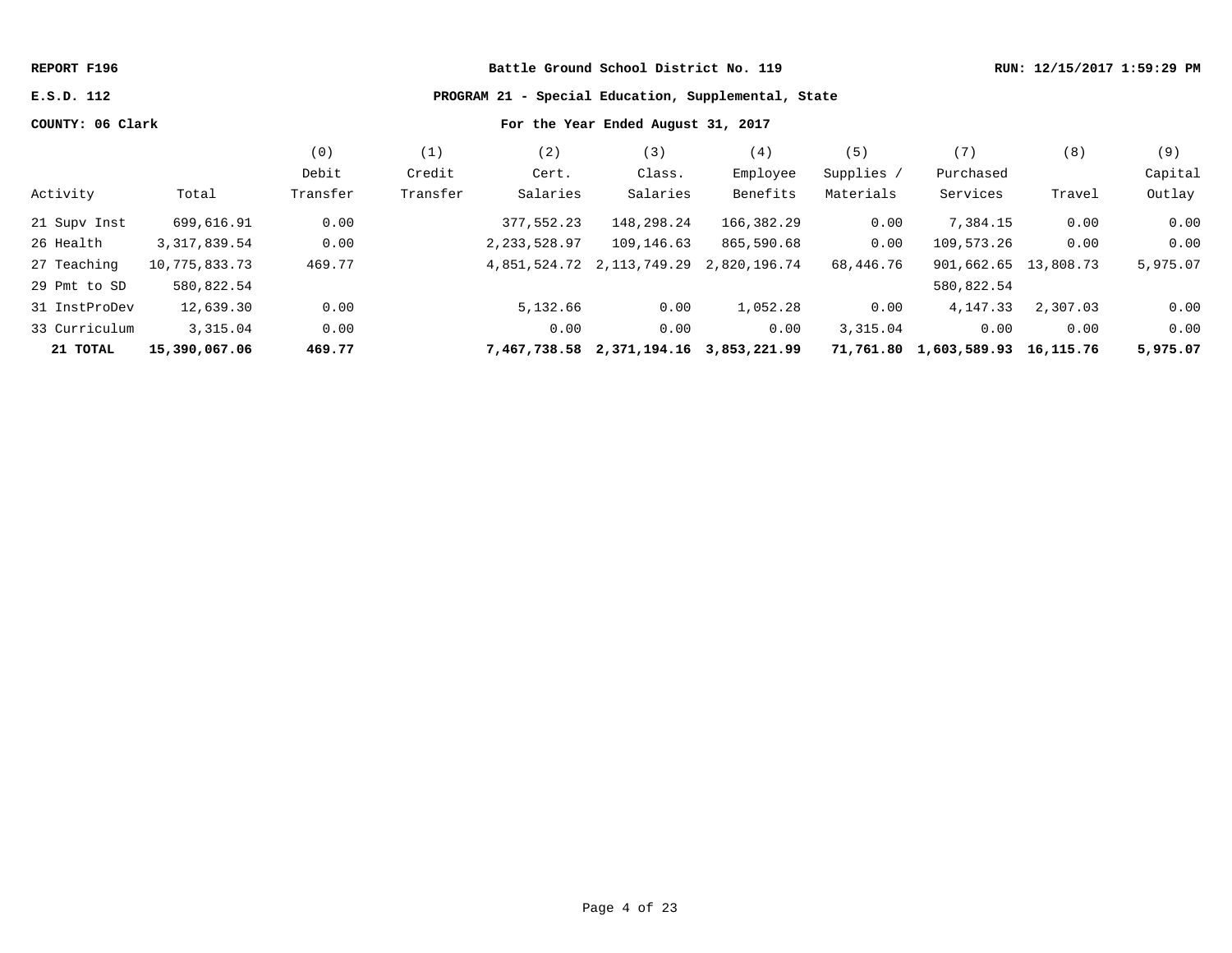REPORT F196 | Battle Ground School District No. 119 | RUN: 12/15/2017 1:59:29 PM

E.S.D. 112 | PROGRAM 21 - Special Education, Supplemental, State

COUNTY: 06 Clark | For the Year Ended August 31, 2017

| Activity | Total | (0) Debit Transfer | (1) Credit Transfer | (2) Cert. Salaries | (3) Class. Salaries | (4) Employee Benefits | (5) Supplies / Materials | (7) Purchased Services | (8) Travel | (9) Capital Outlay |
|---|---|---|---|---|---|---|---|---|---|---|
| 21 Supv Inst | 699,616.91 | 0.00 | | 377,552.23 | 148,298.24 | 166,382.29 | 0.00 | 7,384.15 | 0.00 | 0.00 |
| 26 Health | 3,317,839.54 | 0.00 | | 2,233,528.97 | 109,146.63 | 865,590.68 | 0.00 | 109,573.26 | 0.00 | 0.00 |
| 27 Teaching | 10,775,833.73 | 469.77 | | 4,851,524.72 | 2,113,749.29 | 2,820,196.74 | 68,446.76 | 901,662.65 | 13,808.73 | 5,975.07 |
| 29 Pmt to SD | 580,822.54 | | | | | | | 580,822.54 | | |
| 31 InstProDev | 12,639.30 | 0.00 | | 5,132.66 | 0.00 | 1,052.28 | 0.00 | 4,147.33 | 2,307.03 | 0.00 |
| 33 Curriculum | 3,315.04 | 0.00 | | 0.00 | 0.00 | 0.00 | 3,315.04 | 0.00 | 0.00 | 0.00 |
| **21 TOTAL** | **15,390,067.06** | **469.77** | | **7,467,738.58** | **2,371,194.16** | **3,853,221.99** | **71,761.80** | **1,603,589.93** | **16,115.76** | **5,975.07** |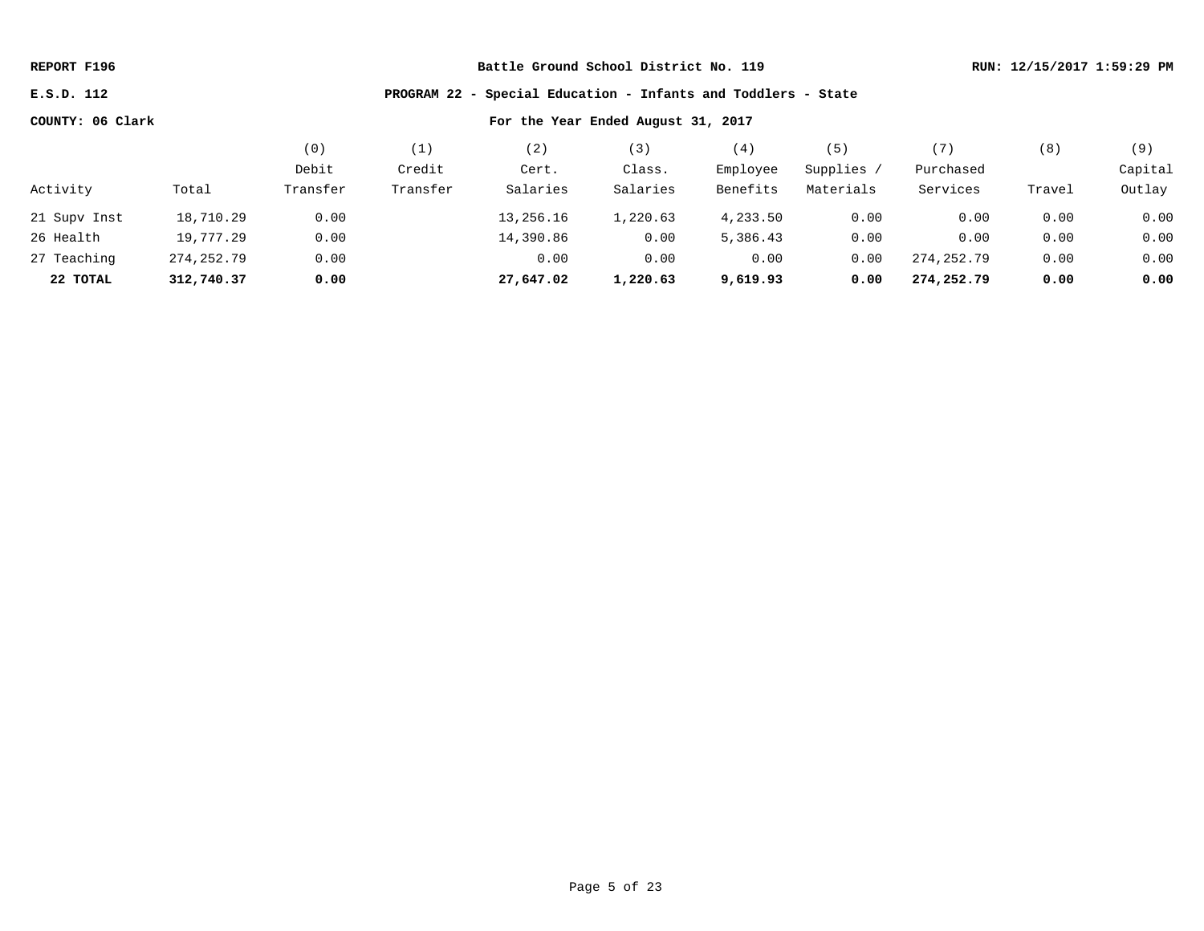**REPORT F196** | **Battle Ground School District No. 119** | **RUN: 12/15/2017 1:59:29 PM**

**E.S.D. 112** | **PROGRAM 22 - Special Education - Infants and Toddlers - State**

**COUNTY: 06 Clark** | **For the Year Ended August 31, 2017**

| Activity | Total | (0) Debit Transfer | (1) Credit Transfer | (2) Cert. Salaries | (3) Class. Salaries | (4) Employee Benefits | (5) Supplies / Materials | (7) Purchased Services | (8) Travel | (9) Capital Outlay |
|---|---|---|---|---|---|---|---|---|---|---|
| 21 Supv Inst | 18,710.29 | 0.00 | | 13,256.16 | 1,220.63 | 4,233.50 | 0.00 | 0.00 | 0.00 | 0.00 |
| 26 Health | 19,777.29 | 0.00 | | 14,390.86 | 0.00 | 5,386.43 | 0.00 | 0.00 | 0.00 | 0.00 |
| 27 Teaching | 274,252.79 | 0.00 | | 0.00 | 0.00 | 0.00 | 0.00 | 274,252.79 | 0.00 | 0.00 |
| **22 TOTAL** | **312,740.37** | **0.00** | | **27,647.02** | **1,220.63** | **9,619.93** | **0.00** | **274,252.79** | **0.00** | **0.00** |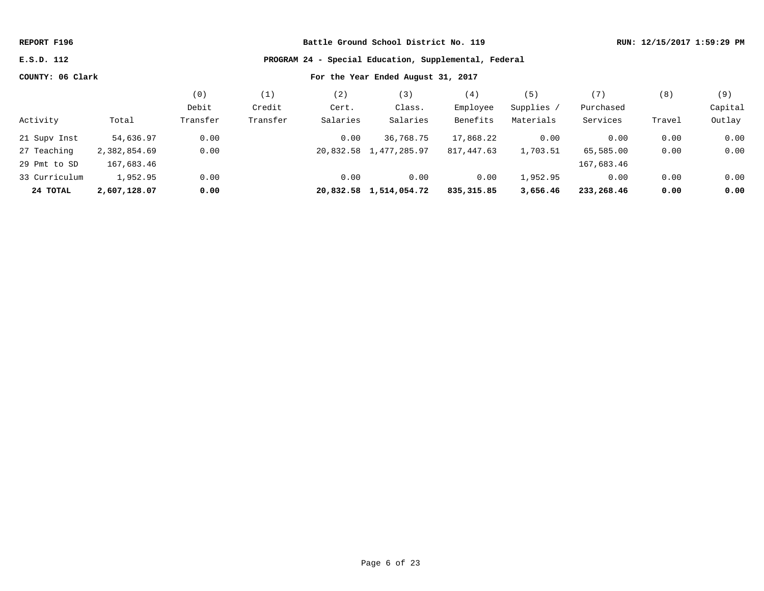REPORT F196 | Battle Ground School District No. 119 | RUN: 12/15/2017 1:59:29 PM

E.S.D. 112 | **PROGRAM 24 - Special Education, Supplemental, Federal**

COUNTY: 06 Clark | For the Year Ended August 31, 2017

| Activity | Total | (0) Debit Transfer | (1) Credit Transfer | (2) Cert. Salaries | (3) Class. Salaries | (4) Employee Benefits | (5) Supplies / Materials | (7) Purchased Services | (8) Travel | (9) Capital Outlay |
|---|---|---|---|---|---|---|---|---|---|---|
| 21 Supv Inst | 54,636.97 | 0.00 | | 0.00 | 36,768.75 | 17,868.22 | 0.00 | 0.00 | 0.00 | 0.00 |
| 27 Teaching | 2,382,854.69 | 0.00 | | 20,832.58 | 1,477,285.97 | 817,447.63 | 1,703.51 | 65,585.00 | 0.00 | 0.00 |
| 29 Pmt to SD | 167,683.46 | | | | | | | 167,683.46 | | |
| 33 Curriculum | 1,952.95 | 0.00 | | 0.00 | 0.00 | 0.00 | 1,952.95 | 0.00 | 0.00 | 0.00 |
| **24 TOTAL** | **2,607,128.07** | **0.00** | | **20,832.58** | **1,514,054.72** | **835,315.85** | **3,656.46** | **233,268.46** | **0.00** | **0.00** |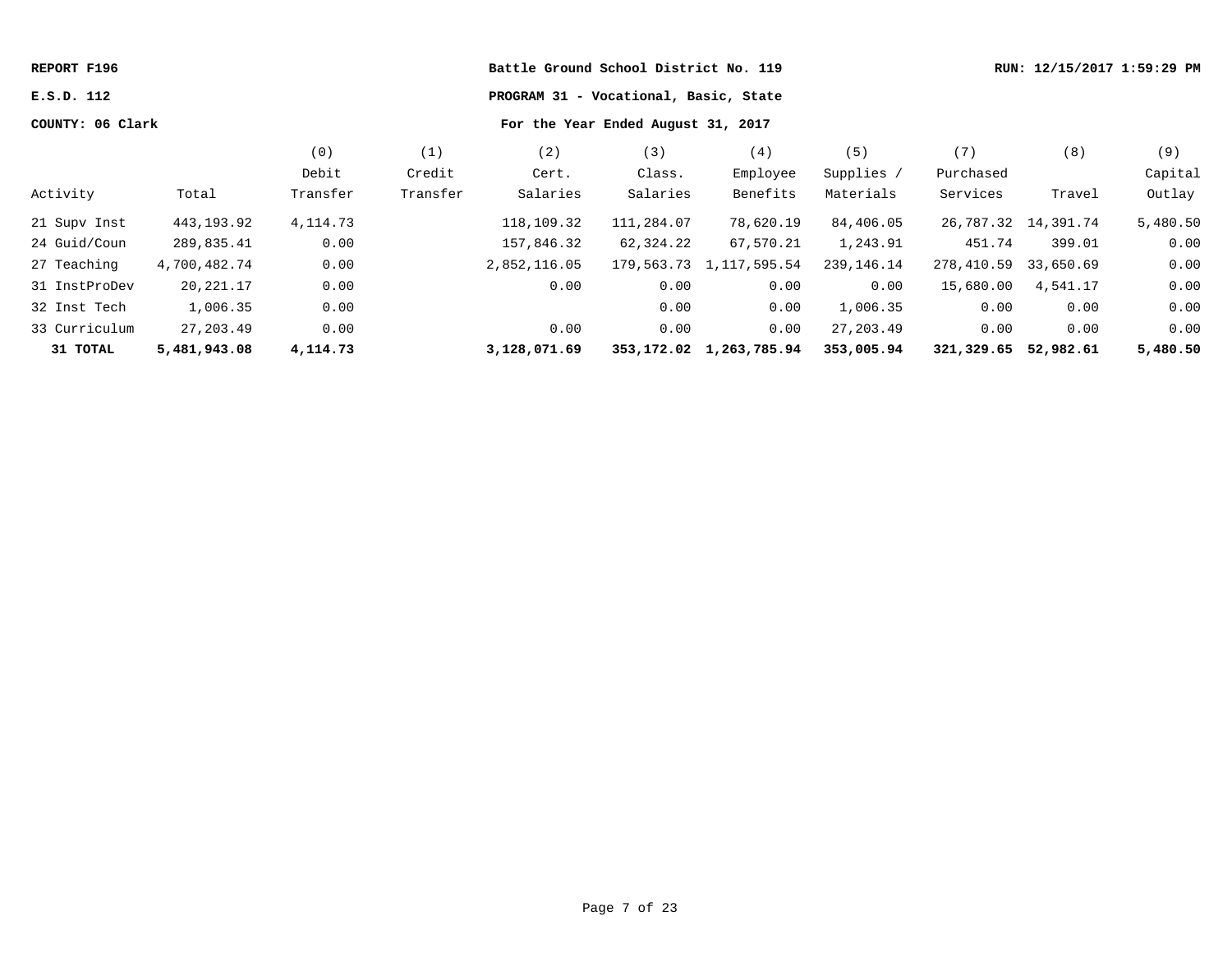REPORT F196 | Battle Ground School District No. 119 | RUN: 12/15/2017 1:59:29 PM

E.S.D. 112 | PROGRAM 31 - Vocational, Basic, State

COUNTY: 06 Clark | For the Year Ended August 31, 2017

| Activity | Total | (0) Debit Transfer | (1) Credit Transfer | (2) Cert. Salaries | (3) Class. Salaries | (4) Employee Benefits | (5) Supplies / Materials | (7) Purchased Services | (8) Travel | (9) Capital Outlay |
|---|---|---|---|---|---|---|---|---|---|---|
| 21 Supv Inst | 443,193.92 | 4,114.73 | | 118,109.32 | 111,284.07 | 78,620.19 | 84,406.05 | 26,787.32 | 14,391.74 | 5,480.50 |
| 24 Guid/Coun | 289,835.41 | 0.00 | | 157,846.32 | 62,324.22 | 67,570.21 | 1,243.91 | 451.74 | 399.01 | 0.00 |
| 27 Teaching | 4,700,482.74 | 0.00 | | 2,852,116.05 | 179,563.73 | 1,117,595.54 | 239,146.14 | 278,410.59 | 33,650.69 | 0.00 |
| 31 InstProDev | 20,221.17 | 0.00 | | 0.00 | 0.00 | 0.00 | 0.00 | 15,680.00 | 4,541.17 | 0.00 |
| 32 Inst Tech | 1,006.35 | 0.00 | | | 0.00 | 0.00 | 1,006.35 | 0.00 | 0.00 | 0.00 |
| 33 Curriculum | 27,203.49 | 0.00 | | 0.00 | 0.00 | 0.00 | 27,203.49 | 0.00 | 0.00 | 0.00 |
| **31 TOTAL** | **5,481,943.08** | **4,114.73** | | **3,128,071.69** | **353,172.02** | **1,263,785.94** | **353,005.94** | **321,329.65** | **52,982.61** | **5,480.50** |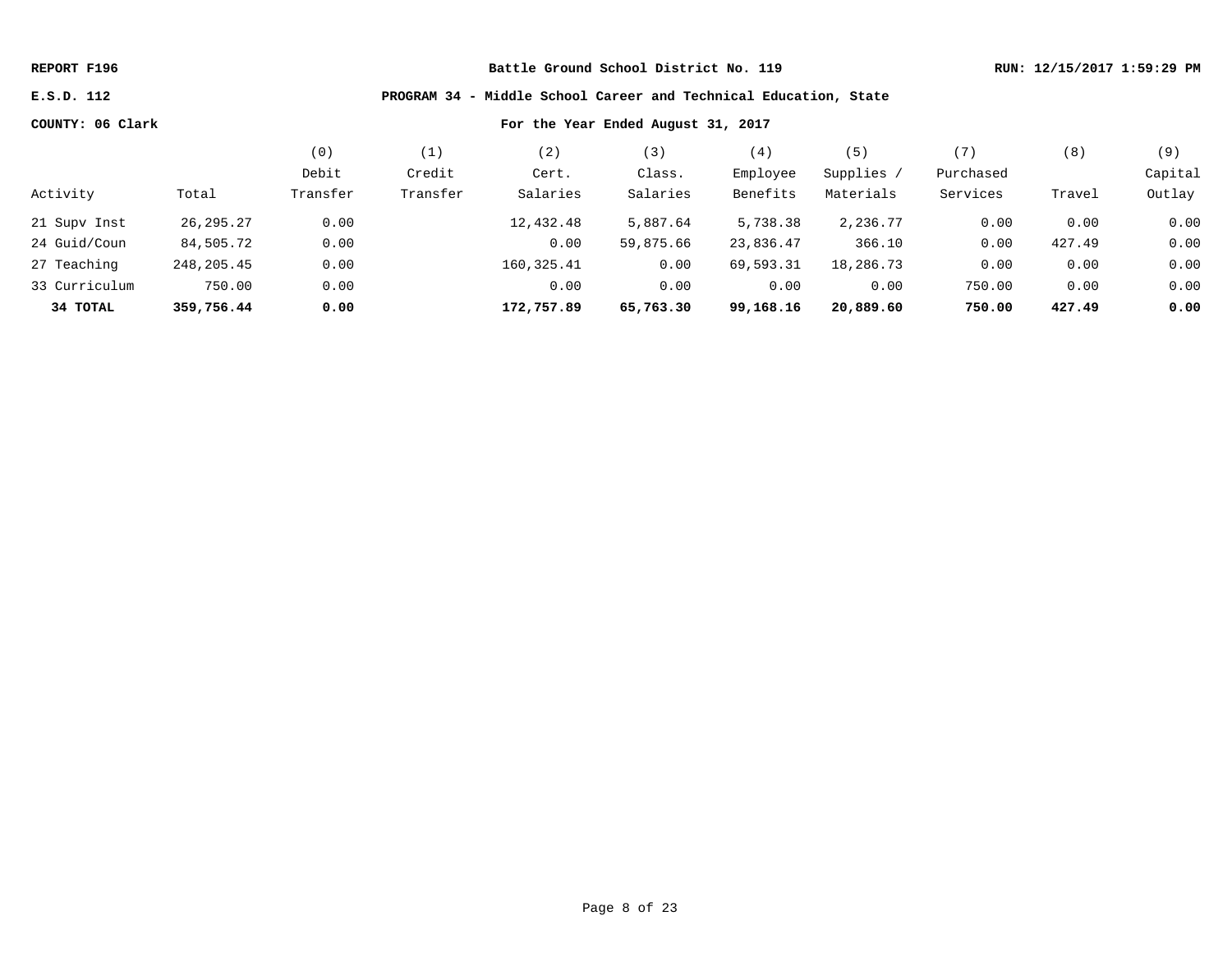**REPORT F196** | **Battle Ground School District No. 119** | **RUN: 12/15/2017 1:59:29 PM**

**E.S.D. 112** | **PROGRAM 34 - Middle School Career and Technical Education, State**

**COUNTY: 06 Clark** | **For the Year Ended August 31, 2017**

| Activity | Total | (0) Debit Transfer | (1) Credit Transfer | (2) Cert. Salaries | (3) Class. Salaries | (4) Employee Benefits | (5) Supplies / Materials | (7) Purchased Services | (8) Travel | (9) Capital Outlay |
|---|---|---|---|---|---|---|---|---|---|---|
| 21 Supv Inst | 26,295.27 | 0.00 | | 12,432.48 | 5,887.64 | 5,738.38 | 2,236.77 | 0.00 | 0.00 | 0.00 |
| 24 Guid/Coun | 84,505.72 | 0.00 | | 0.00 | 59,875.66 | 23,836.47 | 366.10 | 0.00 | 427.49 | 0.00 |
| 27 Teaching | 248,205.45 | 0.00 | | 160,325.41 | 0.00 | 69,593.31 | 18,286.73 | 0.00 | 0.00 | 0.00 |
| 33 Curriculum | 750.00 | 0.00 | | 0.00 | 0.00 | 0.00 | 0.00 | 750.00 | 0.00 | 0.00 |
| **34 TOTAL** | **359,756.44** | **0.00** | | **172,757.89** | **65,763.30** | **99,168.16** | **20,889.60** | **750.00** | **427.49** | **0.00** |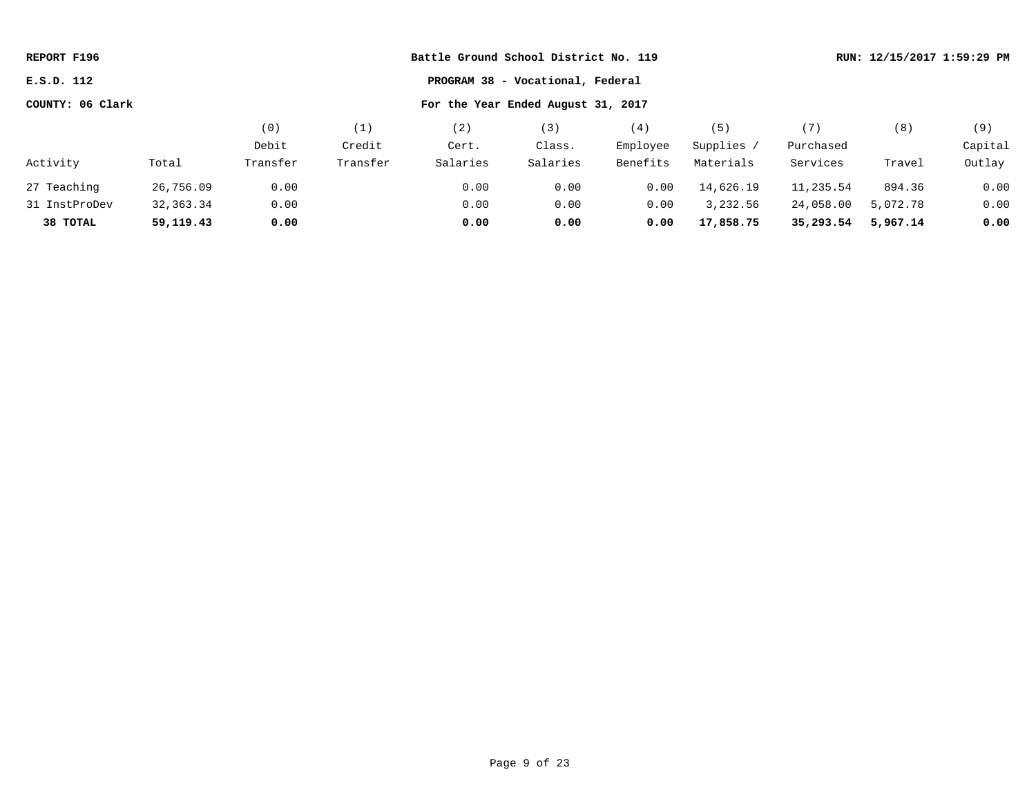**REPORT F196** | **Battle Ground School District No. 119** | **RUN: 12/15/2017 1:59:29 PM**

**E.S.D. 112** | **PROGRAM 38 - Vocational, Federal**

**COUNTY: 06 Clark** | **For the Year Ended August 31, 2017**

| Activity | Total | (0) Debit Transfer | (1) Credit Transfer | (2) Cert. Salaries | (3) Class. Salaries | (4) Employee Benefits | (5) Supplies / Materials | (7) Purchased Services | (8) Travel | (9) Capital Outlay |
|---|---|---|---|---|---|---|---|---|---|---|
| 27 Teaching | 26,756.09 | 0.00 | | 0.00 | 0.00 | 0.00 | 14,626.19 | 11,235.54 | 894.36 | 0.00 |
| 31 InstProDev | 32,363.34 | 0.00 | | 0.00 | 0.00 | 0.00 | 3,232.56 | 24,058.00 | 5,072.78 | 0.00 |
| **38 TOTAL** | **59,119.43** | **0.00** | | **0.00** | **0.00** | **0.00** | **17,858.75** | **35,293.54** | **5,967.14** | **0.00** |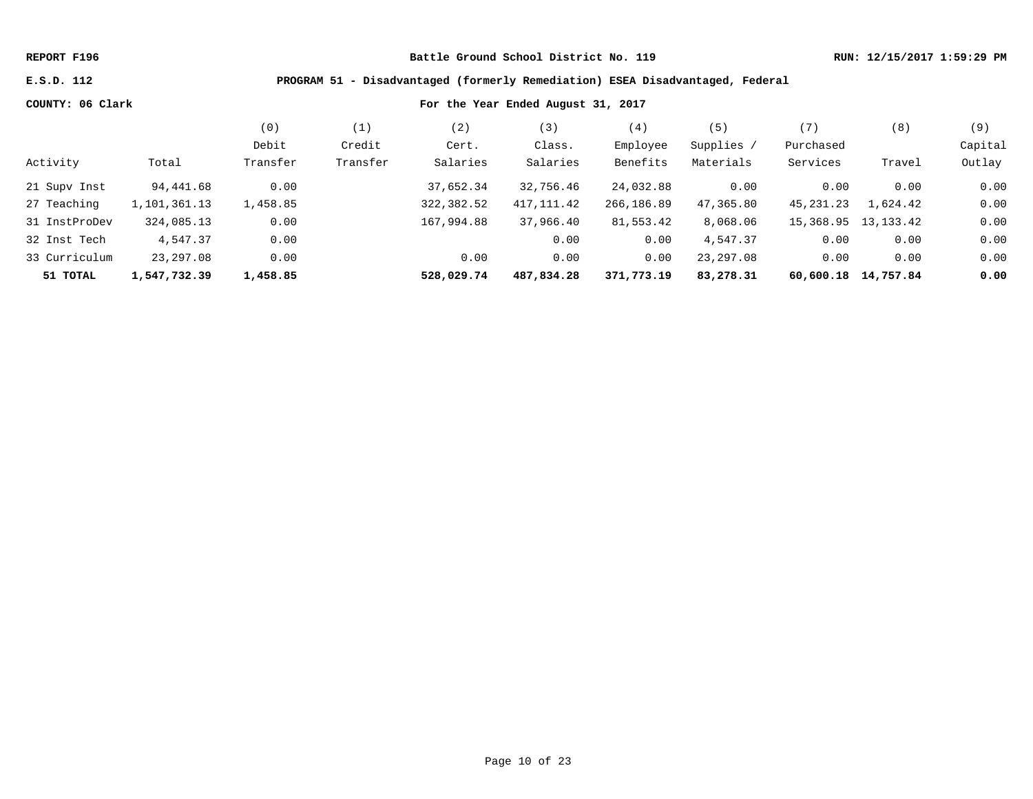**REPORT F196** | **Battle Ground School District No. 119** | **RUN: 12/15/2017 1:59:29 PM**

**E.S.D. 112** | **PROGRAM 51 - Disadvantaged (formerly Remediation) ESEA Disadvantaged, Federal**

**COUNTY: 06 Clark** | **For the Year Ended August 31, 2017**

| Activity | Total | (0) Debit Transfer | (1) Credit Transfer | (2) Cert. Salaries | (3) Class. Salaries | (4) Employee Benefits | (5) Supplies / Materials | (7) Purchased Services | (8) Travel | (9) Capital Outlay |
|---|---|---|---|---|---|---|---|---|---|---|
| 21 Supv Inst | 94,441.68 | 0.00 | | 37,652.34 | 32,756.46 | 24,032.88 | 0.00 | 0.00 | 0.00 | 0.00 |
| 27 Teaching | 1,101,361.13 | 1,458.85 | | 322,382.52 | 417,111.42 | 266,186.89 | 47,365.80 | 45,231.23 | 1,624.42 | 0.00 |
| 31 InstProDev | 324,085.13 | 0.00 | | 167,994.88 | 37,966.40 | 81,553.42 | 8,068.06 | 15,368.95 | 13,133.42 | 0.00 |
| 32 Inst Tech | 4,547.37 | 0.00 | | | 0.00 | 0.00 | 4,547.37 | 0.00 | 0.00 | 0.00 |
| 33 Curriculum | 23,297.08 | 0.00 | | 0.00 | 0.00 | 0.00 | 23,297.08 | 0.00 | 0.00 | 0.00 |
| **51 TOTAL** | **1,547,732.39** | **1,458.85** | | **528,029.74** | **487,834.28** | **371,773.19** | **83,278.31** | **60,600.18** | **14,757.84** | **0.00** |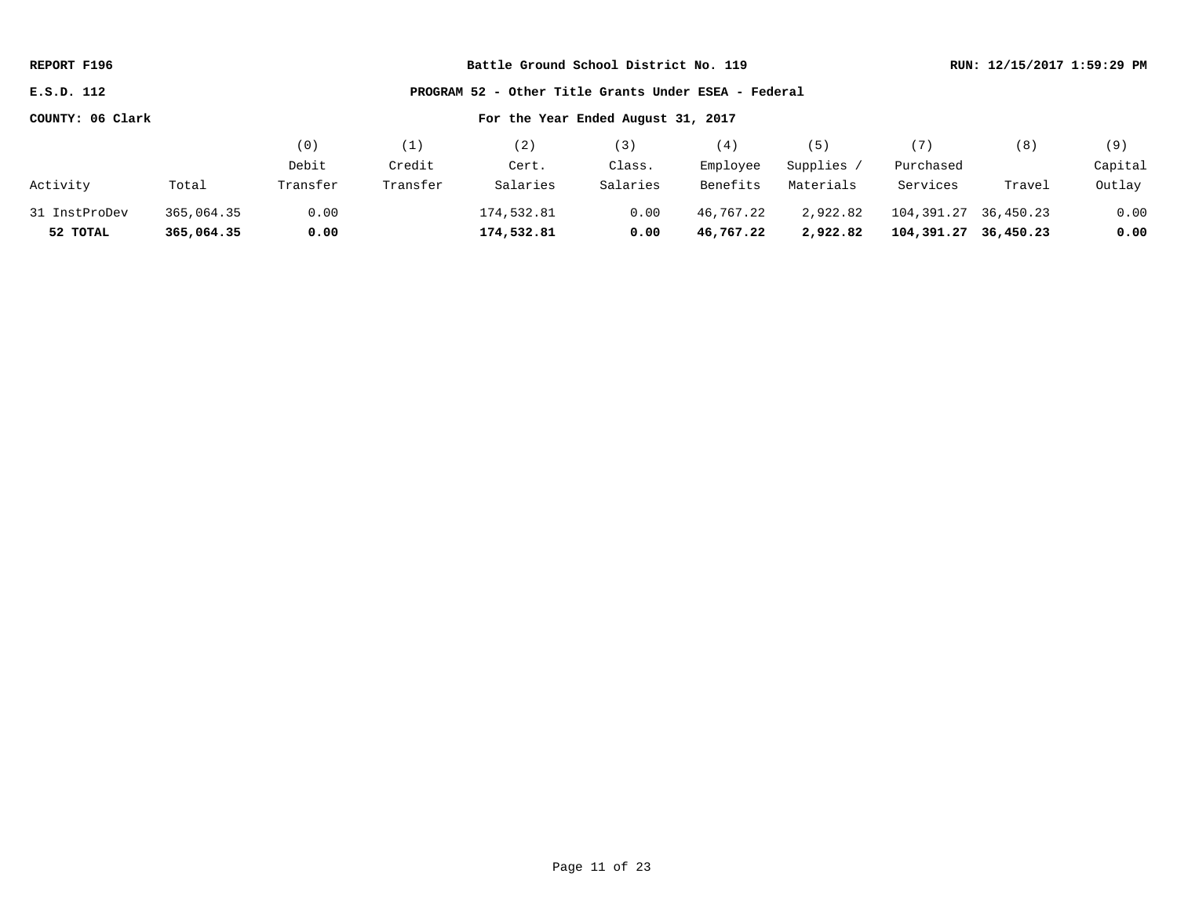**REPORT F196** | **Battle Ground School District No. 119** | **RUN: 12/15/2017 1:59:29 PM**

**E.S.D. 112** | **PROGRAM 52 - Other Title Grants Under ESEA - Federal**

**COUNTY: 06 Clark** | **For the Year Ended August 31, 2017**

| Activity | Total | (0) Debit Transfer | (1) Credit Transfer | (2) Cert. Salaries | (3) Class. Salaries | (4) Employee Benefits | (5) Supplies / Materials | (7) Purchased Services | (8) Travel | (9) Capital Outlay |
|---|---|---|---|---|---|---|---|---|---|---|
| 31 InstProDev | 365,064.35 | 0.00 | | 174,532.81 | 0.00 | 46,767.22 | 2,922.82 | 104,391.27 | 36,450.23 | 0.00 |
| **52 TOTAL** | **365,064.35** | **0.00** | | **174,532.81** | **0.00** | **46,767.22** | **2,922.82** | **104,391.27** | **36,450.23** | **0.00** |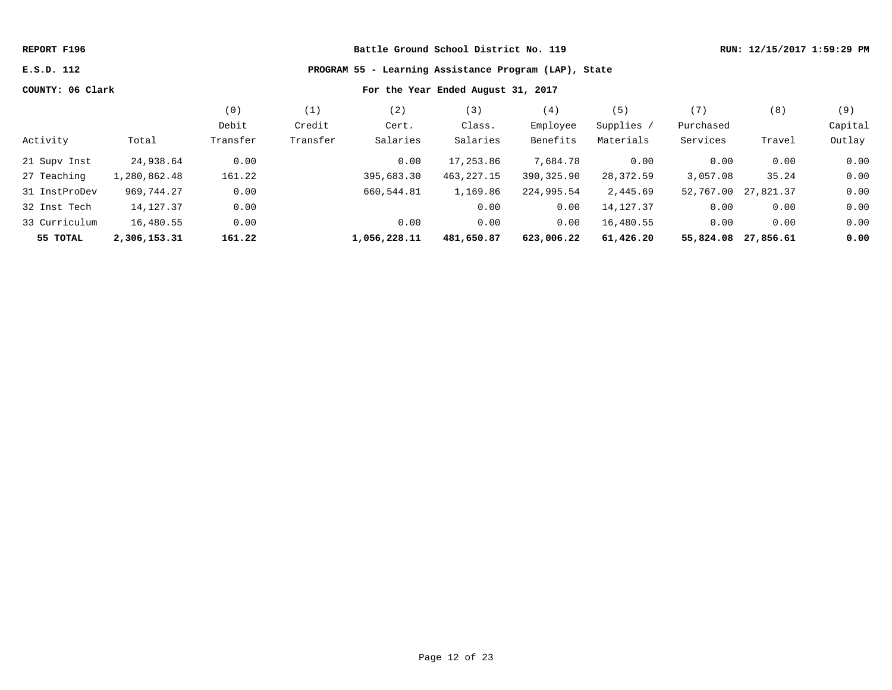**REPORT F196** | **Battle Ground School District No. 119** | **RUN: 12/15/2017 1:59:29 PM**

**E.S.D. 112** | **PROGRAM 55 - Learning Assistance Program (LAP), State**

**COUNTY: 06 Clark** | **For the Year Ended August 31, 2017**

| Activity | Total | (0) Debit Transfer | (1) Credit Transfer | (2) Cert. Salaries | (3) Class. Salaries | (4) Employee Benefits | (5) Supplies / Materials | (7) Purchased Services | (8) Travel | (9) Capital Outlay |
|---|---|---|---|---|---|---|---|---|---|---|
| 21 Supv Inst | 24,938.64 | 0.00 | | 0.00 | 17,253.86 | 7,684.78 | 0.00 | 0.00 | 0.00 | 0.00 |
| 27 Teaching | 1,280,862.48 | 161.22 | | 395,683.30 | 463,227.15 | 390,325.90 | 28,372.59 | 3,057.08 | 35.24 | 0.00 |
| 31 InstProDev | 969,744.27 | 0.00 | | 660,544.81 | 1,169.86 | 224,995.54 | 2,445.69 | 52,767.00 | 27,821.37 | 0.00 |
| 32 Inst Tech | 14,127.37 | 0.00 | | | 0.00 | 0.00 | 14,127.37 | 0.00 | 0.00 | 0.00 |
| 33 Curriculum | 16,480.55 | 0.00 | | 0.00 | 0.00 | 0.00 | 16,480.55 | 0.00 | 0.00 | 0.00 |
| **55 TOTAL** | **2,306,153.31** | **161.22** | | **1,056,228.11** | **481,650.87** | **623,006.22** | **61,426.20** | **55,824.08** | **27,856.61** | **0.00** |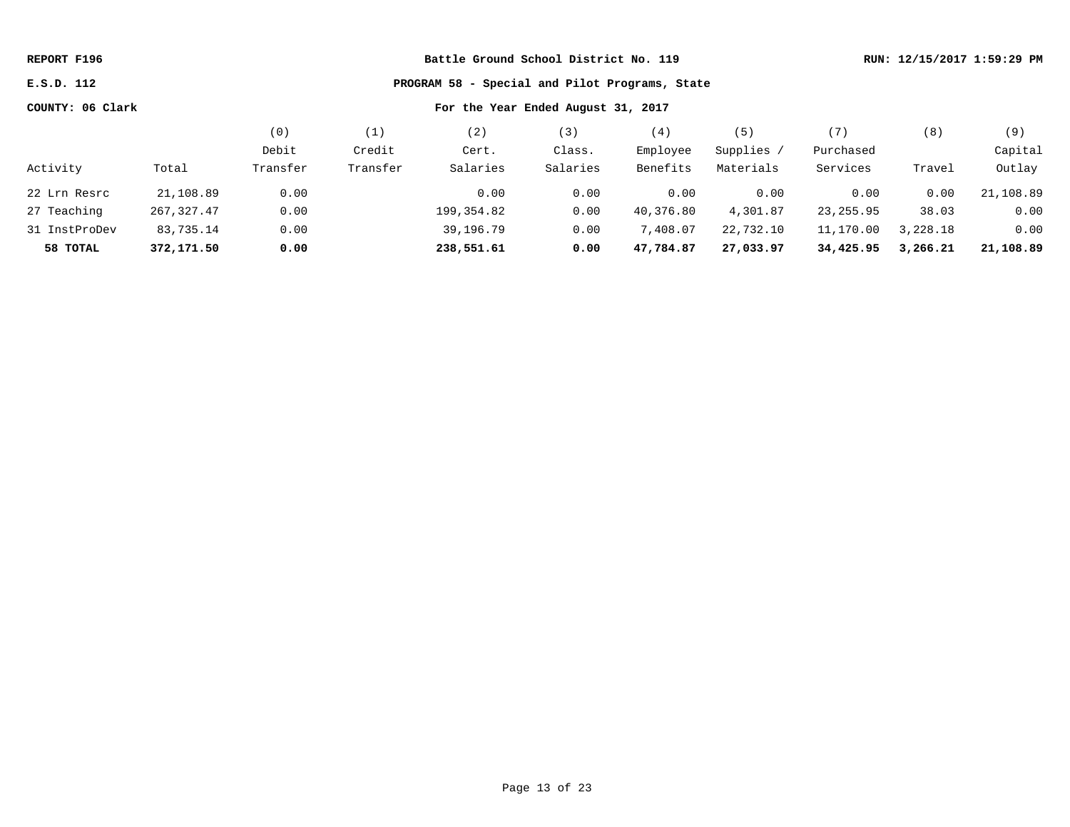REPORT F196

E.S.D. 112

COUNTY: 06 Clark

**Battle Ground School District No. 119**

**RUN: 12/15/2017 1:59:29 PM**

**PROGRAM 58 - Special and Pilot Programs, State**

**For the Year Ended August 31, 2017**

| Activity | Total | (0) Debit Transfer | (1) Credit Transfer | (2) Cert. Salaries | (3) Class. Salaries | (4) Employee Benefits | (5) Supplies / Materials | (7) Purchased Services | (8) Travel | (9) Capital Outlay |
|---|---|---|---|---|---|---|---|---|---|---|
| 22 Lrn Resrc | 21,108.89 | 0.00 | | 0.00 | 0.00 | 0.00 | 0.00 | 0.00 | 0.00 | 21,108.89 |
| 27 Teaching | 267,327.47 | 0.00 | | 199,354.82 | 0.00 | 40,376.80 | 4,301.87 | 23,255.95 | 38.03 | 0.00 |
| 31 InstProDev | 83,735.14 | 0.00 | | 39,196.79 | 0.00 | 7,408.07 | 22,732.10 | 11,170.00 | 3,228.18 | 0.00 |
| **58 TOTAL** | **372,171.50** | **0.00** | | **238,551.61** | **0.00** | **47,784.87** | **27,033.97** | **34,425.95** | **3,266.21** | **21,108.89** |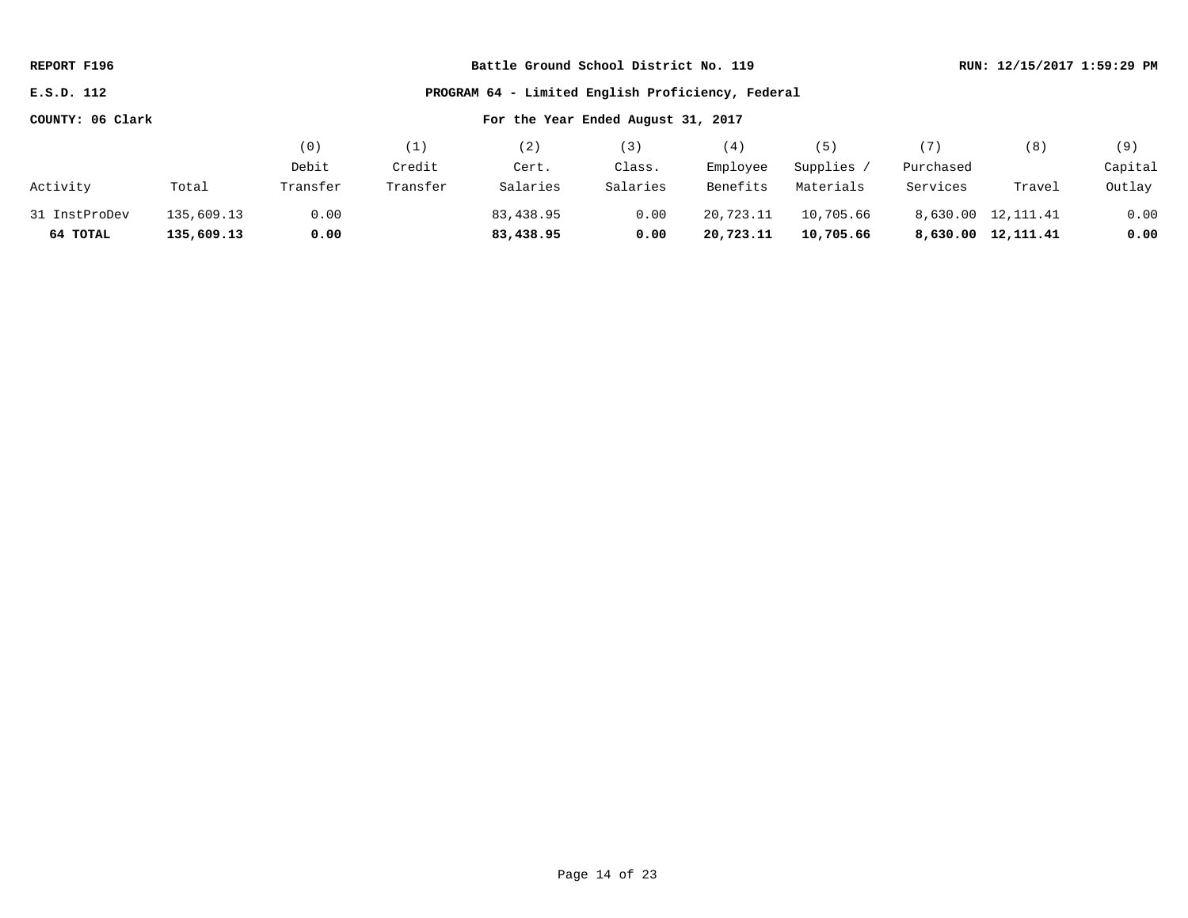REPORT F196 | Battle Ground School District No. 119 | RUN: 12/15/2017 1:59:29 PM

E.S.D. 112 | PROGRAM 64 - Limited English Proficiency, Federal

COUNTY: 06 Clark | For the Year Ended August 31, 2017

| Activity | Total | (0) Debit Transfer | (1) Credit Transfer | (2) Cert. Salaries | (3) Class. Salaries | (4) Employee Benefits | (5) Supplies / Materials | (7) Purchased Services | (8) Travel | (9) Capital Outlay |
|---|---|---|---|---|---|---|---|---|---|---|
| 31 InstProDev | 135,609.13 | 0.00 | | 83,438.95 | 0.00 | 20,723.11 | 10,705.66 | 8,630.00 | 12,111.41 | 0.00 |
| **64 TOTAL** | **135,609.13** | **0.00** | | **83,438.95** | **0.00** | **20,723.11** | **10,705.66** | **8,630.00** | **12,111.41** | **0.00** |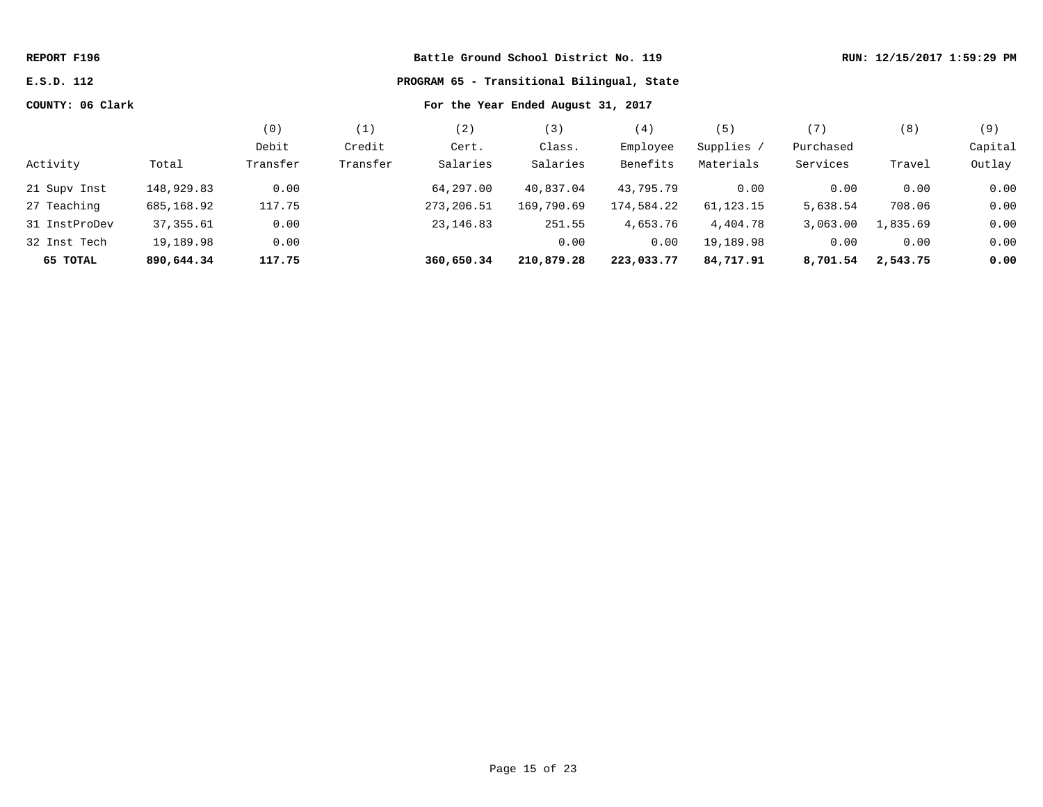**REPORT F196** | **Battle Ground School District No. 119** | **RUN: 12/15/2017 1:59:29 PM**

**E.S.D. 112** | **PROGRAM 65 - Transitional Bilingual, State**

**COUNTY: 06 Clark** | **For the Year Ended August 31, 2017**

| Activity | Total | (0) Debit Transfer | (1) Credit Transfer | (2) Cert. Salaries | (3) Class. Salaries | (4) Employee Benefits | (5) Supplies / Materials | (7) Purchased Services | (8) Travel | (9) Capital Outlay |
|---|---|---|---|---|---|---|---|---|---|---|
| 21 Supv Inst | 148,929.83 | 0.00 | | 64,297.00 | 40,837.04 | 43,795.79 | 0.00 | 0.00 | 0.00 | 0.00 |
| 27 Teaching | 685,168.92 | 117.75 | | 273,206.51 | 169,790.69 | 174,584.22 | 61,123.15 | 5,638.54 | 708.06 | 0.00 |
| 31 InstProDev | 37,355.61 | 0.00 | | 23,146.83 | 251.55 | 4,653.76 | 4,404.78 | 3,063.00 | 1,835.69 | 0.00 |
| 32 Inst Tech | 19,189.98 | 0.00 | | | 0.00 | 0.00 | 19,189.98 | 0.00 | 0.00 | 0.00 |
| **65 TOTAL** | **890,644.34** | **117.75** | | **360,650.34** | **210,879.28** | **223,033.77** | **84,717.91** | **8,701.54** | **2,543.75** | **0.00** |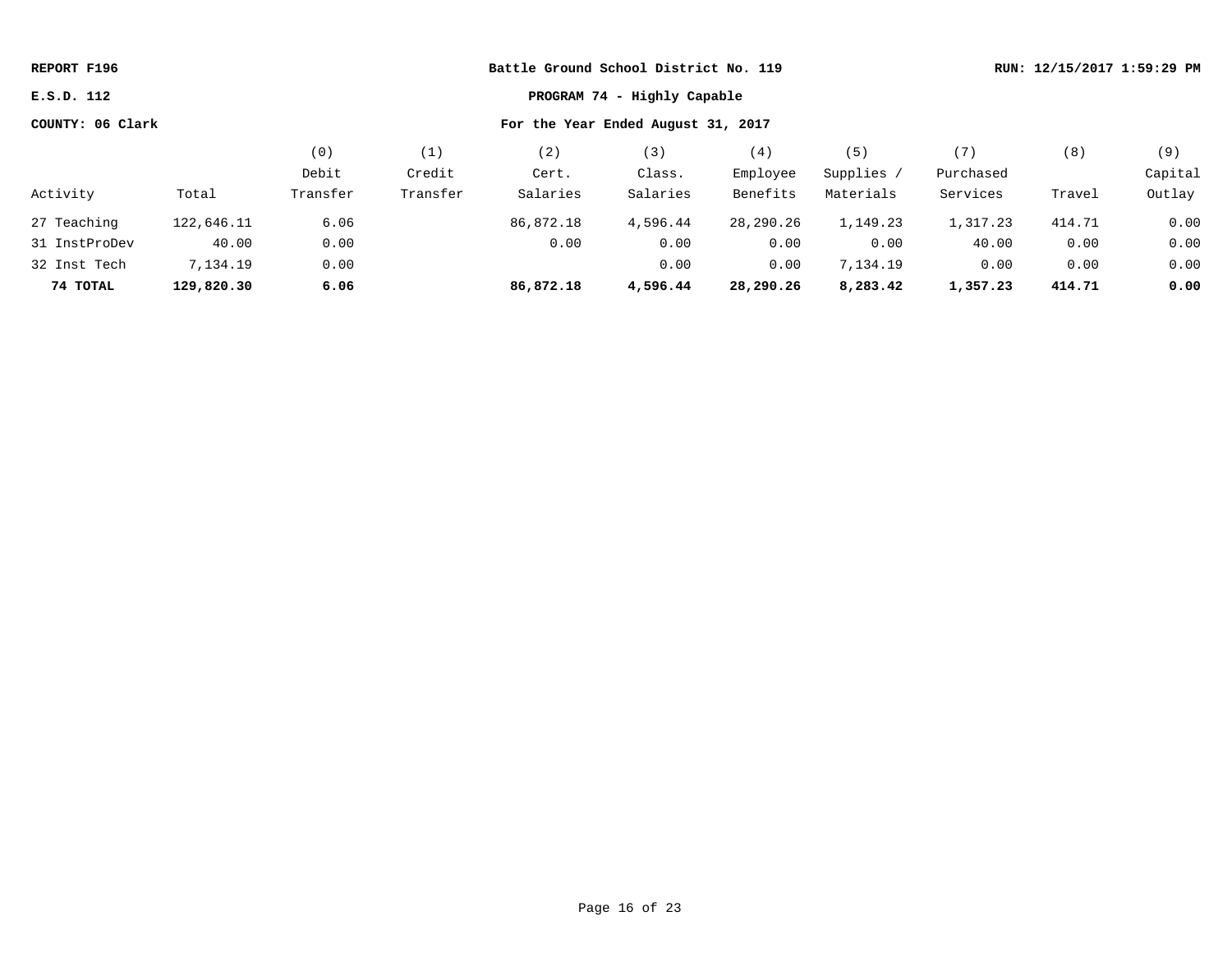**REPORT F196** | **Battle Ground School District No. 119** | **RUN: 12/15/2017 1:59:29 PM**

**E.S.D. 112** | **PROGRAM 74 - Highly Capable**

**COUNTY: 06 Clark** | **For the Year Ended August 31, 2017**

| Activity | Total | (0) Debit Transfer | (1) Credit Transfer | (2) Cert. Salaries | (3) Class. Salaries | (4) Employee Benefits | (5) Supplies / Materials | (7) Purchased Services | (8) Travel | (9) Capital Outlay |
|---|---|---|---|---|---|---|---|---|---|---|
| 27 Teaching | 122,646.11 | 6.06 | | 86,872.18 | 4,596.44 | 28,290.26 | 1,149.23 | 1,317.23 | 414.71 | 0.00 |
| 31 InstProDev | 40.00 | 0.00 | | 0.00 | 0.00 | 0.00 | 0.00 | 40.00 | 0.00 | 0.00 |
| 32 Inst Tech | 7,134.19 | 0.00 | | | 0.00 | 0.00 | 7,134.19 | 0.00 | 0.00 | 0.00 |
| **74 TOTAL** | **129,820.30** | **6.06** | | **86,872.18** | **4,596.44** | **28,290.26** | **8,283.42** | **1,357.23** | **414.71** | **0.00** |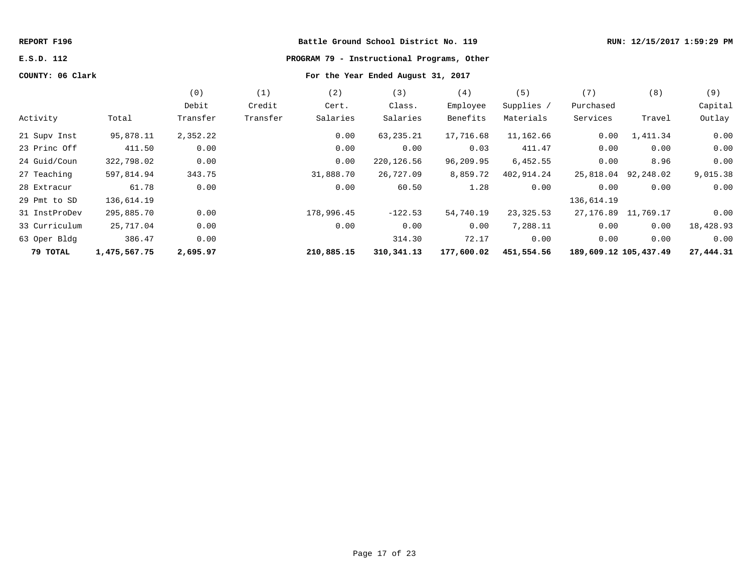**REPORT F196** **Battle Ground School District No. 119** **RUN: 12/15/2017 1:59:29 PM**

**E.S.D. 112** **PROGRAM 79 - Instructional Programs, Other**

**COUNTY: 06 Clark** **For the Year Ended August 31, 2017**

| Activity | Total | (0) Debit Transfer | (1) Credit Transfer | (2) Cert. Salaries | (3) Class. Salaries | (4) Employee Benefits | (5) Supplies / Materials | (7) Purchased Services | (8) Travel | (9) Capital Outlay |
|---|---|---|---|---|---|---|---|---|---|---|
| 21 Supv Inst | 95,878.11 | 2,352.22 | | 0.00 | 63,235.21 | 17,716.68 | 11,162.66 | 0.00 | 1,411.34 | 0.00 |
| 23 Princ Off | 411.50 | 0.00 | | 0.00 | 0.00 | 0.03 | 411.47 | 0.00 | 0.00 | 0.00 |
| 24 Guid/Coun | 322,798.02 | 0.00 | | 0.00 | 220,126.56 | 96,209.95 | 6,452.55 | 0.00 | 8.96 | 0.00 |
| 27 Teaching | 597,814.94 | 343.75 | | 31,888.70 | 26,727.09 | 8,859.72 | 402,914.24 | 25,818.04 | 92,248.02 | 9,015.38 |
| 28 Extracur | 61.78 | 0.00 | | 0.00 | 60.50 | 1.28 | 0.00 | 0.00 | 0.00 | 0.00 |
| 29 Pmt to SD | 136,614.19 | | | | | | | 136,614.19 | | |
| 31 InstProDev | 295,885.70 | 0.00 | | 178,996.45 | -122.53 | 54,740.19 | 23,325.53 | 27,176.89 | 11,769.17 | 0.00 |
| 33 Curriculum | 25,717.04 | 0.00 | | 0.00 | 0.00 | 0.00 | 7,288.11 | 0.00 | 0.00 | 18,428.93 |
| 63 Oper Bldg | 386.47 | 0.00 | | | 314.30 | 72.17 | 0.00 | 0.00 | 0.00 | 0.00 |
| **79 TOTAL** | **1,475,567.75** | **2,695.97** | | **210,885.15** | **310,341.13** | **177,600.02** | **451,554.56** | **189,609.12** | **105,437.49** | **27,444.31** |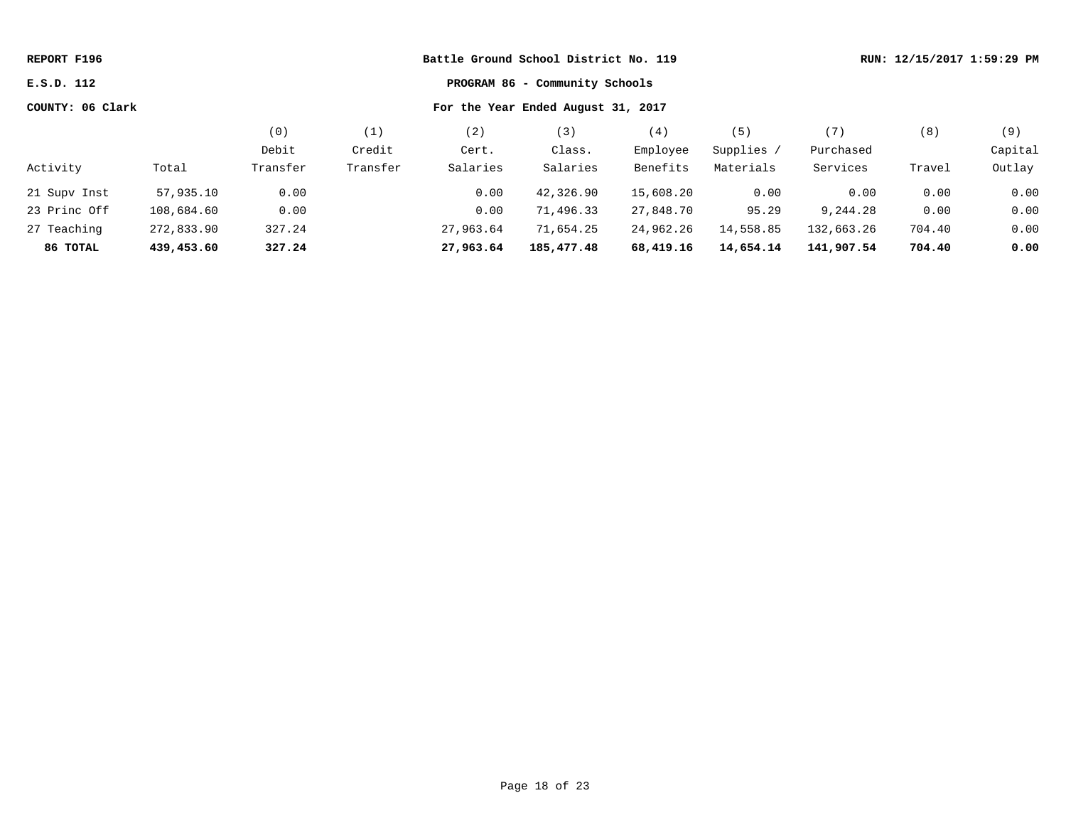**REPORT F196** **Battle Ground School District No. 119** **RUN: 12/15/2017 1:59:29 PM**

**E.S.D. 112** **PROGRAM 86 - Community Schools**

**COUNTY: 06 Clark** **For the Year Ended August 31, 2017**

| Activity | Total | (0) Debit Transfer | (1) Credit Transfer | (2) Cert. Salaries | (3) Class. Salaries | (4) Employee Benefits | (5) Supplies / Materials | (7) Purchased Services | (8) Travel | (9) Capital Outlay |
|---|---|---|---|---|---|---|---|---|---|---|
| 21 Supv Inst | 57,935.10 | 0.00 | | 0.00 | 42,326.90 | 15,608.20 | 0.00 | 0.00 | 0.00 | 0.00 |
| 23 Princ Off | 108,684.60 | 0.00 | | 0.00 | 71,496.33 | 27,848.70 | 95.29 | 9,244.28 | 0.00 | 0.00 |
| 27 Teaching | 272,833.90 | 327.24 | | 27,963.64 | 71,654.25 | 24,962.26 | 14,558.85 | 132,663.26 | 704.40 | 0.00 |
| **86 TOTAL** | **439,453.60** | **327.24** | | **27,963.64** | **185,477.48** | **68,419.16** | **14,654.14** | **141,907.54** | **704.40** | **0.00** |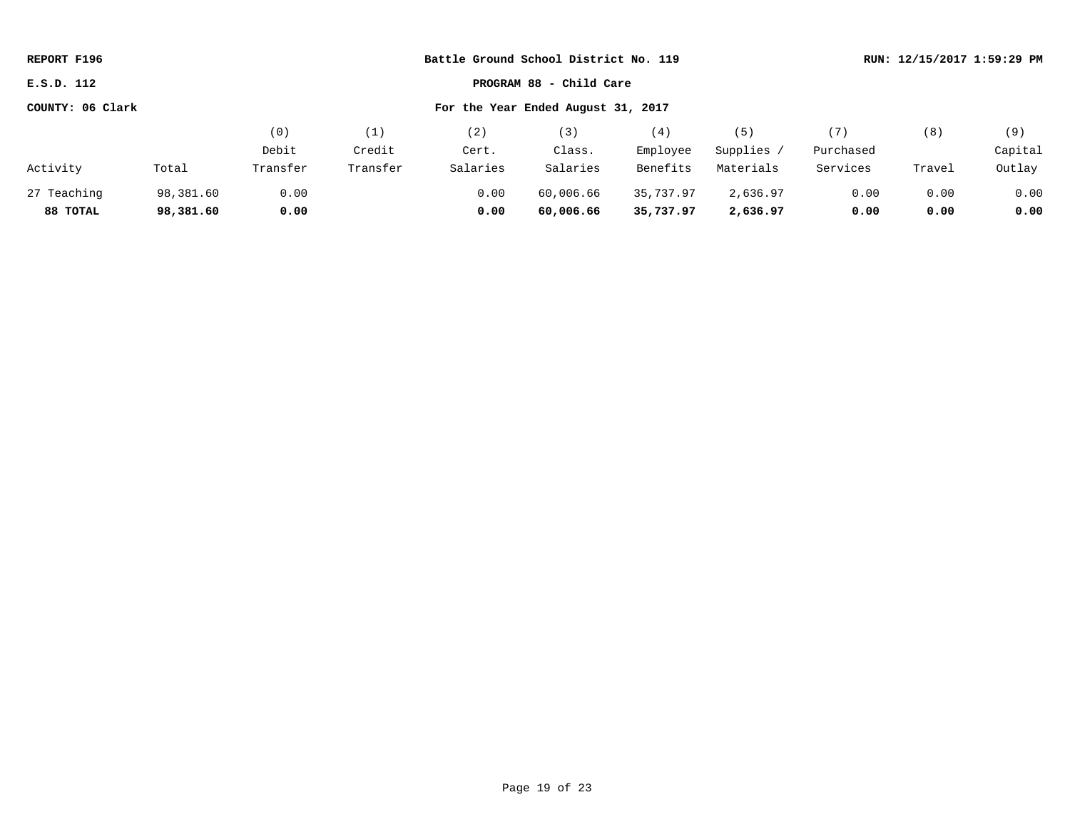**REPORT F196** | **Battle Ground School District No. 119** | **RUN: 12/15/2017 1:59:29 PM**

**E.S.D. 112** | **PROGRAM 88 - Child Care**

**COUNTY: 06 Clark** | **For the Year Ended August 31, 2017**

| Activity | Total | (0) Debit Transfer | (1) Credit Transfer | (2) Cert. Salaries | (3) Class. Salaries | (4) Employee Benefits | (5) Supplies / Materials | (7) Purchased Services | (8) Travel | (9) Capital Outlay |
|---|---|---|---|---|---|---|---|---|---|---|
| 27 Teaching | 98,381.60 | 0.00 | | 0.00 | 60,006.66 | 35,737.97 | 2,636.97 | 0.00 | 0.00 | 0.00 |
| **88 TOTAL** | **98,381.60** | **0.00** | | **0.00** | **60,006.66** | **35,737.97** | **2,636.97** | **0.00** | **0.00** | **0.00** |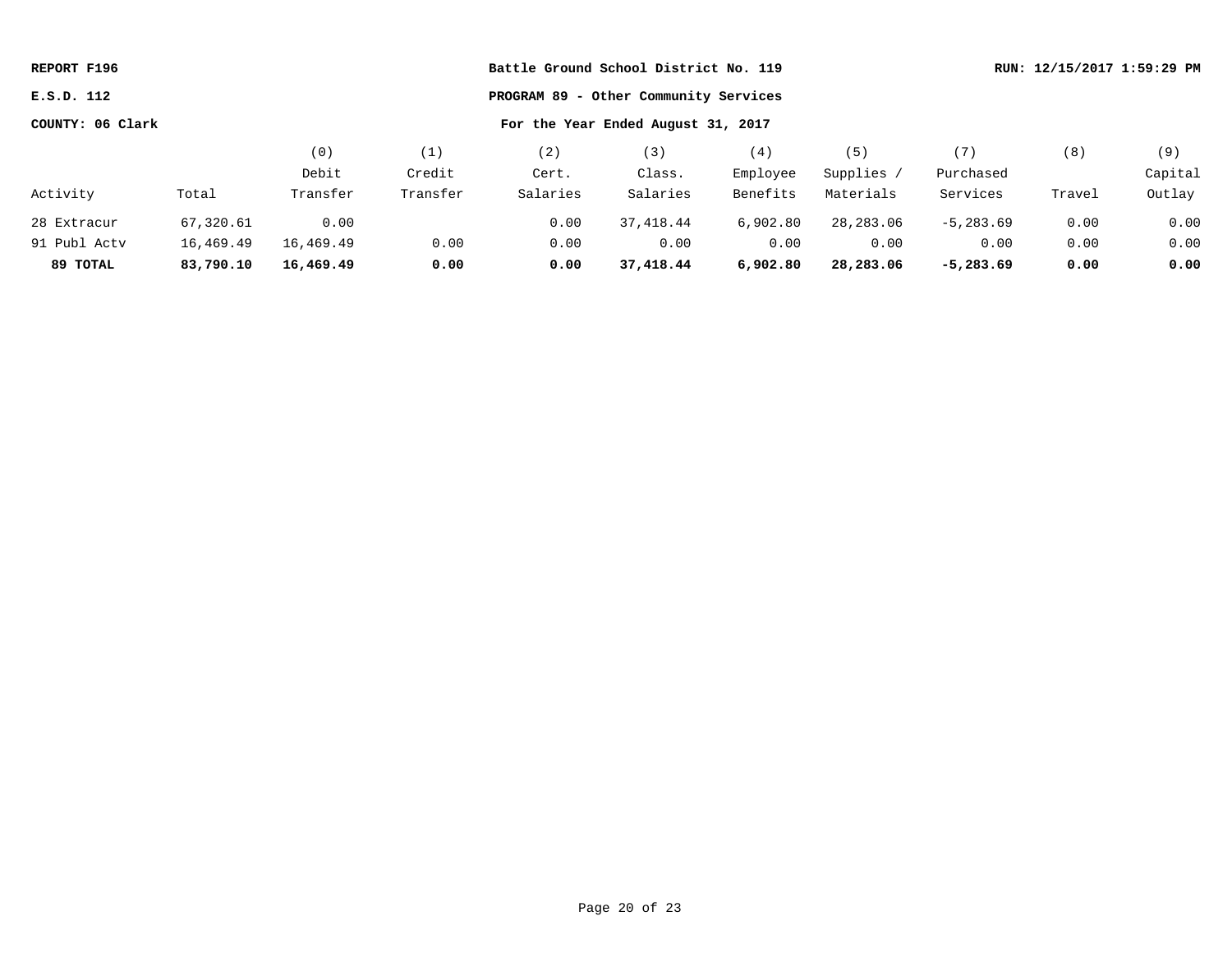REPORT F196 | Battle Ground School District No. 119 | RUN: 12/15/2017 1:59:29 PM

E.S.D. 112 | PROGRAM 89 - Other Community Services

COUNTY: 06 Clark | For the Year Ended August 31, 2017

| Activity | Total | (0) Debit Transfer | (1) Credit Transfer | (2) Cert. Salaries | (3) Class. Salaries | (4) Employee Benefits | (5) Supplies / Materials | (7) Purchased Services | (8) Travel | (9) Capital Outlay |
|---|---|---|---|---|---|---|---|---|---|---|
| 28 Extracur | 67,320.61 | 0.00 | | 0.00 | 37,418.44 | 6,902.80 | 28,283.06 | -5,283.69 | 0.00 | 0.00 |
| 91 Publ Actv | 16,469.49 | 16,469.49 | 0.00 | 0.00 | 0.00 | 0.00 | 0.00 | 0.00 | 0.00 | 0.00 |
| **89 TOTAL** | **83,790.10** | **16,469.49** | **0.00** | **0.00** | **37,418.44** | **6,902.80** | **28,283.06** | **-5,283.69** | **0.00** | **0.00** |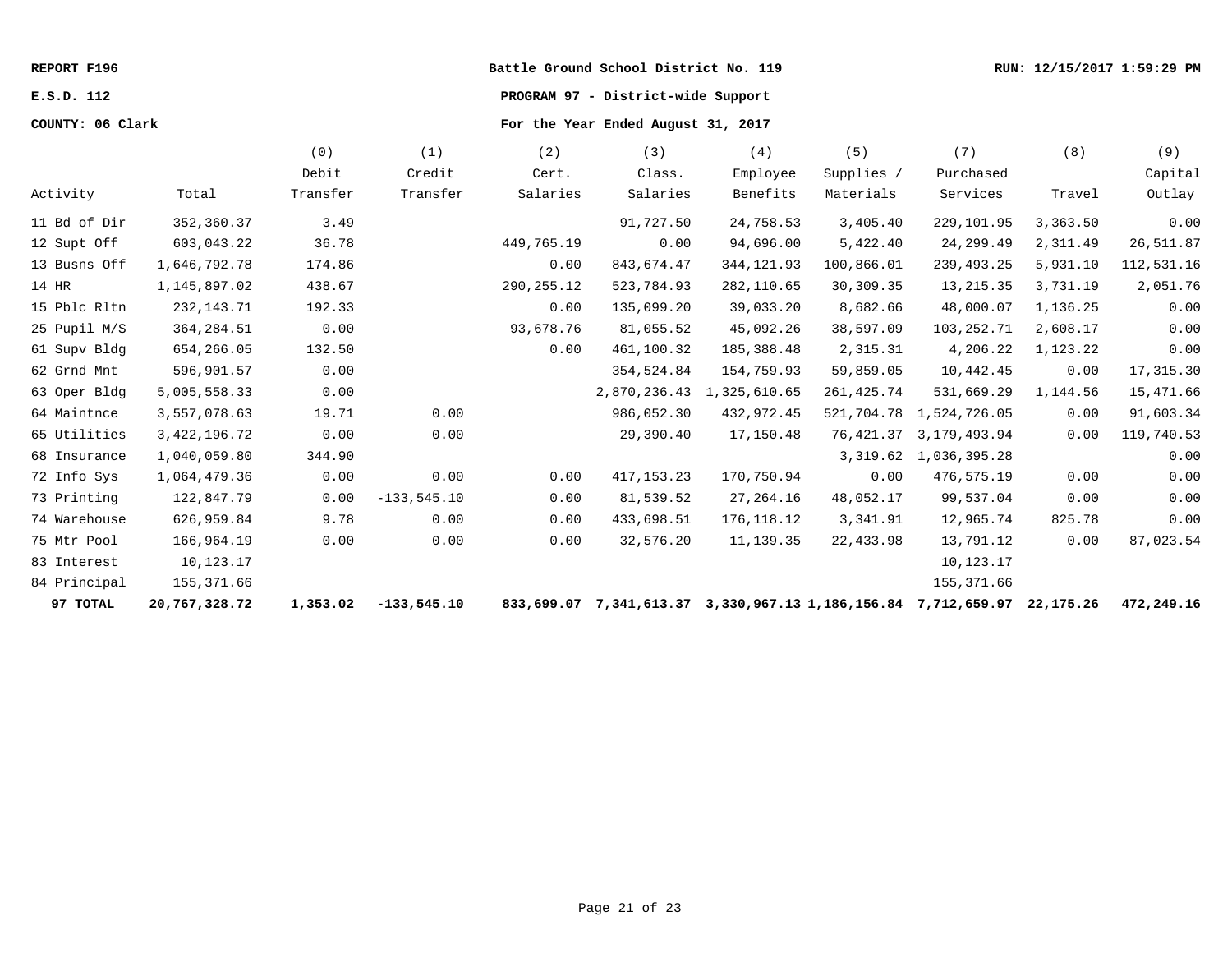**REPORT F196** — **Battle Ground School District No. 119** — **RUN: 12/15/2017 1:59:29 PM**

**E.S.D. 112** — **PROGRAM 97 - District-wide Support**

**COUNTY: 06 Clark** — **For the Year Ended August 31, 2017**

| Activity | Total | (0) Debit Transfer | (1) Credit Transfer | (2) Cert. Salaries | (3) Class. Salaries | (4) Employee Benefits | (5) Supplies / Materials | (7) Purchased Services | (8) Travel | (9) Capital Outlay |
|---|---|---|---|---|---|---|---|---|---|---|
| 11 Bd of Dir | 352,360.37 | 3.49 | | | 91,727.50 | 24,758.53 | 3,405.40 | 229,101.95 | 3,363.50 | 0.00 |
| 12 Supt Off | 603,043.22 | 36.78 | | 449,765.19 | 0.00 | 94,696.00 | 5,422.40 | 24,299.49 | 2,311.49 | 26,511.87 |
| 13 Busns Off | 1,646,792.78 | 174.86 | | 0.00 | 843,674.47 | 344,121.93 | 100,866.01 | 239,493.25 | 5,931.10 | 112,531.16 |
| 14 HR | 1,145,897.02 | 438.67 | | 290,255.12 | 523,784.93 | 282,110.65 | 30,309.35 | 13,215.35 | 3,731.19 | 2,051.76 |
| 15 Pblc Rltn | 232,143.71 | 192.33 | | 0.00 | 135,099.20 | 39,033.20 | 8,682.66 | 48,000.07 | 1,136.25 | 0.00 |
| 25 Pupil M/S | 364,284.51 | 0.00 | | 93,678.76 | 81,055.52 | 45,092.26 | 38,597.09 | 103,252.71 | 2,608.17 | 0.00 |
| 61 Supv Bldg | 654,266.05 | 132.50 | | 0.00 | 461,100.32 | 185,388.48 | 2,315.31 | 4,206.22 | 1,123.22 | 0.00 |
| 62 Grnd Mnt | 596,901.57 | 0.00 | | | 354,524.84 | 154,759.93 | 59,859.05 | 10,442.45 | 0.00 | 17,315.30 |
| 63 Oper Bldg | 5,005,558.33 | 0.00 | | | 2,870,236.43 | 1,325,610.65 | 261,425.74 | 531,669.29 | 1,144.56 | 15,471.66 |
| 64 Maintnce | 3,557,078.63 | 19.71 | 0.00 | | 986,052.30 | 432,972.45 | 521,704.78 | 1,524,726.05 | 0.00 | 91,603.34 |
| 65 Utilities | 3,422,196.72 | 0.00 | 0.00 | | 29,390.40 | 17,150.48 | 76,421.37 | 3,179,493.94 | 0.00 | 119,740.53 |
| 68 Insurance | 1,040,059.80 | 344.90 | | | | | 3,319.62 | 1,036,395.28 | | 0.00 |
| 72 Info Sys | 1,064,479.36 | 0.00 | 0.00 | 0.00 | 417,153.23 | 170,750.94 | 0.00 | 476,575.19 | 0.00 | 0.00 |
| 73 Printing | 122,847.79 | 0.00 | -133,545.10 | 0.00 | 81,539.52 | 27,264.16 | 48,052.17 | 99,537.04 | 0.00 | 0.00 |
| 74 Warehouse | 626,959.84 | 9.78 | 0.00 | 0.00 | 433,698.51 | 176,118.12 | 3,341.91 | 12,965.74 | 825.78 | 0.00 |
| 75 Mtr Pool | 166,964.19 | 0.00 | 0.00 | 0.00 | 32,576.20 | 11,139.35 | 22,433.98 | 13,791.12 | 0.00 | 87,023.54 |
| 83 Interest | 10,123.17 | | | | | | | 10,123.17 | | |
| 84 Principal | 155,371.66 | | | | | | | 155,371.66 | | |
| **97 TOTAL** | **20,767,328.72** | **1,353.02** | **-133,545.10** | **833,699.07** | **7,341,613.37** | **3,330,967.13** | **1,186,156.84** | **7,712,659.97** | **22,175.26** | **472,249.16** |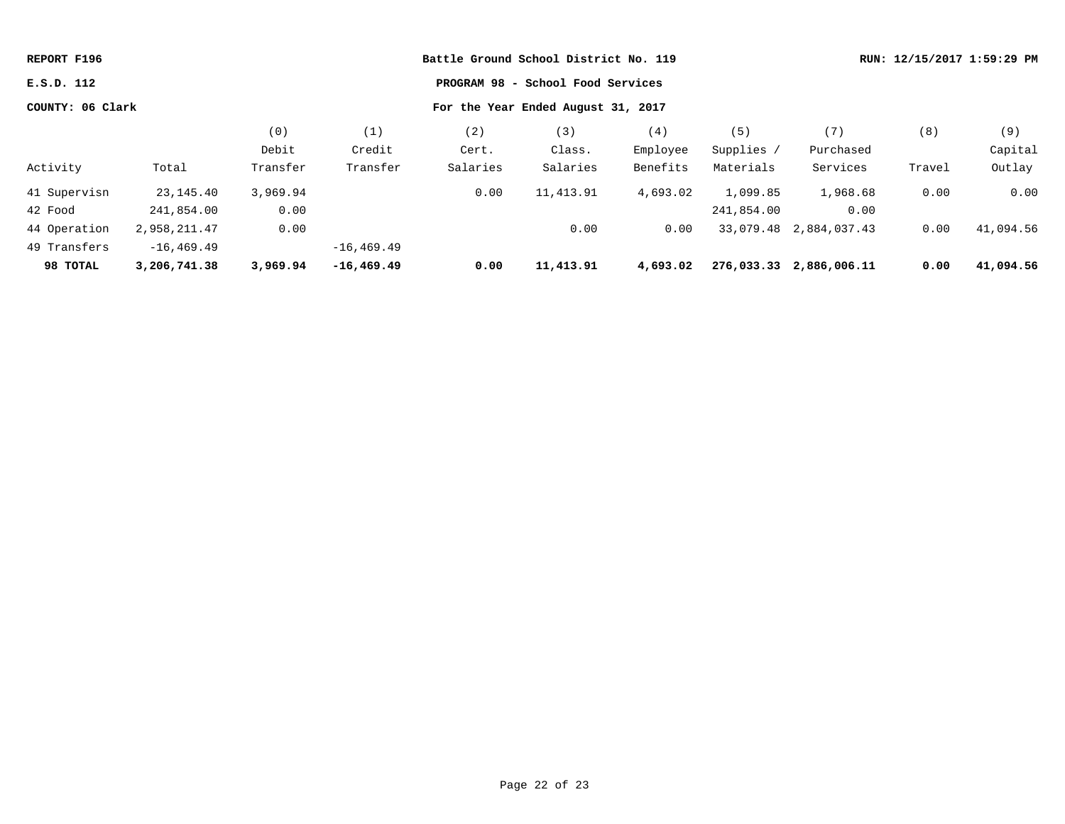**REPORT F196** | **Battle Ground School District No. 119** | **RUN: 12/15/2017 1:59:29 PM**

**E.S.D. 112** | **PROGRAM 98 - School Food Services**

**COUNTY: 06 Clark** | **For the Year Ended August 31, 2017**

| Activity | Total | (0) Debit Transfer | (1) Credit Transfer | (2) Cert. Salaries | (3) Class. Salaries | (4) Employee Benefits | (5) Supplies / Materials | (7) Purchased Services | (8) Travel | (9) Capital Outlay |
|---|---|---|---|---|---|---|---|---|---|---|
| 41 Supervisn | 23,145.40 | 3,969.94 | | 0.00 | 11,413.91 | 4,693.02 | 1,099.85 | 1,968.68 | 0.00 | 0.00 |
| 42 Food | 241,854.00 | 0.00 | | | | | 241,854.00 | 0.00 | | |
| 44 Operation | 2,958,211.47 | 0.00 | | | 0.00 | 0.00 | 33,079.48 | 2,884,037.43 | 0.00 | 41,094.56 |
| 49 Transfers | -16,469.49 | | -16,469.49 | | | | | | | |
| **98 TOTAL** | **3,206,741.38** | **3,969.94** | **-16,469.49** | **0.00** | **11,413.91** | **4,693.02** | **276,033.33** | **2,886,006.11** | **0.00** | **41,094.56** |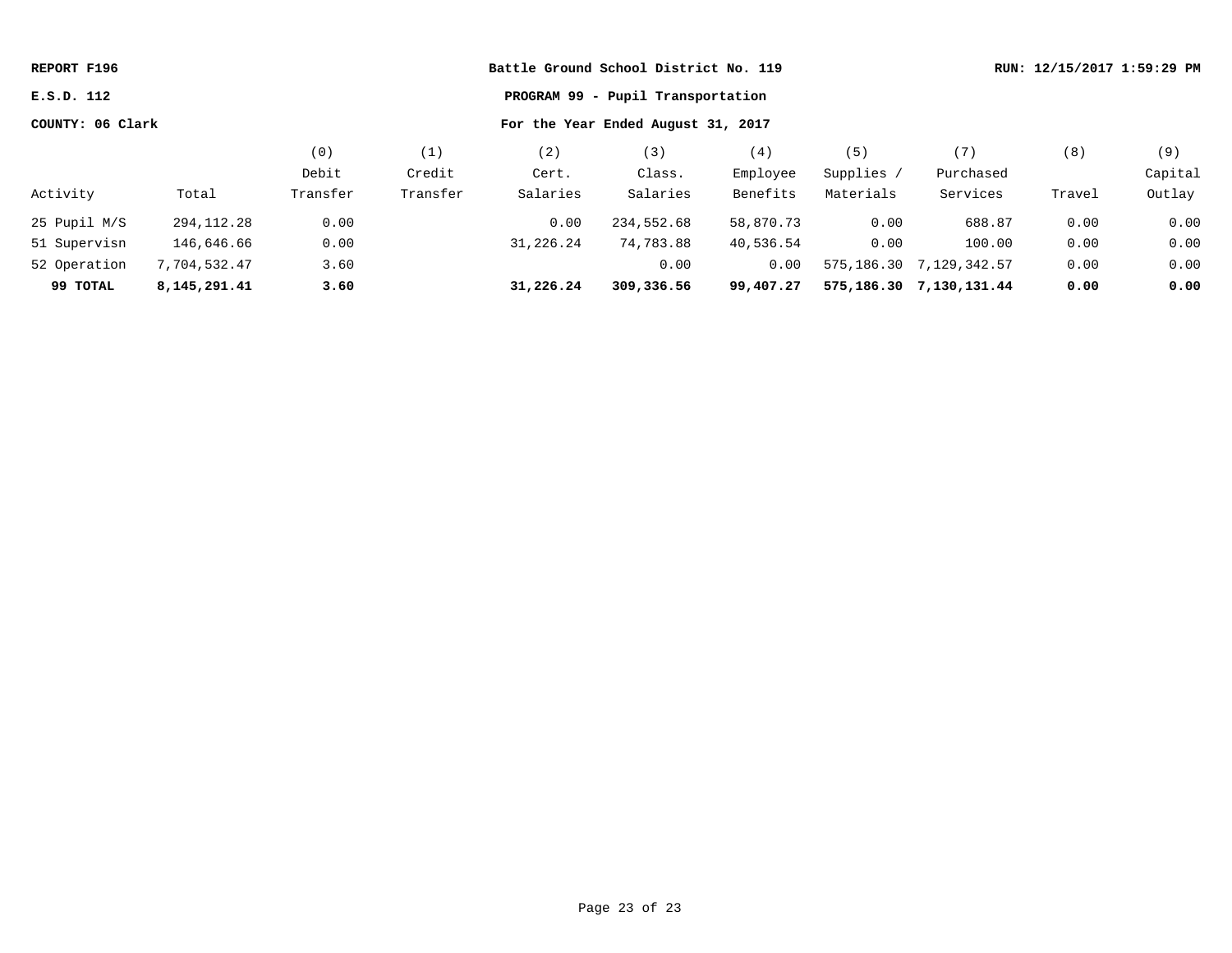**REPORT F196** | **Battle Ground School District No. 119** | **RUN: 12/15/2017 1:59:29 PM**

**E.S.D. 112** | **PROGRAM 99 - Pupil Transportation**

**COUNTY: 06 Clark** | **For the Year Ended August 31, 2017**

| Activity | Total | (0) Debit Transfer | (1) Credit Transfer | (2) Cert. Salaries | (3) Class. Salaries | (4) Employee Benefits | (5) Supplies / Materials | (7) Purchased Services | (8) Travel | (9) Capital Outlay |
|---|---|---|---|---|---|---|---|---|---|---|
| 25 Pupil M/S | 294,112.28 | 0.00 | | 0.00 | 234,552.68 | 58,870.73 | 0.00 | 688.87 | 0.00 | 0.00 |
| 51 Supervisn | 146,646.66 | 0.00 | | 31,226.24 | 74,783.88 | 40,536.54 | 0.00 | 100.00 | 0.00 | 0.00 |
| 52 Operation | 7,704,532.47 | 3.60 | | | 0.00 | 0.00 | 575,186.30 | 7,129,342.57 | 0.00 | 0.00 |
| **99 TOTAL** | **8,145,291.41** | **3.60** | | **31,226.24** | **309,336.56** | **99,407.27** | **575,186.30** | **7,130,131.44** | **0.00** | **0.00** |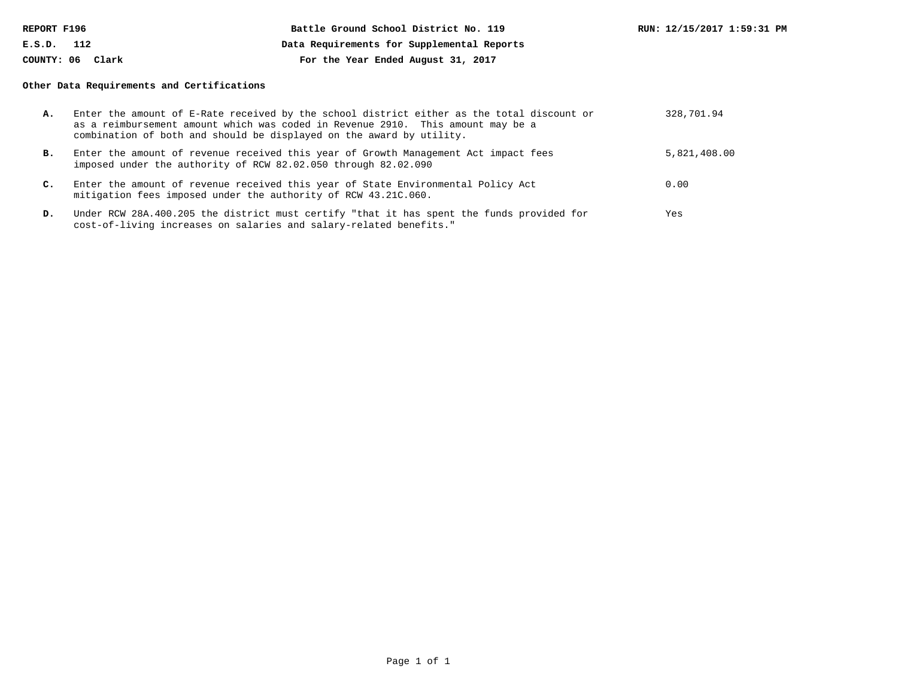REPORT F196

E.S.D. 112

COUNTY: 06 Clark

**Battle Ground School District No. 119**

**Data Requirements for Supplemental Reports**

**For the Year Ended August 31, 2017**

RUN: 12/15/2017 1:59:31 PM

**Other Data Requirements and Certifications**

| | | |
|---|---|---|
| **A.** | Enter the amount of E-Rate received by the school district either as the total discount or as a reimbursement amount which was coded in Revenue 2910. This amount may be a combination of both and should be displayed on the award by utility. | 328,701.94 |
| **B.** | Enter the amount of revenue received this year of Growth Management Act impact fees imposed under the authority of RCW 82.02.050 through 82.02.090 | 5,821,408.00 |
| **C.** | Enter the amount of revenue received this year of State Environmental Policy Act mitigation fees imposed under the authority of RCW 43.21C.060. | 0.00 |
| **D.** | Under RCW 28A.400.205 the district must certify "that it has spent the funds provided for cost-of-living increases on salaries and salary-related benefits." | Yes |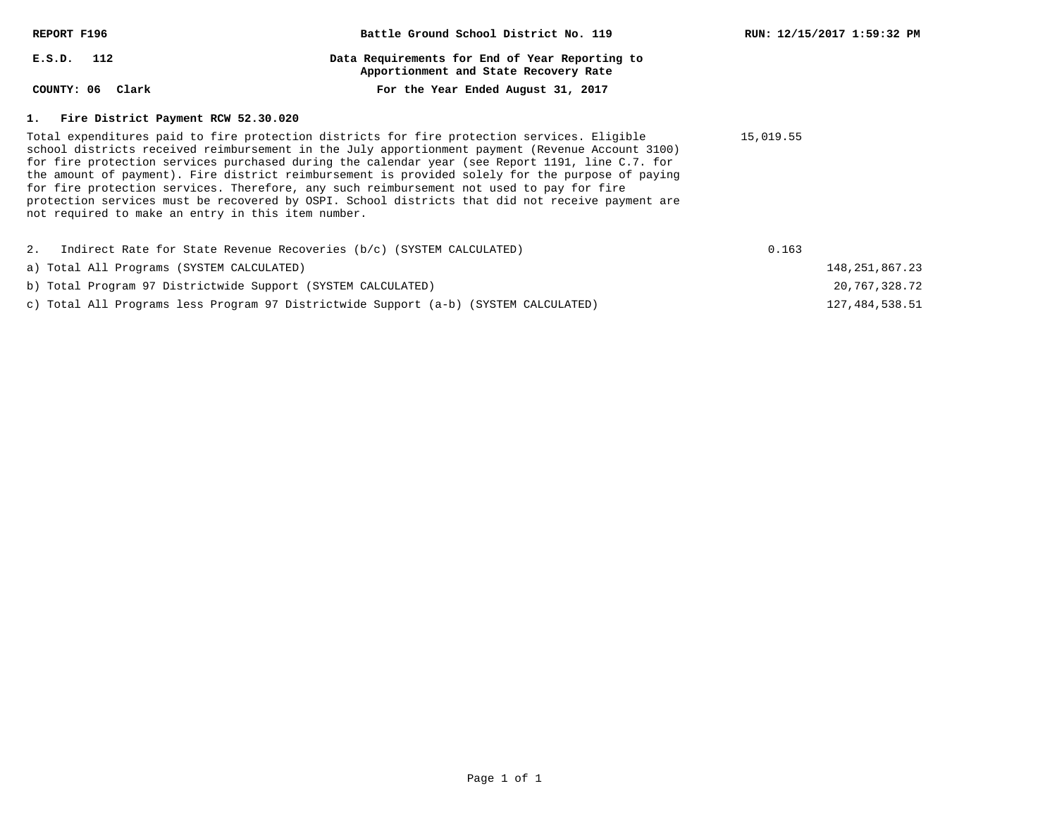REPORT F196

E.S.D. 112

COUNTY: 06 Clark

**Battle Ground School District No. 119**

**Data Requirements for End of Year Reporting to Apportionment and State Recovery Rate**

**For the Year Ended August 31, 2017**

RUN: 12/15/2017 1:59:32 PM

### 1. Fire District Payment RCW 52.30.020

| | | |
|---|---|---|
| Total expenditures paid to fire protection districts for fire protection services. Eligible school districts received reimbursement in the July apportionment payment (Revenue Account 3100) for fire protection services purchased during the calendar year (see Report 1191, line C.7. for the amount of payment). Fire district reimbursement is provided solely for the purpose of paying for fire protection services. Therefore, any such reimbursement not used to pay for fire protection services must be recovered by OSPI. School districts that did not receive payment are not required to make an entry in this item number. | 15,019.55 | |
| 2. Indirect Rate for State Revenue Recoveries (b/c) (SYSTEM CALCULATED) | 0.163 | |
| a) Total All Programs (SYSTEM CALCULATED) | | 148,251,867.23 |
| b) Total Program 97 Districtwide Support (SYSTEM CALCULATED) | | 20,767,328.72 |
| c) Total All Programs less Program 97 Districtwide Support (a-b) (SYSTEM CALCULATED) | | 127,484,538.51 |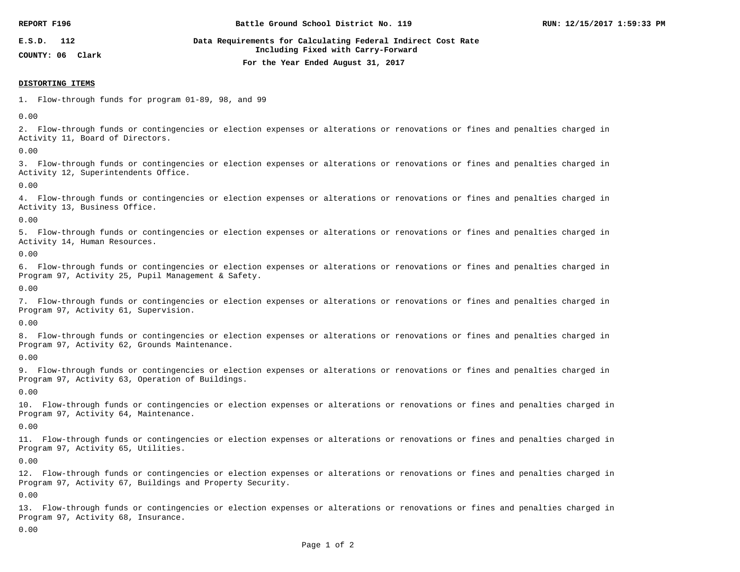REPORT F196 | Battle Ground School District No. 119 | RUN: 12/15/2017 1:59:33 PM

E.S.D. 112

COUNTY: 06 Clark

**Data Requirements for Calculating Federal Indirect Cost Rate**
**Including Fixed with Carry-Forward**
**For the Year Ended August 31, 2017**

## DISTORTING ITEMS

1. Flow-through funds for program 01-89, 98, and 99

0.00

2. Flow-through funds or contingencies or election expenses or alterations or renovations or fines and penalties charged in Activity 11, Board of Directors.

0.00

3. Flow-through funds or contingencies or election expenses or alterations or renovations or fines and penalties charged in Activity 12, Superintendents Office.

0.00

4. Flow-through funds or contingencies or election expenses or alterations or renovations or fines and penalties charged in Activity 13, Business Office.

0.00

5. Flow-through funds or contingencies or election expenses or alterations or renovations or fines and penalties charged in Activity 14, Human Resources.

0.00

6. Flow-through funds or contingencies or election expenses or alterations or renovations or fines and penalties charged in Program 97, Activity 25, Pupil Management & Safety.

0.00

7. Flow-through funds or contingencies or election expenses or alterations or renovations or fines and penalties charged in Program 97, Activity 61, Supervision.

0.00

8. Flow-through funds or contingencies or election expenses or alterations or renovations or fines and penalties charged in Program 97, Activity 62, Grounds Maintenance.

0.00

9. Flow-through funds or contingencies or election expenses or alterations or renovations or fines and penalties charged in Program 97, Activity 63, Operation of Buildings.

0.00

10. Flow-through funds or contingencies or election expenses or alterations or renovations or fines and penalties charged in Program 97, Activity 64, Maintenance.

0.00

11. Flow-through funds or contingencies or election expenses or alterations or renovations or fines and penalties charged in Program 97, Activity 65, Utilities.

0.00

12. Flow-through funds or contingencies or election expenses or alterations or renovations or fines and penalties charged in Program 97, Activity 67, Buildings and Property Security.

0.00

13. Flow-through funds or contingencies or election expenses or alterations or renovations or fines and penalties charged in Program 97, Activity 68, Insurance.

0.00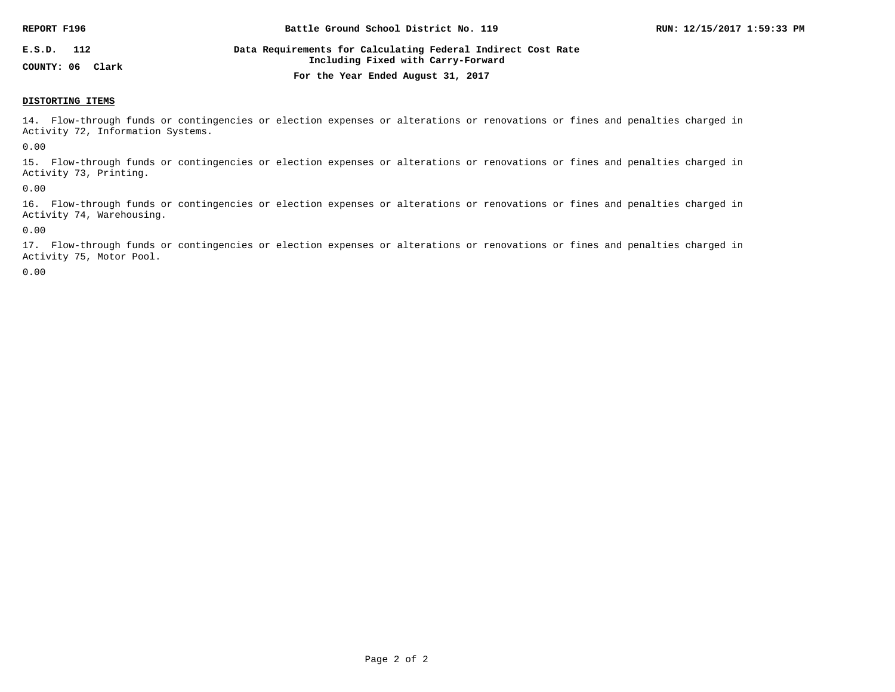REPORT F196 | Battle Ground School District No. 119

E.S.D. 112

COUNTY: 06 Clark

**Data Requirements for Calculating Federal Indirect Cost Rate**
**Including Fixed with Carry-Forward**
**For the Year Ended August 31, 2017**

RUN: 12/15/2017 1:59:33 PM

**DISTORTING ITEMS**

14. Flow-through funds or contingencies or election expenses or alterations or renovations or fines and penalties charged in Activity 72, Information Systems.

0.00

15. Flow-through funds or contingencies or election expenses or alterations or renovations or fines and penalties charged in Activity 73, Printing.

0.00

16. Flow-through funds or contingencies or election expenses or alterations or renovations or fines and penalties charged in Activity 74, Warehousing.

0.00

17. Flow-through funds or contingencies or election expenses or alterations or renovations or fines and penalties charged in Activity 75, Motor Pool.

0.00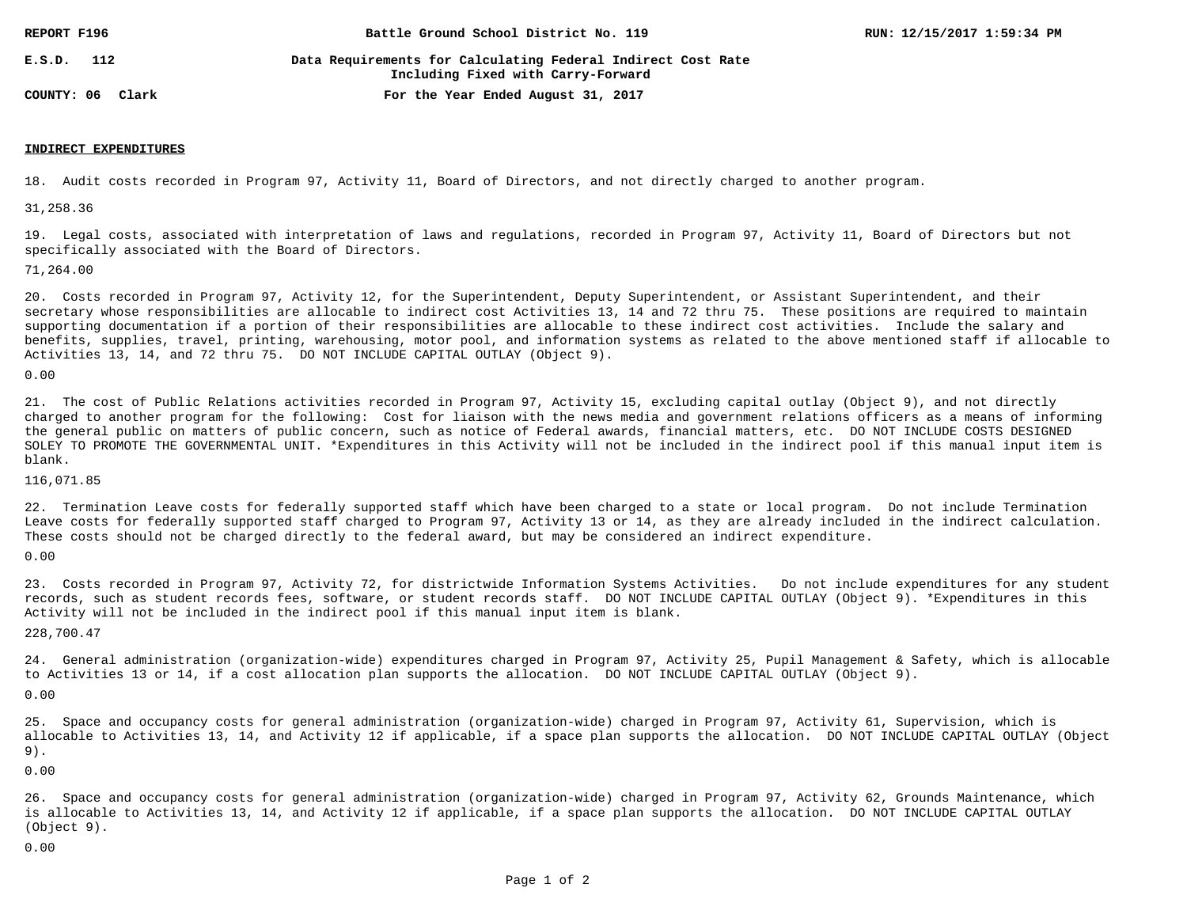REPORT F196 | Battle Ground School District No. 119 | RUN: 12/15/2017 1:59:34 PM

E.S.D. 112 | Data Requirements for Calculating Federal Indirect Cost Rate Including Fixed with Carry-Forward

COUNTY: 06 Clark | For the Year Ended August 31, 2017

**INDIRECT EXPENDITURES**

18. Audit costs recorded in Program 97, Activity 11, Board of Directors, and not directly charged to another program.

31,258.36

19. Legal costs, associated with interpretation of laws and regulations, recorded in Program 97, Activity 11, Board of Directors but not specifically associated with the Board of Directors.

71,264.00

20. Costs recorded in Program 97, Activity 12, for the Superintendent, Deputy Superintendent, or Assistant Superintendent, and their secretary whose responsibilities are allocable to indirect cost Activities 13, 14 and 72 thru 75. These positions are required to maintain supporting documentation if a portion of their responsibilities are allocable to these indirect cost activities. Include the salary and benefits, supplies, travel, printing, warehousing, motor pool, and information systems as related to the above mentioned staff if allocable to Activities 13, 14, and 72 thru 75. DO NOT INCLUDE CAPITAL OUTLAY (Object 9).

0.00

21. The cost of Public Relations activities recorded in Program 97, Activity 15, excluding capital outlay (Object 9), and not directly charged to another program for the following: Cost for liaison with the news media and government relations officers as a means of informing the general public on matters of public concern, such as notice of Federal awards, financial matters, etc. DO NOT INCLUDE COSTS DESIGNED SOLEY TO PROMOTE THE GOVERNMENTAL UNIT. *Expenditures in this Activity will not be included in the indirect pool if this manual input item is blank.

116,071.85

22. Termination Leave costs for federally supported staff which have been charged to a state or local program. Do not include Termination Leave costs for federally supported staff charged to Program 97, Activity 13 or 14, as they are already included in the indirect calculation. These costs should not be charged directly to the federal award, but may be considered an indirect expenditure.

0.00

23. Costs recorded in Program 97, Activity 72, for districtwide Information Systems Activities. Do not include expenditures for any student records, such as student records fees, software, or student records staff. DO NOT INCLUDE CAPITAL OUTLAY (Object 9). *Expenditures in this Activity will not be included in the indirect pool if this manual input item is blank.

228,700.47

24. General administration (organization-wide) expenditures charged in Program 97, Activity 25, Pupil Management & Safety, which is allocable to Activities 13 or 14, if a cost allocation plan supports the allocation. DO NOT INCLUDE CAPITAL OUTLAY (Object 9).

0.00

25. Space and occupancy costs for general administration (organization-wide) charged in Program 97, Activity 61, Supervision, which is allocable to Activities 13, 14, and Activity 12 if applicable, if a space plan supports the allocation. DO NOT INCLUDE CAPITAL OUTLAY (Object 9).

0.00

26. Space and occupancy costs for general administration (organization-wide) charged in Program 97, Activity 62, Grounds Maintenance, which is allocable to Activities 13, 14, and Activity 12 if applicable, if a space plan supports the allocation. DO NOT INCLUDE CAPITAL OUTLAY (Object 9).

0.00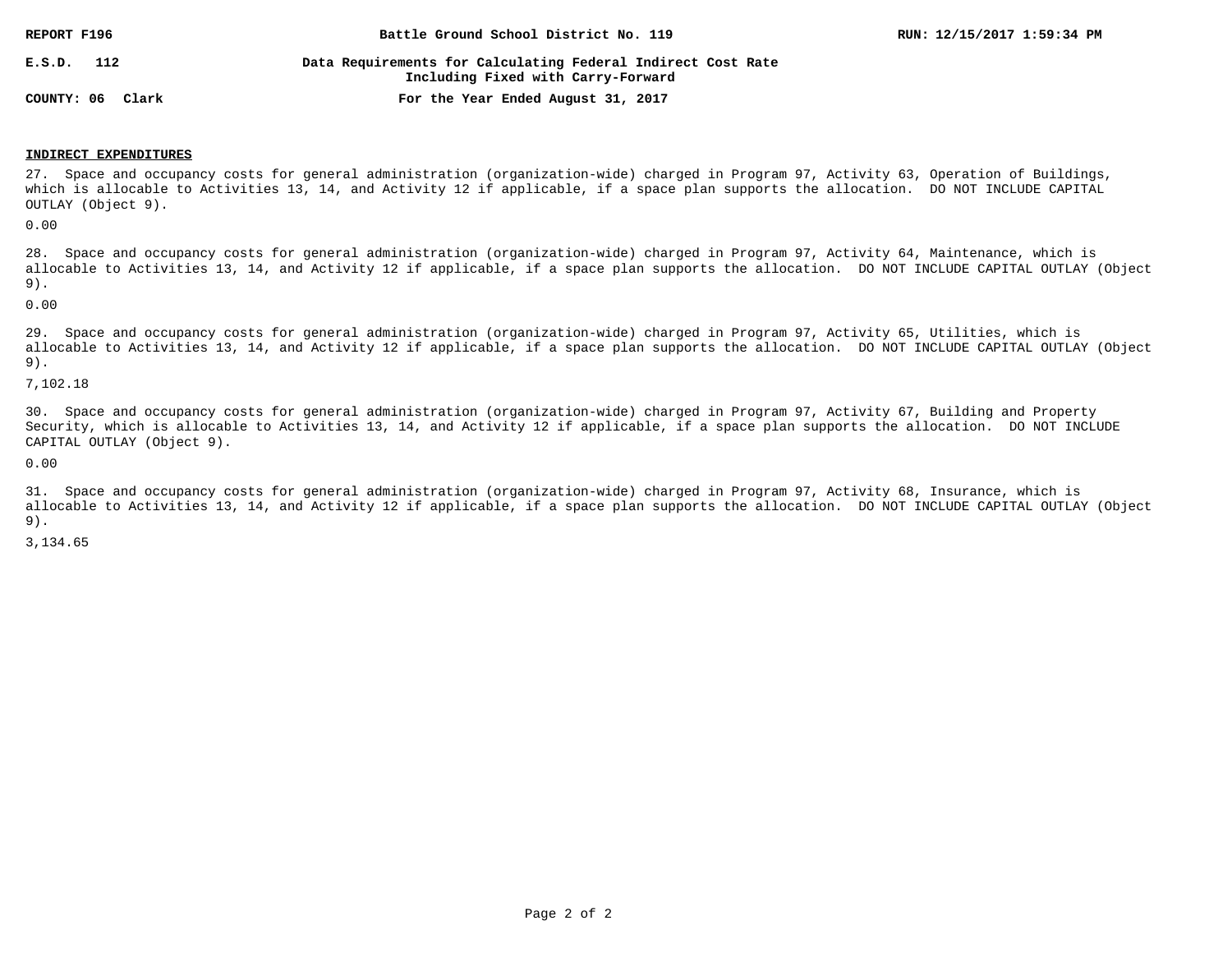REPORT F196 — Battle Ground School District No. 119 — RUN: 12/15/2017 1:59:34 PM

E.S.D. 112 — Data Requirements for Calculating Federal Indirect Cost Rate Including Fixed with Carry-Forward

COUNTY: 06 Clark — For the Year Ended August 31, 2017

## INDIRECT EXPENDITURES

27. Space and occupancy costs for general administration (organization-wide) charged in Program 97, Activity 63, Operation of Buildings, which is allocable to Activities 13, 14, and Activity 12 if applicable, if a space plan supports the allocation. DO NOT INCLUDE CAPITAL OUTLAY (Object 9).

0.00

28. Space and occupancy costs for general administration (organization-wide) charged in Program 97, Activity 64, Maintenance, which is allocable to Activities 13, 14, and Activity 12 if applicable, if a space plan supports the allocation. DO NOT INCLUDE CAPITAL OUTLAY (Object 9).

0.00

29. Space and occupancy costs for general administration (organization-wide) charged in Program 97, Activity 65, Utilities, which is allocable to Activities 13, 14, and Activity 12 if applicable, if a space plan supports the allocation. DO NOT INCLUDE CAPITAL OUTLAY (Object 9).

7,102.18

30. Space and occupancy costs for general administration (organization-wide) charged in Program 97, Activity 67, Building and Property Security, which is allocable to Activities 13, 14, and Activity 12 if applicable, if a space plan supports the allocation. DO NOT INCLUDE CAPITAL OUTLAY (Object 9).

0.00

31. Space and occupancy costs for general administration (organization-wide) charged in Program 97, Activity 68, Insurance, which is allocable to Activities 13, 14, and Activity 12 if applicable, if a space plan supports the allocation. DO NOT INCLUDE CAPITAL OUTLAY (Object 9).

3,134.65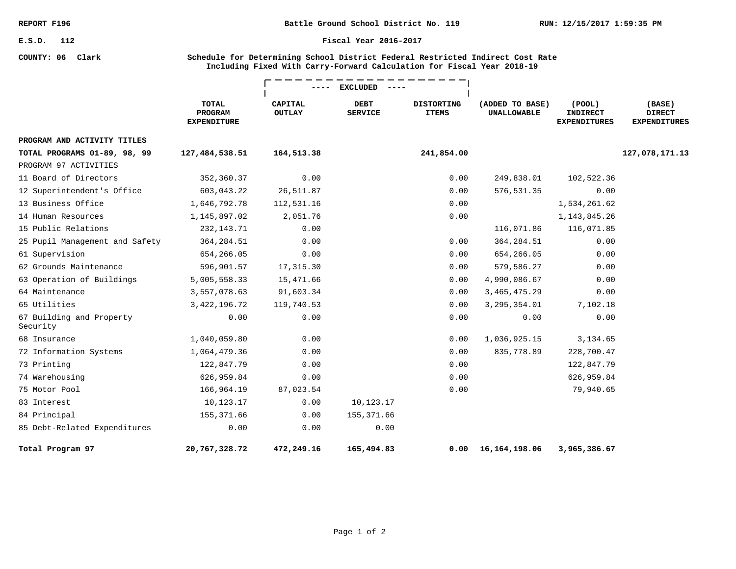REPORT F196 — Battle Ground School District No. 119 — RUN: 12/15/2017 1:59:35 PM

E.S.D. 112 — Fiscal Year 2016-2017

COUNTY: 06 Clark

**Schedule for Determining School District Federal Restricted Indirect Cost Rate Including Fixed With Carry-Forward Calculation for Fiscal Year 2018-19**

| | TOTAL PROGRAM EXPENDITURE | ---- EXCLUDED ---- | | | | | |
|---|---|---|---|---|---|---|---|
| | | CAPITAL OUTLAY | DEBT SERVICE | DISTORTING ITEMS | (ADDED TO BASE) UNALLOWABLE | (POOL) INDIRECT EXPENDITURES | (BASE) DIRECT EXPENDITURES |
| **PROGRAM AND ACTIVITY TITLES** | | | | | | | |
| **TOTAL PROGRAMS 01-89, 98, 99** | **127,484,538.51** | **164,513.38** | | **241,854.00** | | | **127,078,171.13** |
| PROGRAM 97 ACTIVITIES | | | | | | | |
| 11 Board of Directors | 352,360.37 | 0.00 | | 0.00 | 249,838.01 | 102,522.36 | |
| 12 Superintendent's Office | 603,043.22 | 26,511.87 | | 0.00 | 576,531.35 | 0.00 | |
| 13 Business Office | 1,646,792.78 | 112,531.16 | | 0.00 | | 1,534,261.62 | |
| 14 Human Resources | 1,145,897.02 | 2,051.76 | | 0.00 | | 1,143,845.26 | |
| 15 Public Relations | 232,143.71 | 0.00 | | | 116,071.86 | 116,071.85 | |
| 25 Pupil Management and Safety | 364,284.51 | 0.00 | | 0.00 | 364,284.51 | 0.00 | |
| 61 Supervision | 654,266.05 | 0.00 | | 0.00 | 654,266.05 | 0.00 | |
| 62 Grounds Maintenance | 596,901.57 | 17,315.30 | | 0.00 | 579,586.27 | 0.00 | |
| 63 Operation of Buildings | 5,005,558.33 | 15,471.66 | | 0.00 | 4,990,086.67 | 0.00 | |
| 64 Maintenance | 3,557,078.63 | 91,603.34 | | 0.00 | 3,465,475.29 | 0.00 | |
| 65 Utilities | 3,422,196.72 | 119,740.53 | | 0.00 | 3,295,354.01 | 7,102.18 | |
| 67 Building and Property Security | 0.00 | 0.00 | | 0.00 | 0.00 | 0.00 | |
| 68 Insurance | 1,040,059.80 | 0.00 | | 0.00 | 1,036,925.15 | 3,134.65 | |
| 72 Information Systems | 1,064,479.36 | 0.00 | | 0.00 | 835,778.89 | 228,700.47 | |
| 73 Printing | 122,847.79 | 0.00 | | 0.00 | | 122,847.79 | |
| 74 Warehousing | 626,959.84 | 0.00 | | 0.00 | | 626,959.84 | |
| 75 Motor Pool | 166,964.19 | 87,023.54 | | 0.00 | | 79,940.65 | |
| 83 Interest | 10,123.17 | 0.00 | 10,123.17 | | | | |
| 84 Principal | 155,371.66 | 0.00 | 155,371.66 | | | | |
| 85 Debt-Related Expenditures | 0.00 | 0.00 | 0.00 | | | | |
| **Total Program 97** | **20,767,328.72** | **472,249.16** | **165,494.83** | **0.00** | **16,164,198.06** | **3,965,386.67** | |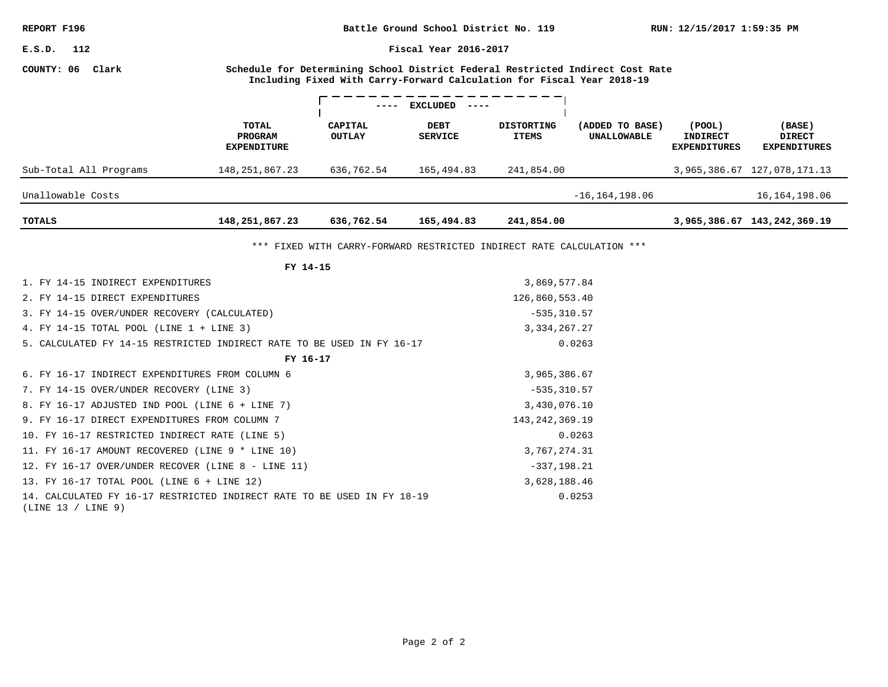REPORT F196 — Battle Ground School District No. 119 — RUN: 12/15/2017 1:59:35 PM

E.S.D. 112 — Fiscal Year 2016-2017

COUNTY: 06 Clark

**Schedule for Determining School District Federal Restricted Indirect Cost Rate Including Fixed With Carry-Forward Calculation for Fiscal Year 2018-19**

| | | ---- EXCLUDED ---- | | | | | |
|---|---|---|---|---|---|---|---|
| | **TOTAL PROGRAM EXPENDITURE** | **CAPITAL OUTLAY** | **DEBT SERVICE** | **DISTORTING ITEMS** | **(ADDED TO BASE) UNALLOWABLE** | **(POOL) INDIRECT EXPENDITURES** | **(BASE) DIRECT EXPENDITURES** |
| Sub-Total All Programs | 148,251,867.23 | 636,762.54 | 165,494.83 | 241,854.00 | | 3,965,386.67 | 127,078,171.13 |
| Unallowable Costs | | | | | -16,164,198.06 | | 16,164,198.06 |
| **TOTALS** | **148,251,867.23** | **636,762.54** | **165,494.83** | **241,854.00** | | **3,965,386.67** | **143,242,369.19** |

*** FIXED WITH CARRY-FORWARD RESTRICTED INDIRECT RATE CALCULATION ***

| | |
|---|---|
| **FY 14-15** | |
| 1. FY 14-15 INDIRECT EXPENDITURES | 3,869,577.84 |
| 2. FY 14-15 DIRECT EXPENDITURES | 126,860,553.40 |
| 3. FY 14-15 OVER/UNDER RECOVERY (CALCULATED) | -535,310.57 |
| 4. FY 14-15 TOTAL POOL (LINE 1 + LINE 3) | 3,334,267.27 |
| 5. CALCULATED FY 14-15 RESTRICTED INDIRECT RATE TO BE USED IN FY 16-17 | 0.0263 |
| **FY 16-17** | |
| 6. FY 16-17 INDIRECT EXPENDITURES FROM COLUMN 6 | 3,965,386.67 |
| 7. FY 14-15 OVER/UNDER RECOVERY (LINE 3) | -535,310.57 |
| 8. FY 16-17 ADJUSTED IND POOL (LINE 6 + LINE 7) | 3,430,076.10 |
| 9. FY 16-17 DIRECT EXPENDITURES FROM COLUMN 7 | 143,242,369.19 |
| 10. FY 16-17 RESTRICTED INDIRECT RATE (LINE 5) | 0.0263 |
| 11. FY 16-17 AMOUNT RECOVERED (LINE 9 * LINE 10) | 3,767,274.31 |
| 12. FY 16-17 OVER/UNDER RECOVER (LINE 8 - LINE 11) | -337,198.21 |
| 13. FY 16-17 TOTAL POOL (LINE 6 + LINE 12) | 3,628,188.46 |
| 14. CALCULATED FY 16-17 RESTRICTED INDIRECT RATE TO BE USED IN FY 18-19 (LINE 13 / LINE 9) | 0.0253 |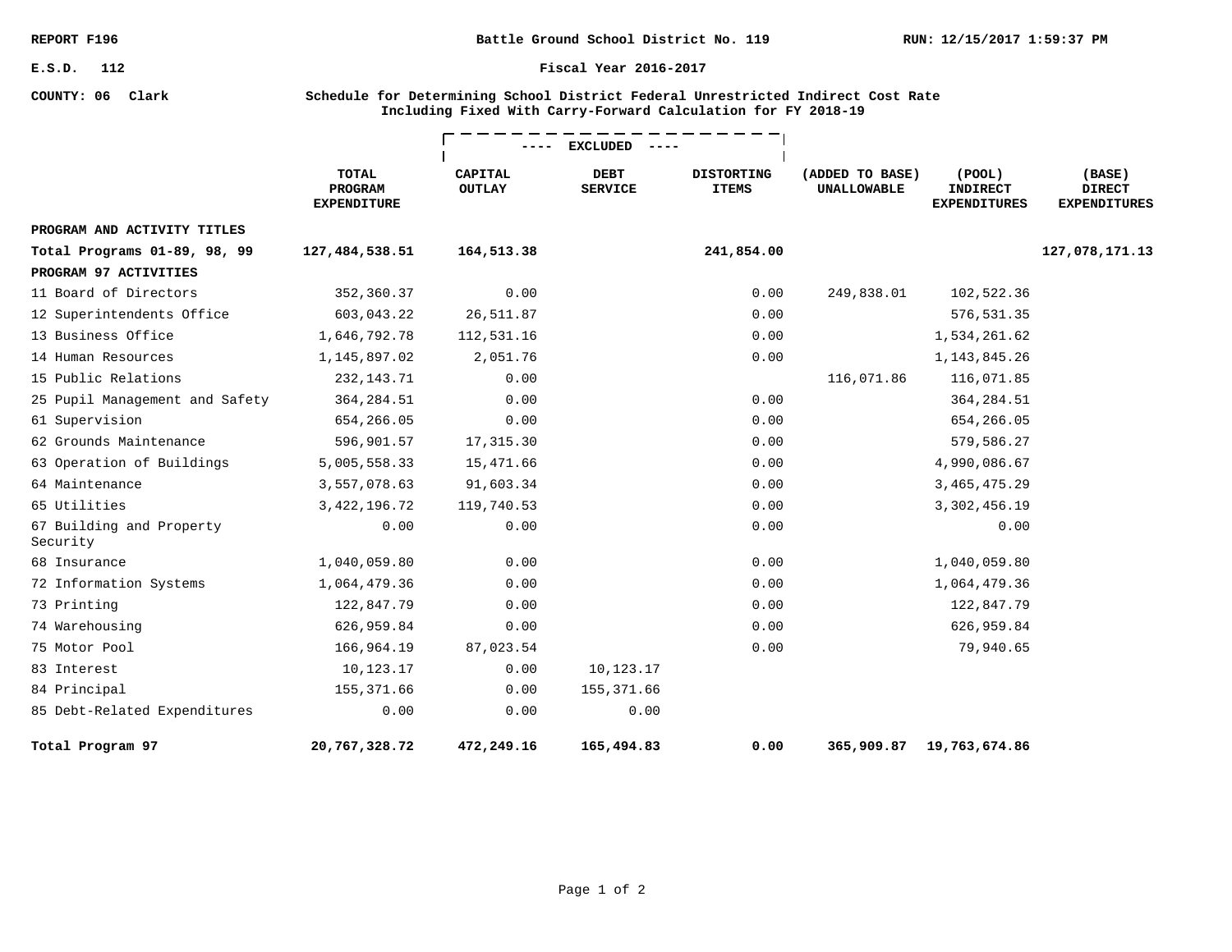REPORT F196

Battle Ground School District No. 119

RUN: 12/15/2017 1:59:37 PM

E.S.D. 112

Fiscal Year 2016-2017

COUNTY: 06 Clark

**Schedule for Determining School District Federal Unrestricted Indirect Cost Rate Including Fixed With Carry-Forward Calculation for FY 2018-19**

| | TOTAL PROGRAM EXPENDITURE | ---- EXCLUDED ---- CAPITAL OUTLAY | DEBT SERVICE | DISTORTING ITEMS | (ADDED TO BASE) UNALLOWABLE | (POOL) INDIRECT EXPENDITURES | (BASE) DIRECT EXPENDITURES |
|---|---|---|---|---|---|---|---|
| **PROGRAM AND ACTIVITY TITLES** | | | | | | | |
| **Total Programs 01-89, 98, 99** | **127,484,538.51** | **164,513.38** | | **241,854.00** | | | **127,078,171.13** |
| **PROGRAM 97 ACTIVITIES** | | | | | | | |
| 11 Board of Directors | 352,360.37 | 0.00 | | 0.00 | 249,838.01 | 102,522.36 | |
| 12 Superintendents Office | 603,043.22 | 26,511.87 | | 0.00 | | 576,531.35 | |
| 13 Business Office | 1,646,792.78 | 112,531.16 | | 0.00 | | 1,534,261.62 | |
| 14 Human Resources | 1,145,897.02 | 2,051.76 | | 0.00 | | 1,143,845.26 | |
| 15 Public Relations | 232,143.71 | 0.00 | | | 116,071.86 | 116,071.85 | |
| 25 Pupil Management and Safety | 364,284.51 | 0.00 | | 0.00 | | 364,284.51 | |
| 61 Supervision | 654,266.05 | 0.00 | | 0.00 | | 654,266.05 | |
| 62 Grounds Maintenance | 596,901.57 | 17,315.30 | | 0.00 | | 579,586.27 | |
| 63 Operation of Buildings | 5,005,558.33 | 15,471.66 | | 0.00 | | 4,990,086.67 | |
| 64 Maintenance | 3,557,078.63 | 91,603.34 | | 0.00 | | 3,465,475.29 | |
| 65 Utilities | 3,422,196.72 | 119,740.53 | | 0.00 | | 3,302,456.19 | |
| 67 Building and Property Security | 0.00 | 0.00 | | 0.00 | | 0.00 | |
| 68 Insurance | 1,040,059.80 | 0.00 | | 0.00 | | 1,040,059.80 | |
| 72 Information Systems | 1,064,479.36 | 0.00 | | 0.00 | | 1,064,479.36 | |
| 73 Printing | 122,847.79 | 0.00 | | 0.00 | | 122,847.79 | |
| 74 Warehousing | 626,959.84 | 0.00 | | 0.00 | | 626,959.84 | |
| 75 Motor Pool | 166,964.19 | 87,023.54 | | 0.00 | | 79,940.65 | |
| 83 Interest | 10,123.17 | 0.00 | 10,123.17 | | | | |
| 84 Principal | 155,371.66 | 0.00 | 155,371.66 | | | | |
| 85 Debt-Related Expenditures | 0.00 | 0.00 | 0.00 | | | | |
| **Total Program 97** | **20,767,328.72** | **472,249.16** | **165,494.83** | **0.00** | **365,909.87** | **19,763,674.86** | |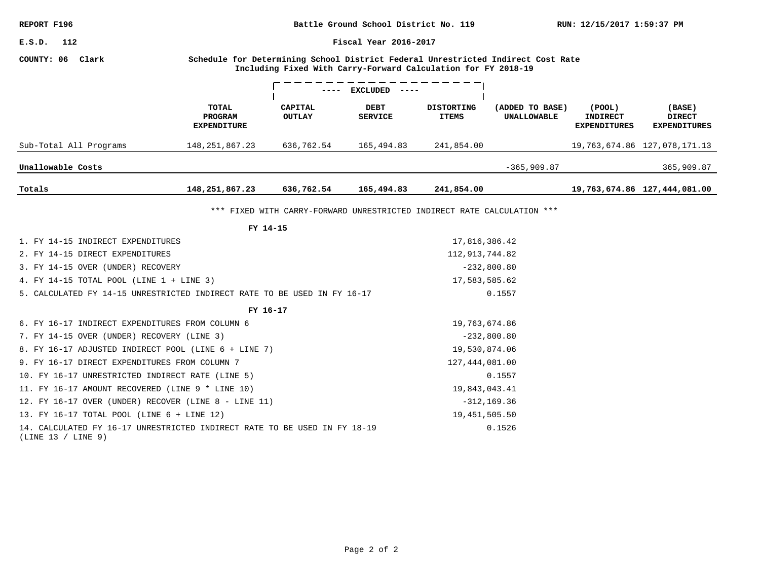REPORT F196 | Battle Ground School District No. 119 | RUN: 12/15/2017 1:59:37 PM

E.S.D. 112 | Fiscal Year 2016-2017

COUNTY: 06 Clark

**Schedule for Determining School District Federal Unrestricted Indirect Cost Rate Including Fixed With Carry-Forward Calculation for FY 2018-19**

| | TOTAL PROGRAM EXPENDITURE | ---- EXCLUDED ---- CAPITAL OUTLAY | DEBT SERVICE | DISTORTING ITEMS | (ADDED TO BASE) UNALLOWABLE | (POOL) INDIRECT EXPENDITURES | (BASE) DIRECT EXPENDITURES |
|---|---|---|---|---|---|---|---|
| Sub-Total All Programs | 148,251,867.23 | 636,762.54 | 165,494.83 | 241,854.00 | | 19,763,674.86 | 127,078,171.13 |
| Unallowable Costs | | | | | -365,909.87 | | 365,909.87 |
| **Totals** | **148,251,867.23** | **636,762.54** | **165,494.83** | **241,854.00** | | **19,763,674.86** | **127,444,081.00** |

*** FIXED WITH CARRY-FORWARD UNRESTRICTED INDIRECT RATE CALCULATION ***

**FY 14-15**

| | |
|---|---|
| 1. FY 14-15 INDIRECT EXPENDITURES | 17,816,386.42 |
| 2. FY 14-15 DIRECT EXPENDITURES | 112,913,744.82 |
| 3. FY 14-15 OVER (UNDER) RECOVERY | -232,800.80 |
| 4. FY 14-15 TOTAL POOL (LINE 1 + LINE 3) | 17,583,585.62 |
| 5. CALCULATED FY 14-15 UNRESTRICTED INDIRECT RATE TO BE USED IN FY 16-17 | 0.1557 |

**FY 16-17**

| | |
|---|---|
| 6. FY 16-17 INDIRECT EXPENDITURES FROM COLUMN 6 | 19,763,674.86 |
| 7. FY 14-15 OVER (UNDER) RECOVERY (LINE 3) | -232,800.80 |
| 8. FY 16-17 ADJUSTED INDIRECT POOL (LINE 6 + LINE 7) | 19,530,874.06 |
| 9. FY 16-17 DIRECT EXPENDITURES FROM COLUMN 7 | 127,444,081.00 |
| 10. FY 16-17 UNRESTRICTED INDIRECT RATE (LINE 5) | 0.1557 |
| 11. FY 16-17 AMOUNT RECOVERED (LINE 9 * LINE 10) | 19,843,043.41 |
| 12. FY 16-17 OVER (UNDER) RECOVER (LINE 8 - LINE 11) | -312,169.36 |
| 13. FY 16-17 TOTAL POOL (LINE 6 + LINE 12) | 19,451,505.50 |
| 14. CALCULATED FY 16-17 UNRESTRICTED INDIRECT RATE TO BE USED IN FY 18-19 (LINE 13 / LINE 9) | 0.1526 |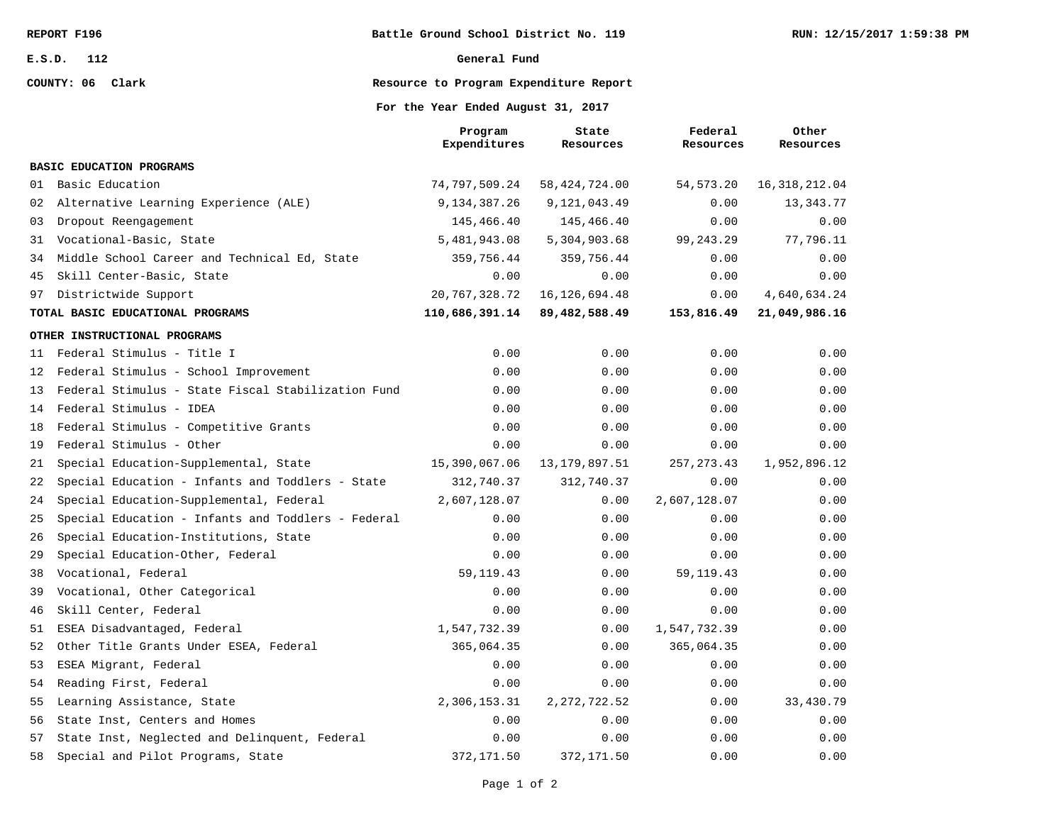REPORT F196

E.S.D. 112

COUNTY: 06 Clark

# Battle Ground School District No. 119

## General Fund

## Resource to Program Expenditure Report

### For the Year Ended August 31, 2017

RUN: 12/15/2017 1:59:38 PM

| | Program Expenditures | State Resources | Federal Resources | Other Resources |
|---|---|---|---|---|
| **BASIC EDUCATION PROGRAMS** | | | | |
| 01 Basic Education | 74,797,509.24 | 58,424,724.00 | 54,573.20 | 16,318,212.04 |
| 02 Alternative Learning Experience (ALE) | 9,134,387.26 | 9,121,043.49 | 0.00 | 13,343.77 |
| 03 Dropout Reengagement | 145,466.40 | 145,466.40 | 0.00 | 0.00 |
| 31 Vocational-Basic, State | 5,481,943.08 | 5,304,903.68 | 99,243.29 | 77,796.11 |
| 34 Middle School Career and Technical Ed, State | 359,756.44 | 359,756.44 | 0.00 | 0.00 |
| 45 Skill Center-Basic, State | 0.00 | 0.00 | 0.00 | 0.00 |
| 97 Districtwide Support | 20,767,328.72 | 16,126,694.48 | 0.00 | 4,640,634.24 |
| **TOTAL BASIC EDUCATIONAL PROGRAMS** | **110,686,391.14** | **89,482,588.49** | **153,816.49** | **21,049,986.16** |
| **OTHER INSTRUCTIONAL PROGRAMS** | | | | |
| 11 Federal Stimulus - Title I | 0.00 | 0.00 | 0.00 | 0.00 |
| 12 Federal Stimulus - School Improvement | 0.00 | 0.00 | 0.00 | 0.00 |
| 13 Federal Stimulus - State Fiscal Stabilization Fund | 0.00 | 0.00 | 0.00 | 0.00 |
| 14 Federal Stimulus - IDEA | 0.00 | 0.00 | 0.00 | 0.00 |
| 18 Federal Stimulus - Competitive Grants | 0.00 | 0.00 | 0.00 | 0.00 |
| 19 Federal Stimulus - Other | 0.00 | 0.00 | 0.00 | 0.00 |
| 21 Special Education-Supplemental, State | 15,390,067.06 | 13,179,897.51 | 257,273.43 | 1,952,896.12 |
| 22 Special Education - Infants and Toddlers - State | 312,740.37 | 312,740.37 | 0.00 | 0.00 |
| 24 Special Education-Supplemental, Federal | 2,607,128.07 | 0.00 | 2,607,128.07 | 0.00 |
| 25 Special Education - Infants and Toddlers - Federal | 0.00 | 0.00 | 0.00 | 0.00 |
| 26 Special Education-Institutions, State | 0.00 | 0.00 | 0.00 | 0.00 |
| 29 Special Education-Other, Federal | 0.00 | 0.00 | 0.00 | 0.00 |
| 38 Vocational, Federal | 59,119.43 | 0.00 | 59,119.43 | 0.00 |
| 39 Vocational, Other Categorical | 0.00 | 0.00 | 0.00 | 0.00 |
| 46 Skill Center, Federal | 0.00 | 0.00 | 0.00 | 0.00 |
| 51 ESEA Disadvantaged, Federal | 1,547,732.39 | 0.00 | 1,547,732.39 | 0.00 |
| 52 Other Title Grants Under ESEA, Federal | 365,064.35 | 0.00 | 365,064.35 | 0.00 |
| 53 ESEA Migrant, Federal | 0.00 | 0.00 | 0.00 | 0.00 |
| 54 Reading First, Federal | 0.00 | 0.00 | 0.00 | 0.00 |
| 55 Learning Assistance, State | 2,306,153.31 | 2,272,722.52 | 0.00 | 33,430.79 |
| 56 State Inst, Centers and Homes | 0.00 | 0.00 | 0.00 | 0.00 |
| 57 State Inst, Neglected and Delinquent, Federal | 0.00 | 0.00 | 0.00 | 0.00 |
| 58 Special and Pilot Programs, State | 372,171.50 | 372,171.50 | 0.00 | 0.00 |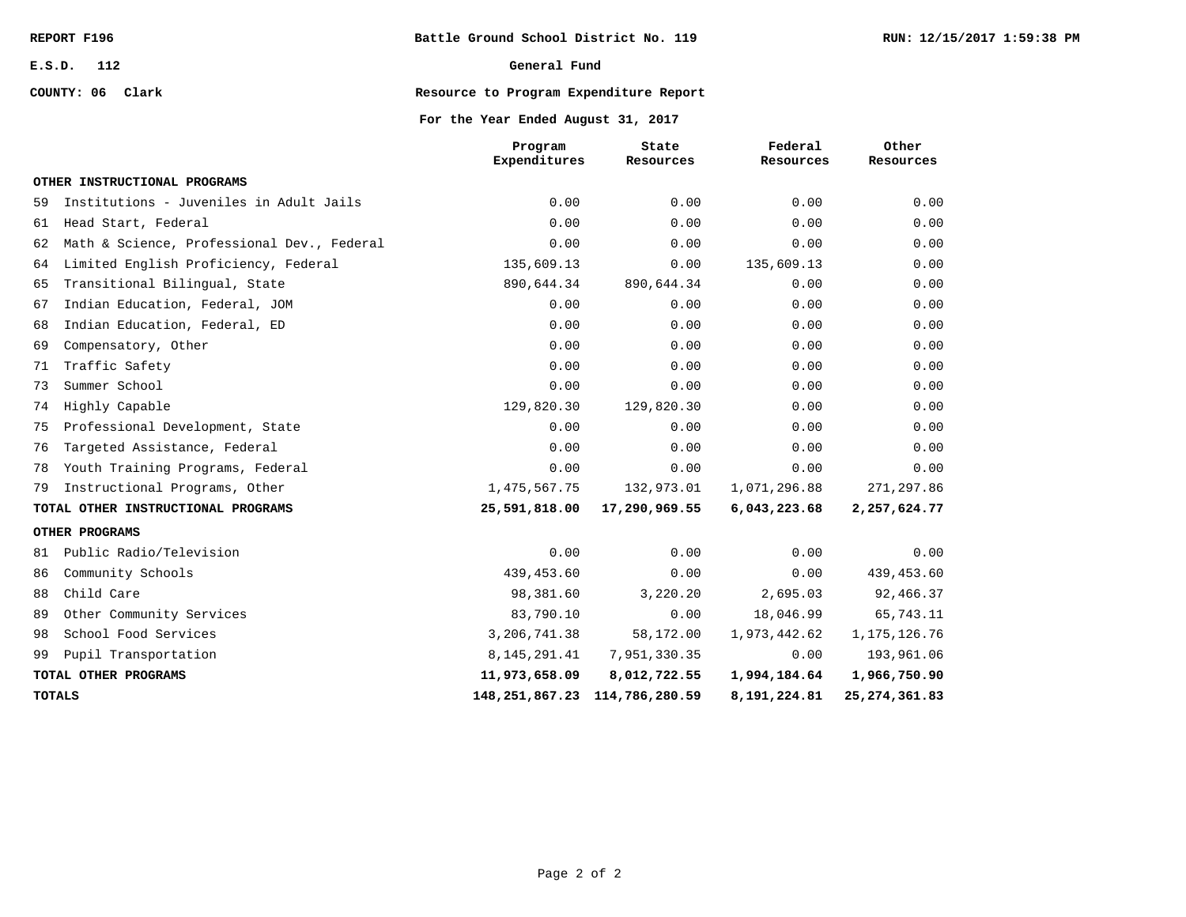REPORT F196 | Battle Ground School District No. 119 | RUN: 12/15/2017 1:59:38 PM

E.S.D. 112

COUNTY: 06 Clark

**General Fund**

**Resource to Program Expenditure Report**

**For the Year Ended August 31, 2017**

| | Program Expenditures | State Resources | Federal Resources | Other Resources |
|---|---|---|---|---|
| **OTHER INSTRUCTIONAL PROGRAMS** | | | | |
| 59 Institutions - Juveniles in Adult Jails | 0.00 | 0.00 | 0.00 | 0.00 |
| 61 Head Start, Federal | 0.00 | 0.00 | 0.00 | 0.00 |
| 62 Math & Science, Professional Dev., Federal | 0.00 | 0.00 | 0.00 | 0.00 |
| 64 Limited English Proficiency, Federal | 135,609.13 | 0.00 | 135,609.13 | 0.00 |
| 65 Transitional Bilingual, State | 890,644.34 | 890,644.34 | 0.00 | 0.00 |
| 67 Indian Education, Federal, JOM | 0.00 | 0.00 | 0.00 | 0.00 |
| 68 Indian Education, Federal, ED | 0.00 | 0.00 | 0.00 | 0.00 |
| 69 Compensatory, Other | 0.00 | 0.00 | 0.00 | 0.00 |
| 71 Traffic Safety | 0.00 | 0.00 | 0.00 | 0.00 |
| 73 Summer School | 0.00 | 0.00 | 0.00 | 0.00 |
| 74 Highly Capable | 129,820.30 | 129,820.30 | 0.00 | 0.00 |
| 75 Professional Development, State | 0.00 | 0.00 | 0.00 | 0.00 |
| 76 Targeted Assistance, Federal | 0.00 | 0.00 | 0.00 | 0.00 |
| 78 Youth Training Programs, Federal | 0.00 | 0.00 | 0.00 | 0.00 |
| 79 Instructional Programs, Other | 1,475,567.75 | 132,973.01 | 1,071,296.88 | 271,297.86 |
| **TOTAL OTHER INSTRUCTIONAL PROGRAMS** | **25,591,818.00** | **17,290,969.55** | **6,043,223.68** | **2,257,624.77** |
| **OTHER PROGRAMS** | | | | |
| 81 Public Radio/Television | 0.00 | 0.00 | 0.00 | 0.00 |
| 86 Community Schools | 439,453.60 | 0.00 | 0.00 | 439,453.60 |
| 88 Child Care | 98,381.60 | 3,220.20 | 2,695.03 | 92,466.37 |
| 89 Other Community Services | 83,790.10 | 0.00 | 18,046.99 | 65,743.11 |
| 98 School Food Services | 3,206,741.38 | 58,172.00 | 1,973,442.62 | 1,175,126.76 |
| 99 Pupil Transportation | 8,145,291.41 | 7,951,330.35 | 0.00 | 193,961.06 |
| **TOTAL OTHER PROGRAMS** | **11,973,658.09** | **8,012,722.55** | **1,994,184.64** | **1,966,750.90** |
| **TOTALS** | **148,251,867.23** | **114,786,280.59** | **8,191,224.81** | **25,274,361.83** |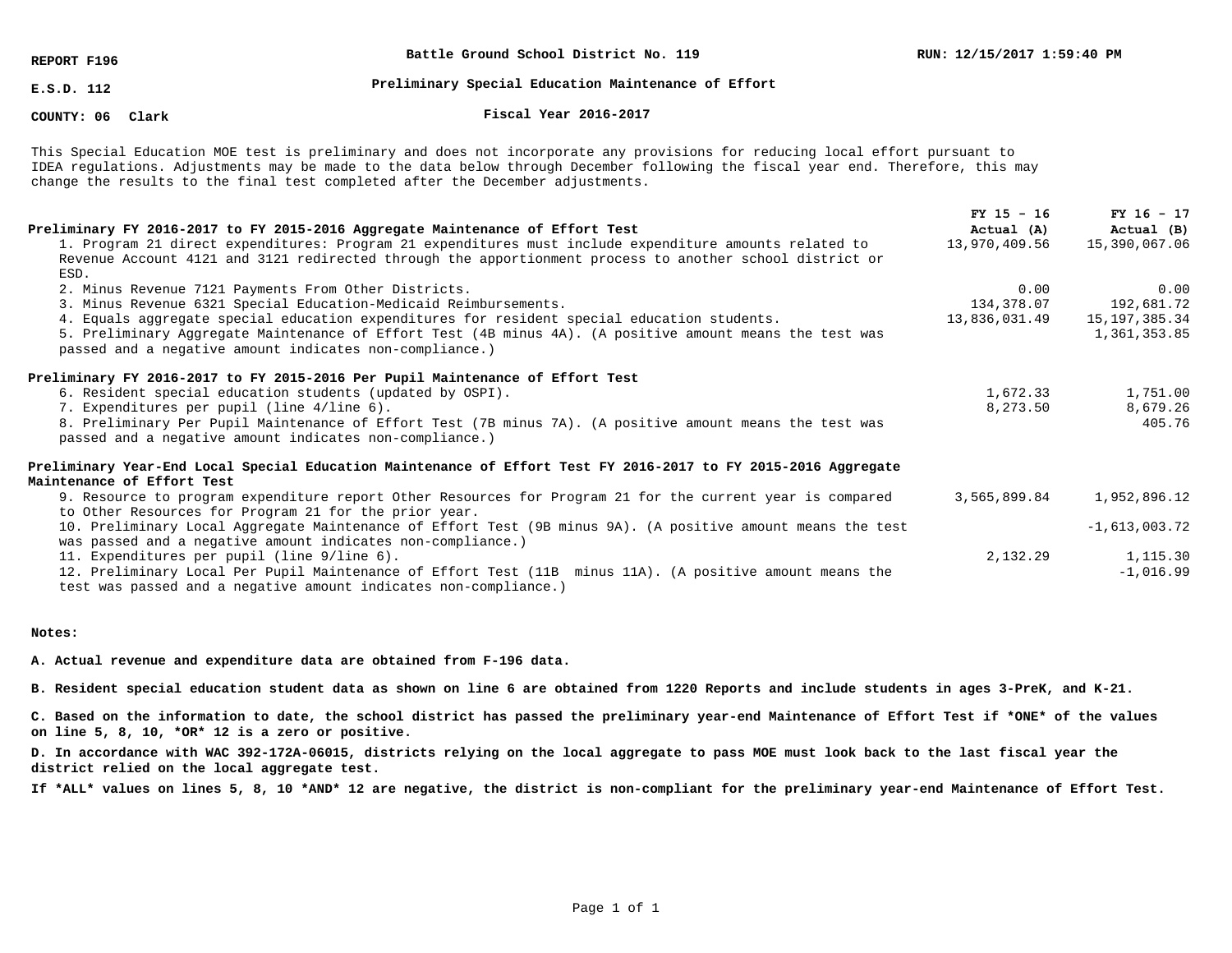**REPORT F196** | **Battle Ground School District No. 119** | **RUN: 12/15/2017 1:59:40 PM**

**E.S.D. 112** | **Preliminary Special Education Maintenance of Effort**

**COUNTY: 06 Clark** | **Fiscal Year 2016-2017**

This Special Education MOE test is preliminary and does not incorporate any provisions for reducing local effort pursuant to IDEA regulations. Adjustments may be made to the data below through December following the fiscal year end. Therefore, this may change the results to the final test completed after the December adjustments.

| | FY 15 – 16 Actual (A) | FY 16 – 17 Actual (B) |
|---|---|---|
| **Preliminary FY 2016-2017 to FY 2015-2016 Aggregate Maintenance of Effort Test** | | |
| 1. Program 21 direct expenditures: Program 21 expenditures must include expenditure amounts related to Revenue Account 4121 and 3121 redirected through the apportionment process to another school district or ESD. | 13,970,409.56 | 15,390,067.06 |
| 2. Minus Revenue 7121 Payments From Other Districts. | 0.00 | 0.00 |
| 3. Minus Revenue 6321 Special Education-Medicaid Reimbursements. | 134,378.07 | 192,681.72 |
| 4. Equals aggregate special education expenditures for resident special education students. | 13,836,031.49 | 15,197,385.34 |
| 5. Preliminary Aggregate Maintenance of Effort Test (4B minus 4A). (A positive amount means the test was passed and a negative amount indicates non-compliance.) | | 1,361,353.85 |
| **Preliminary FY 2016-2017 to FY 2015-2016 Per Pupil Maintenance of Effort Test** | | |
| 6. Resident special education students (updated by OSPI). | 1,672.33 | 1,751.00 |
| 7. Expenditures per pupil (line 4/line 6). | 8,273.50 | 8,679.26 |
| 8. Preliminary Per Pupil Maintenance of Effort Test (7B minus 7A). (A positive amount means the test was passed and a negative amount indicates non-compliance.) | | 405.76 |
| **Preliminary Year-End Local Special Education Maintenance of Effort Test FY 2016-2017 to FY 2015-2016 Aggregate Maintenance of Effort Test** | | |
| 9. Resource to program expenditure report Other Resources for Program 21 for the current year is compared to Other Resources for Program 21 for the prior year. | 3,565,899.84 | 1,952,896.12 |
| 10. Preliminary Local Aggregate Maintenance of Effort Test (9B minus 9A). (A positive amount means the test was passed and a negative amount indicates non-compliance.) | | -1,613,003.72 |
| 11. Expenditures per pupil (line 9/line 6). | 2,132.29 | 1,115.30 |
| 12. Preliminary Local Per Pupil Maintenance of Effort Test (11B minus 11A). (A positive amount means the test was passed and a negative amount indicates non-compliance.) | | -1,016.99 |

**Notes:**

**A. Actual revenue and expenditure data are obtained from F-196 data.**

**B. Resident special education student data as shown on line 6 are obtained from 1220 Reports and include students in ages 3-PreK, and K-21.**

**C. Based on the information to date, the school district has passed the preliminary year-end Maintenance of Effort Test if *ONE* of the values on line 5, 8, 10, *OR* 12 is a zero or positive.**

**D. In accordance with WAC 392-172A-06015, districts relying on the local aggregate to pass MOE must look back to the last fiscal year the district relied on the local aggregate test.**

**If *ALL* values on lines 5, 8, 10 *AND* 12 are negative, the district is non-compliant for the preliminary year-end Maintenance of Effort Test.**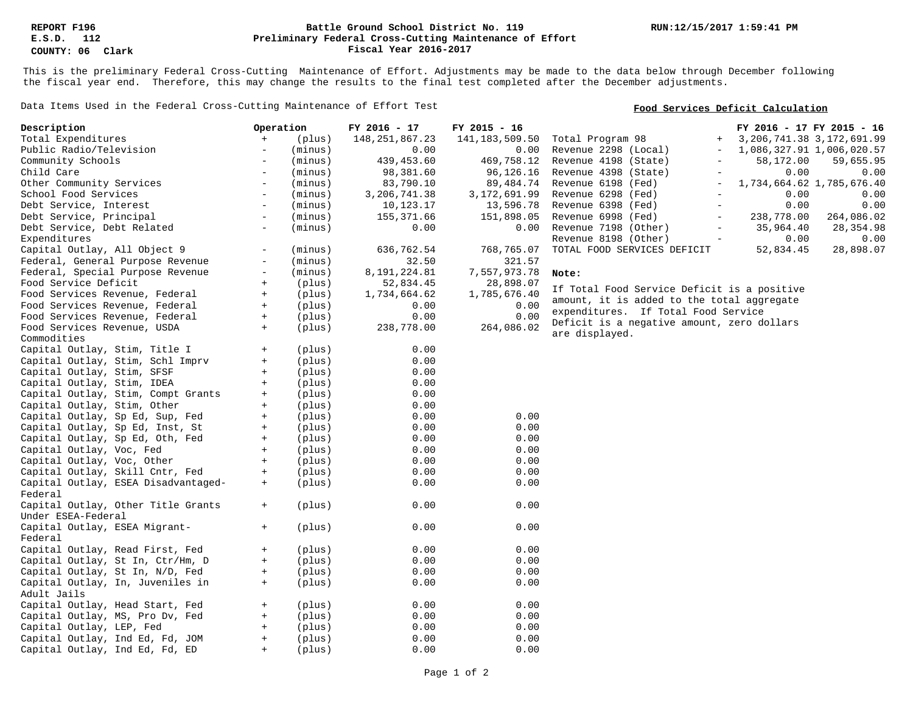REPORT F196
E.S.D. 112
COUNTY: 06 Clark

**Battle Ground School District No. 119**
**Preliminary Federal Cross-Cutting Maintenance of Effort**
**Fiscal Year 2016-2017**

RUN:12/15/2017 1:59:41 PM

This is the preliminary Federal Cross-Cutting Maintenance of Effort. Adjustments may be made to the data below through December following the fiscal year end. Therefore, this may change the results to the final test completed after the December adjustments.

Data Items Used in the Federal Cross-Cutting Maintenance of Effort Test

| Description | Operation | | FY 2016 - 17 | FY 2015 - 16 |
|---|---|---|---|---|
| Total Expenditures | + | (plus) | 148,251,867.23 | 141,183,509.50 |
| Public Radio/Television | - | (minus) | 0.00 | 0.00 |
| Community Schools | - | (minus) | 439,453.60 | 469,758.12 |
| Child Care | - | (minus) | 98,381.60 | 96,126.16 |
| Other Community Services | - | (minus) | 83,790.10 | 89,484.74 |
| School Food Services | - | (minus) | 3,206,741.38 | 3,172,691.99 |
| Debt Service, Interest | - | (minus) | 10,123.17 | 13,596.78 |
| Debt Service, Principal | - | (minus) | 155,371.66 | 151,898.05 |
| Debt Service, Debt Related Expenditures | - | (minus) | 0.00 | 0.00 |
| Capital Outlay, All Object 9 | - | (minus) | 636,762.54 | 768,765.07 |
| Federal, General Purpose Revenue | - | (minus) | 32.50 | 321.57 |
| Federal, Special Purpose Revenue | - | (minus) | 8,191,224.81 | 7,557,973.78 |
| Food Service Deficit | + | (plus) | 52,834.45 | 28,898.07 |
| Food Services Revenue, Federal | + | (plus) | 1,734,664.62 | 1,785,676.40 |
| Food Services Revenue, Federal | + | (plus) | 0.00 | 0.00 |
| Food Services Revenue, Federal | + | (plus) | 0.00 | 0.00 |
| Food Services Revenue, USDA Commodities | + | (plus) | 238,778.00 | 264,086.02 |
| Capital Outlay, Stim, Title I | + | (plus) | 0.00 | |
| Capital Outlay, Stim, Schl Imprv | + | (plus) | 0.00 | |
| Capital Outlay, Stim, SFSF | + | (plus) | 0.00 | |
| Capital Outlay, Stim, IDEA | + | (plus) | 0.00 | |
| Capital Outlay, Stim, Compt Grants | + | (plus) | 0.00 | |
| Capital Outlay, Stim, Other | + | (plus) | 0.00 | |
| Capital Outlay, Sp Ed, Sup, Fed | + | (plus) | 0.00 | 0.00 |
| Capital Outlay, Sp Ed, Inst, St | + | (plus) | 0.00 | 0.00 |
| Capital Outlay, Sp Ed, Oth, Fed | + | (plus) | 0.00 | 0.00 |
| Capital Outlay, Voc, Fed | + | (plus) | 0.00 | 0.00 |
| Capital Outlay, Voc, Other | + | (plus) | 0.00 | 0.00 |
| Capital Outlay, Skill Cntr, Fed | + | (plus) | 0.00 | 0.00 |
| Capital Outlay, ESEA Disadvantaged-Federal | + | (plus) | 0.00 | 0.00 |
| Capital Outlay, Other Title Grants Under ESEA-Federal | + | (plus) | 0.00 | 0.00 |
| Capital Outlay, ESEA Migrant-Federal | + | (plus) | 0.00 | 0.00 |
| Capital Outlay, Read First, Fed | + | (plus) | 0.00 | 0.00 |
| Capital Outlay, St In, Ctr/Hm, D | + | (plus) | 0.00 | 0.00 |
| Capital Outlay, St In, N/D, Fed | + | (plus) | 0.00 | 0.00 |
| Capital Outlay, In, Juveniles in Adult Jails | + | (plus) | 0.00 | 0.00 |
| Capital Outlay, Head Start, Fed | + | (plus) | 0.00 | 0.00 |
| Capital Outlay, MS, Pro Dv, Fed | + | (plus) | 0.00 | 0.00 |
| Capital Outlay, LEP, Fed | + | (plus) | 0.00 | 0.00 |
| Capital Outlay, Ind Ed, Fd, JOM | + | (plus) | 0.00 | 0.00 |
| Capital Outlay, Ind Ed, Fd, ED | + | (plus) | 0.00 | 0.00 |

**Food Services Deficit Calculation**

| | | FY 2016 - 17 | FY 2015 - 16 |
|---|---|---|---|
| Total Program 98 | + | 3,206,741.38 | 3,172,691.99 |
| Revenue 2298 (Local) | - | 1,086,327.91 | 1,006,020.57 |
| Revenue 4198 (State) | - | 58,172.00 | 59,655.95 |
| Revenue 4398 (State) | - | 0.00 | 0.00 |
| Revenue 6198 (Fed) | - | 1,734,664.62 | 1,785,676.40 |
| Revenue 6298 (Fed) | - | 0.00 | 0.00 |
| Revenue 6398 (Fed) | - | 0.00 | 0.00 |
| Revenue 6998 (Fed) | - | 238,778.00 | 264,086.02 |
| Revenue 7198 (Other) | - | 35,964.40 | 28,354.98 |
| Revenue 8198 (Other) | - | 0.00 | 0.00 |
| TOTAL FOOD SERVICES DEFICIT | | 52,834.45 | 28,898.07 |

**Note:**

If Total Food Service Deficit is a positive amount, it is added to the total aggregate expenditures. If Total Food Service Deficit is a negative amount, zero dollars are displayed.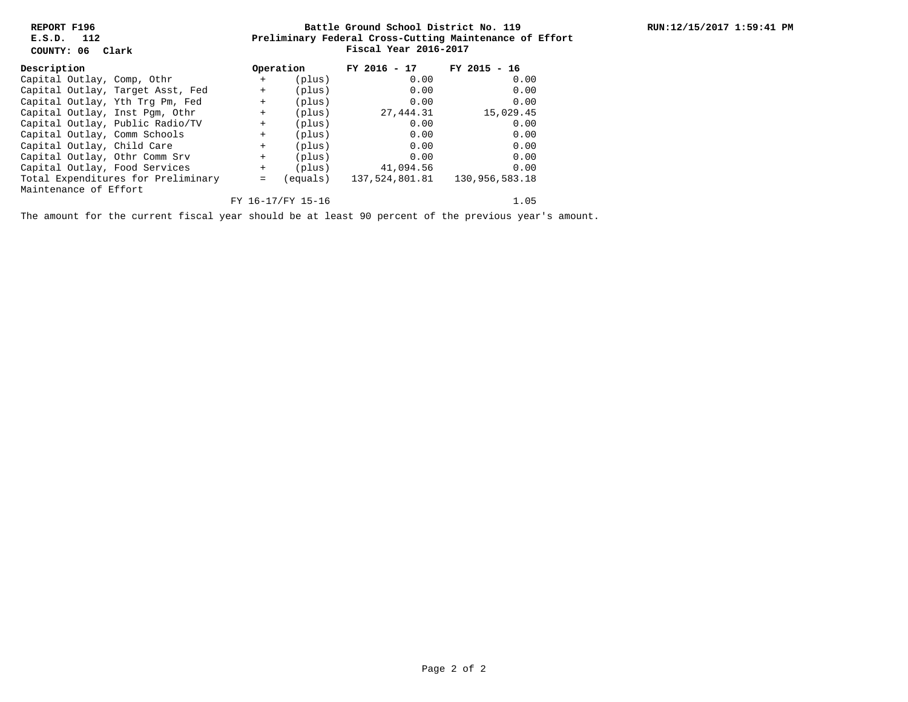**REPORT F196**
**E.S.D. 112**
**COUNTY: 06 Clark**

**Battle Ground School District No. 119**
**Preliminary Federal Cross-Cutting Maintenance of Effort**
**Fiscal Year 2016-2017**

**RUN:12/15/2017 1:59:41 PM**

| Description | Operation | | FY 2016 - 17 | FY 2015 - 16 |
|---|---|---|---|---|
| Capital Outlay, Comp, Othr | + | (plus) | 0.00 | 0.00 |
| Capital Outlay, Target Asst, Fed | + | (plus) | 0.00 | 0.00 |
| Capital Outlay, Yth Trg Pm, Fed | + | (plus) | 0.00 | 0.00 |
| Capital Outlay, Inst Pgm, Othr | + | (plus) | 27,444.31 | 15,029.45 |
| Capital Outlay, Public Radio/TV | + | (plus) | 0.00 | 0.00 |
| Capital Outlay, Comm Schools | + | (plus) | 0.00 | 0.00 |
| Capital Outlay, Child Care | + | (plus) | 0.00 | 0.00 |
| Capital Outlay, Othr Comm Srv | + | (plus) | 0.00 | 0.00 |
| Capital Outlay, Food Services | + | (plus) | 41,094.56 | 0.00 |
| Total Expenditures for Preliminary Maintenance of Effort | = | (equals) | 137,524,801.81 | 130,956,583.18 |
| | FY 16-17/FY 15-16 | | | 1.05 |

The amount for the current fiscal year should be at least 90 percent of the previous year's amount.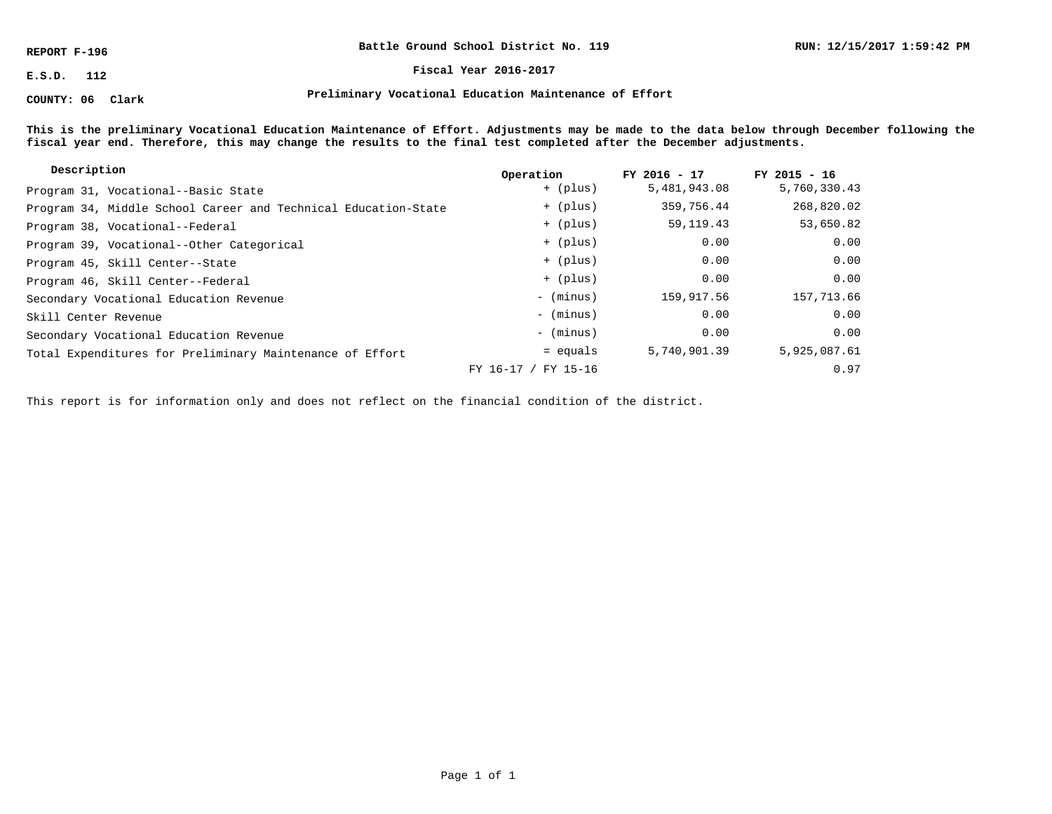REPORT F-196

E.S.D. 112

COUNTY: 06 Clark

**Battle Ground School District No. 119**

**Fiscal Year 2016-2017**

**Preliminary Vocational Education Maintenance of Effort**

RUN: 12/15/2017 1:59:42 PM

**This is the preliminary Vocational Education Maintenance of Effort. Adjustments may be made to the data below through December following the fiscal year end. Therefore, this may change the results to the final test completed after the December adjustments.**

| Description | Operation | FY 2016 - 17 | FY 2015 - 16 |
|---|---|---|---|
| Program 31, Vocational--Basic State | + (plus) | 5,481,943.08 | 5,760,330.43 |
| Program 34, Middle School Career and Technical Education-State | + (plus) | 359,756.44 | 268,820.02 |
| Program 38, Vocational--Federal | + (plus) | 59,119.43 | 53,650.82 |
| Program 39, Vocational--Other Categorical | + (plus) | 0.00 | 0.00 |
| Program 45, Skill Center--State | + (plus) | 0.00 | 0.00 |
| Program 46, Skill Center--Federal | + (plus) | 0.00 | 0.00 |
| Secondary Vocational Education Revenue | - (minus) | 159,917.56 | 157,713.66 |
| Skill Center Revenue | - (minus) | 0.00 | 0.00 |
| Secondary Vocational Education Revenue | - (minus) | 0.00 | 0.00 |
| Total Expenditures for Preliminary Maintenance of Effort | = equals | 5,740,901.39 | 5,925,087.61 |
| | FY 16-17 / FY 15-16 | | 0.97 |

This report is for information only and does not reflect on the financial condition of the district.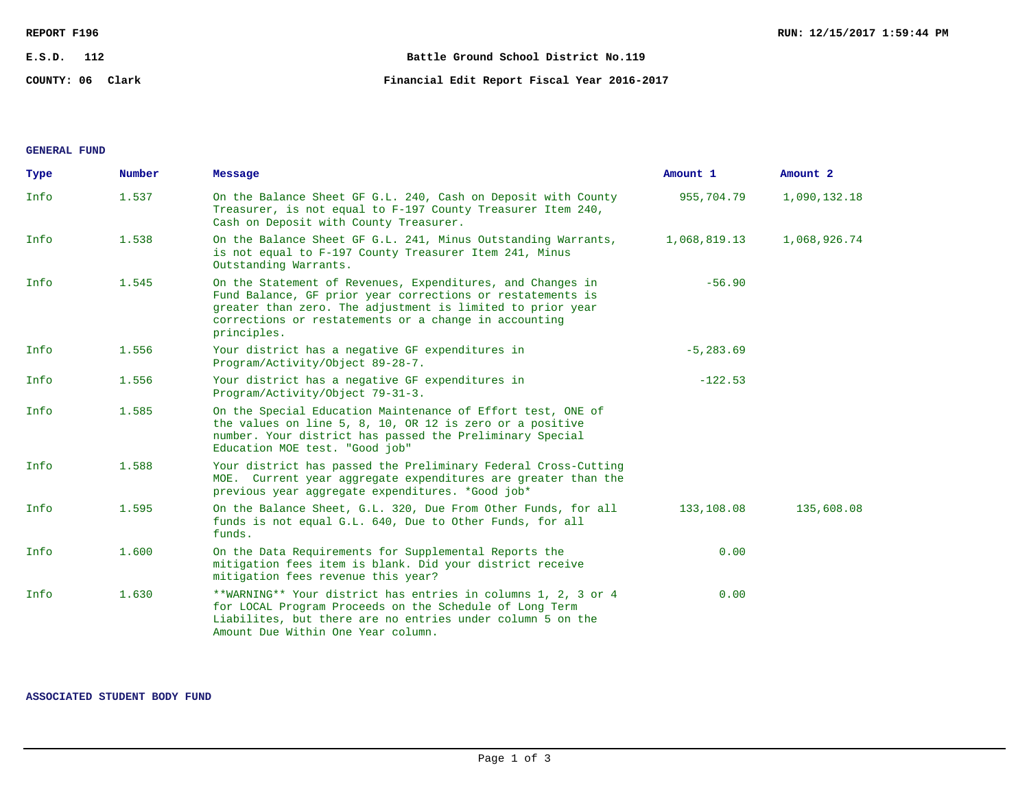REPORT F196

RUN: 12/15/2017 1:59:44 PM

E.S.D. 112

Battle Ground School District No.119

COUNTY: 06 Clark

Financial Edit Report Fiscal Year 2016-2017

## GENERAL FUND

| Type | Number | Message | Amount 1 | Amount 2 |
|---|---|---|---|---|
| Info | 1.537 | On the Balance Sheet GF G.L. 240, Cash on Deposit with County Treasurer, is not equal to F-197 County Treasurer Item 240, Cash on Deposit with County Treasurer. | 955,704.79 | 1,090,132.18 |
| Info | 1.538 | On the Balance Sheet GF G.L. 241, Minus Outstanding Warrants, is not equal to F-197 County Treasurer Item 241, Minus Outstanding Warrants. | 1,068,819.13 | 1,068,926.74 |
| Info | 1.545 | On the Statement of Revenues, Expenditures, and Changes in Fund Balance, GF prior year corrections or restatements is greater than zero. The adjustment is limited to prior year corrections or restatements or a change in accounting principles. | -56.90 | |
| Info | 1.556 | Your district has a negative GF expenditures in Program/Activity/Object 89-28-7. | -5,283.69 | |
| Info | 1.556 | Your district has a negative GF expenditures in Program/Activity/Object 79-31-3. | -122.53 | |
| Info | 1.585 | On the Special Education Maintenance of Effort test, ONE of the values on line 5, 8, 10, OR 12 is zero or a positive number. Your district has passed the Preliminary Special Education MOE test. "Good job" | | |
| Info | 1.588 | Your district has passed the Preliminary Federal Cross-Cutting MOE. Current year aggregate expenditures are greater than the previous year aggregate expenditures. *Good job* | | |
| Info | 1.595 | On the Balance Sheet, G.L. 320, Due From Other Funds, for all funds is not equal G.L. 640, Due to Other Funds, for all funds. | 133,108.08 | 135,608.08 |
| Info | 1.600 | On the Data Requirements for Supplemental Reports the mitigation fees item is blank. Did your district receive mitigation fees revenue this year? | 0.00 | |
| Info | 1.630 | **WARNING** Your district has entries in columns 1, 2, 3 or 4 for LOCAL Program Proceeds on the Schedule of Long Term Liabilites, but there are no entries under column 5 on the Amount Due Within One Year column. | 0.00 | |

## ASSOCIATED STUDENT BODY FUND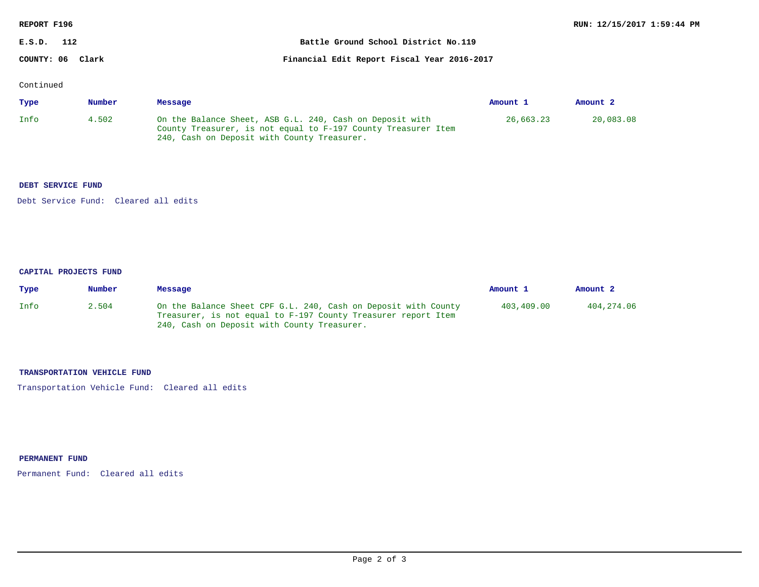REPORT F196

RUN: 12/15/2017 1:59:44 PM

E.S.D. 112

Battle Ground School District No.119

COUNTY: 06 Clark

Financial Edit Report Fiscal Year 2016-2017

Continued

| Type | Number | Message | Amount 1 | Amount 2 |
|---|---|---|---|---|
| Info | 4.502 | On the Balance Sheet, ASB G.L. 240, Cash on Deposit with County Treasurer, is not equal to F-197 County Treasurer Item 240, Cash on Deposit with County Treasurer. | 26,663.23 | 20,083.08 |

**DEBT SERVICE FUND**

Debt Service Fund: Cleared all edits

**CAPITAL PROJECTS FUND**

| Type | Number | Message | Amount 1 | Amount 2 |
|---|---|---|---|---|
| Info | 2.504 | On the Balance Sheet CPF G.L. 240, Cash on Deposit with County Treasurer, is not equal to F-197 County Treasurer report Item 240, Cash on Deposit with County Treasurer. | 403,409.00 | 404,274.06 |

**TRANSPORTATION VEHICLE FUND**

Transportation Vehicle Fund: Cleared all edits

**PERMANENT FUND**

Permanent Fund: Cleared all edits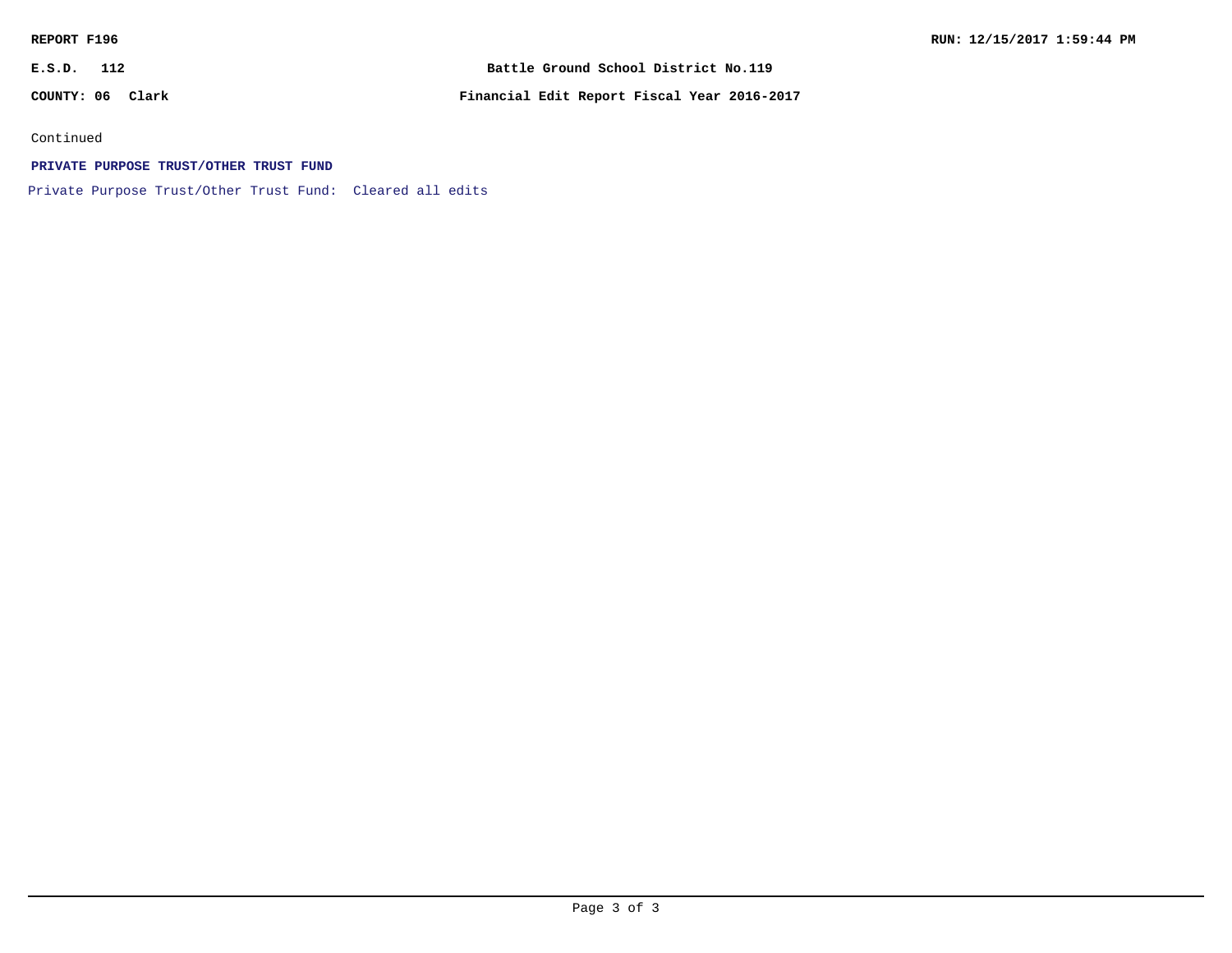Continued

**PRIVATE PURPOSE TRUST/OTHER TRUST FUND**

Private Purpose Trust/Other Trust Fund: Cleared all edits